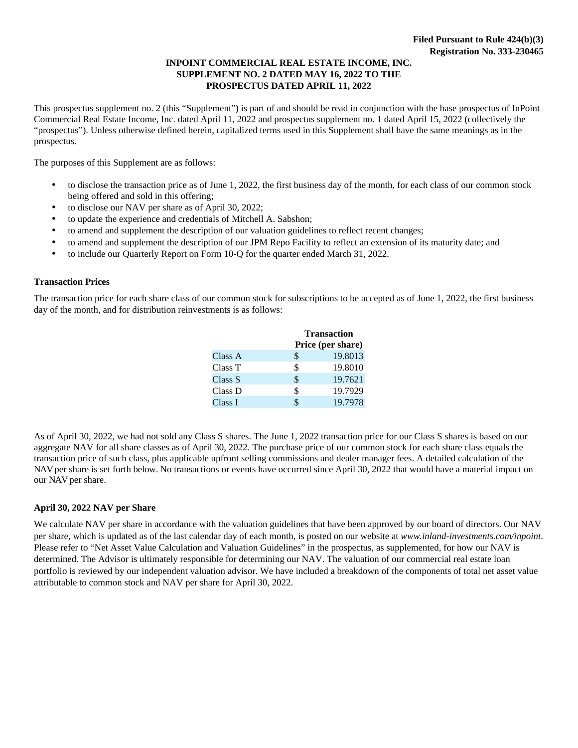**Filed Pursuant to Rule 424(b)(3)**
**Registration No. 333-230465**

# INPOINT COMMERCIAL REAL ESTATE INCOME, INC.
## SUPPLEMENT NO. 2 DATED MAY 16, 2022 TO THE PROSPECTUS DATED APRIL 11, 2022

This prospectus supplement no. 2 (this "Supplement") is part of and should be read in conjunction with the base prospectus of InPoint Commercial Real Estate Income, Inc. dated April 11, 2022 and prospectus supplement no. 1 dated April 15, 2022 (collectively the "prospectus"). Unless otherwise defined herein, capitalized terms used in this Supplement shall have the same meanings as in the prospectus.

The purposes of this Supplement are as follows:

- to disclose the transaction price as of June 1, 2022, the first business day of the month, for each class of our common stock being offered and sold in this offering;
- to disclose our NAV per share as of April 30, 2022;
- to update the experience and credentials of Mitchell A. Sabshon;
- to amend and supplement the description of our valuation guidelines to reflect recent changes;
- to amend and supplement the description of our JPM Repo Facility to reflect an extension of its maturity date; and
- to include our Quarterly Report on Form 10-Q for the quarter ended March 31, 2022.

**Transaction Prices**

The transaction price for each share class of our common stock for subscriptions to be accepted as of June 1, 2022, the first business day of the month, and for distribution reinvestments is as follows:

| | Transaction Price (per share) |
|---|---|
| Class A | $ 19.8013 |
| Class T | $ 19.8010 |
| Class S | $ 19.7621 |
| Class D | $ 19.7929 |
| Class I | $ 19.7978 |

As of April 30, 2022, we had not sold any Class S shares. The June 1, 2022 transaction price for our Class S shares is based on our aggregate NAV for all share classes as of April 30, 2022. The purchase price of our common stock for each share class equals the transaction price of such class, plus applicable upfront selling commissions and dealer manager fees. A detailed calculation of the NAV per share is set forth below. No transactions or events have occurred since April 30, 2022 that would have a material impact on our NAV per share.

**April 30, 2022 NAV per Share**

We calculate NAV per share in accordance with the valuation guidelines that have been approved by our board of directors. Our NAV per share, which is updated as of the last calendar day of each month, is posted on our website at *www.inland-investments.com/inpoint*. Please refer to "Net Asset Value Calculation and Valuation Guidelines" in the prospectus, as supplemented, for how our NAV is determined. The Advisor is ultimately responsible for determining our NAV. The valuation of our commercial real estate loan portfolio is reviewed by our independent valuation advisor. We have included a breakdown of the components of total net asset value attributable to common stock and NAV per share for April 30, 2022.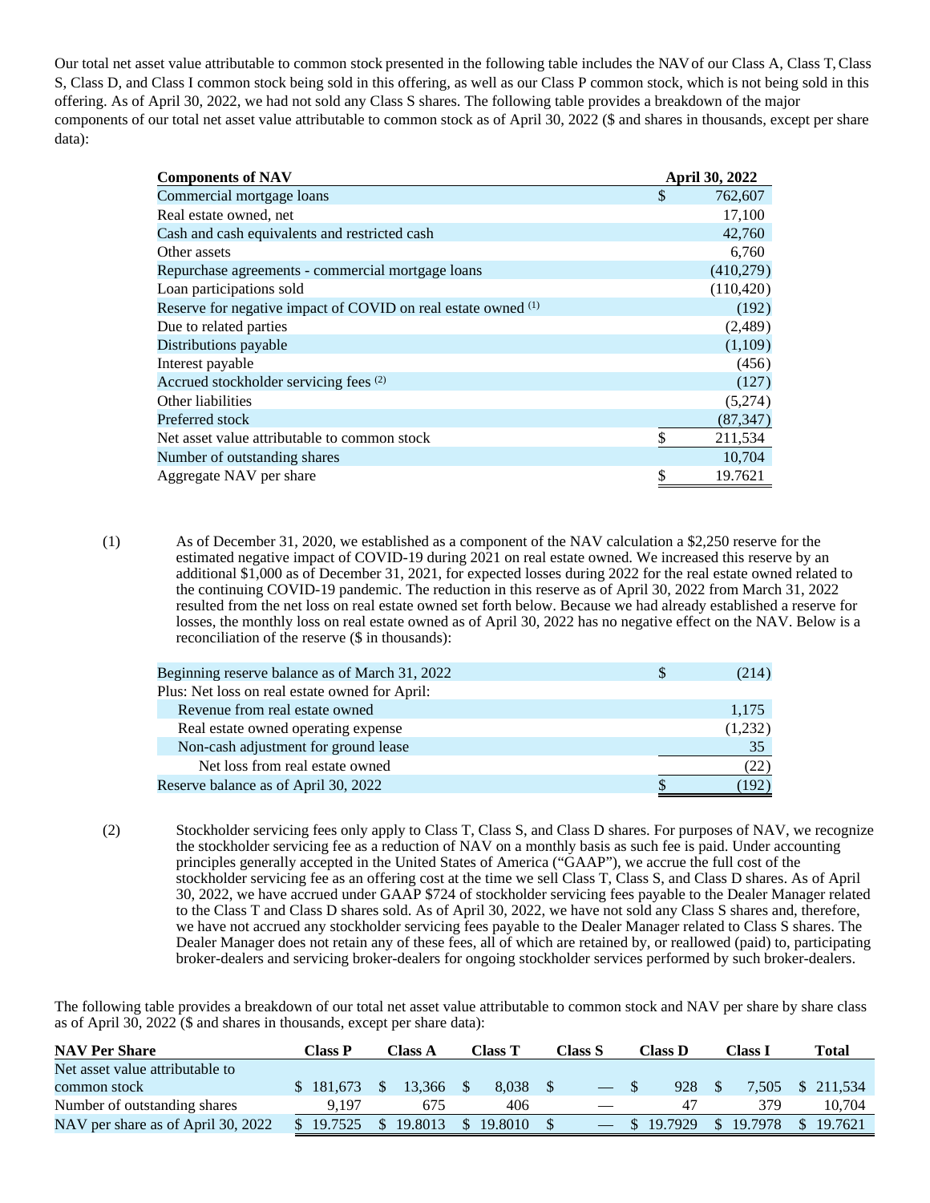Our total net asset value attributable to common stock presented in the following table includes the NAV of our Class A, Class T, Class S, Class D, and Class I common stock being sold in this offering, as well as our Class P common stock, which is not being sold in this offering. As of April 30, 2022, we had not sold any Class S shares. The following table provides a breakdown of the major components of our total net asset value attributable to common stock as of April 30, 2022 ($ and shares in thousands, except per share data):

| Components of NAV | April 30, 2022 |
|---|---|
| Commercial mortgage loans | $ 762,607 |
| Real estate owned, net | 17,100 |
| Cash and cash equivalents and restricted cash | 42,760 |
| Other assets | 6,760 |
| Repurchase agreements - commercial mortgage loans | (410,279) |
| Loan participations sold | (110,420) |
| Reserve for negative impact of COVID on real estate owned [(1)] | (192) |
| Due to related parties | (2,489) |
| Distributions payable | (1,109) |
| Interest payable | (456) |
| Accrued stockholder servicing fees [(2)] | (127) |
| Other liabilities | (5,274) |
| Preferred stock | (87,347) |
| Net asset value attributable to common stock | $ 211,534 |
| Number of outstanding shares | 10,704 |
| Aggregate NAV per share | $ 19.7621 |

(1) As of December 31, 2020, we established as a component of the NAV calculation a $2,250 reserve for the estimated negative impact of COVID-19 during 2021 on real estate owned. We increased this reserve by an additional $1,000 as of December 31, 2021, for expected losses during 2022 for the real estate owned related to the continuing COVID-19 pandemic. The reduction in this reserve as of April 30, 2022 from March 31, 2022 resulted from the net loss on real estate owned set forth below. Because we had already established a reserve for losses, the monthly loss on real estate owned as of April 30, 2022 has no negative effect on the NAV. Below is a reconciliation of the reserve ($ in thousands):

| | |
|---|---|
| Beginning reserve balance as of March 31, 2022 | $ (214) |
| Plus: Net loss on real estate owned for April: | |
| Revenue from real estate owned | 1,175 |
| Real estate owned operating expense | (1,232) |
| Non-cash adjustment for ground lease | 35 |
| Net loss from real estate owned | (22) |
| Reserve balance as of April 30, 2022 | $ (192) |

(2) Stockholder servicing fees only apply to Class T, Class S, and Class D shares. For purposes of NAV, we recognize the stockholder servicing fee as a reduction of NAV on a monthly basis as such fee is paid. Under accounting principles generally accepted in the United States of America ("GAAP"), we accrue the full cost of the stockholder servicing fee as an offering cost at the time we sell Class T, Class S, and Class D shares. As of April 30, 2022, we have accrued under GAAP $724 of stockholder servicing fees payable to the Dealer Manager related to the Class T and Class D shares sold. As of April 30, 2022, we have not sold any Class S shares and, therefore, we have not accrued any stockholder servicing fees payable to the Dealer Manager related to Class S shares. The Dealer Manager does not retain any of these fees, all of which are retained by, or reallowed (paid) to, participating broker-dealers and servicing broker-dealers for ongoing stockholder services performed by such broker-dealers.

The following table provides a breakdown of our total net asset value attributable to common stock and NAV per share by share class as of April 30, 2022 ($ and shares in thousands, except per share data):

| NAV Per Share | Class P | Class A | Class T | Class S | Class D | Class I | Total |
|---|---|---|---|---|---|---|---|
| Net asset value attributable to common stock | $ 181,673 | $ 13,366 | $ 8,038 | $ — | $ 928 | $ 7,505 | $ 211,534 |
| Number of outstanding shares | 9,197 | 675 | 406 | — | 47 | 379 | 10,704 |
| NAV per share as of April 30, 2022 | $ 19.7525 | $ 19.8013 | $ 19.8010 | $ — | $ 19.7929 | $ 19.7978 | $ 19.7621 |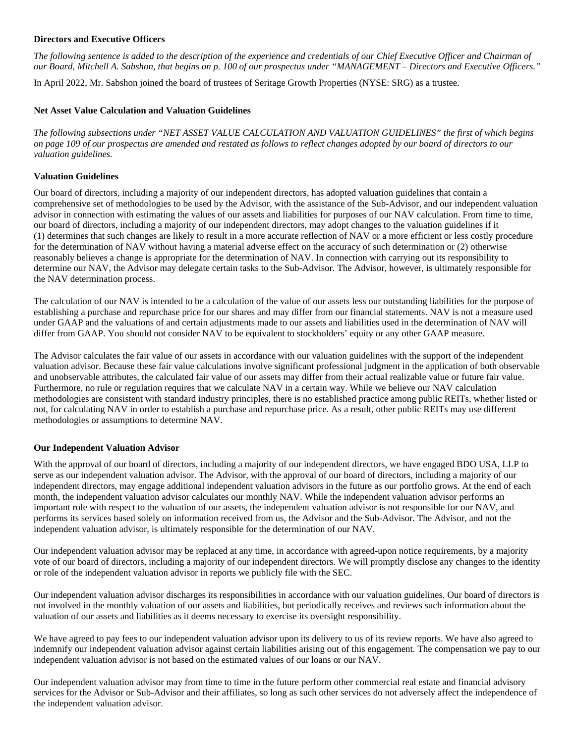**Directors and Executive Officers**

*The following sentence is added to the description of the experience and credentials of our Chief Executive Officer and Chairman of our Board, Mitchell A. Sabshon, that begins on p. 100 of our prospectus under "MANAGEMENT – Directors and Executive Officers."*

In April 2022, Mr. Sabshon joined the board of trustees of Seritage Growth Properties (NYSE: SRG) as a trustee.

**Net Asset Value Calculation and Valuation Guidelines**

*The following subsections under "NET ASSET VALUE CALCULATION AND VALUATION GUIDELINES" the first of which begins on page 109 of our prospectus are amended and restated as follows to reflect changes adopted by our board of directors to our valuation guidelines.*

**Valuation Guidelines**

Our board of directors, including a majority of our independent directors, has adopted valuation guidelines that contain a comprehensive set of methodologies to be used by the Advisor, with the assistance of the Sub-Advisor, and our independent valuation advisor in connection with estimating the values of our assets and liabilities for purposes of our NAV calculation. From time to time, our board of directors, including a majority of our independent directors, may adopt changes to the valuation guidelines if it (1) determines that such changes are likely to result in a more accurate reflection of NAV or a more efficient or less costly procedure for the determination of NAV without having a material adverse effect on the accuracy of such determination or (2) otherwise reasonably believes a change is appropriate for the determination of NAV. In connection with carrying out its responsibility to determine our NAV, the Advisor may delegate certain tasks to the Sub-Advisor. The Advisor, however, is ultimately responsible for the NAV determination process.

The calculation of our NAV is intended to be a calculation of the value of our assets less our outstanding liabilities for the purpose of establishing a purchase and repurchase price for our shares and may differ from our financial statements. NAV is not a measure used under GAAP and the valuations of and certain adjustments made to our assets and liabilities used in the determination of NAV will differ from GAAP. You should not consider NAV to be equivalent to stockholders' equity or any other GAAP measure.

The Advisor calculates the fair value of our assets in accordance with our valuation guidelines with the support of the independent valuation advisor. Because these fair value calculations involve significant professional judgment in the application of both observable and unobservable attributes, the calculated fair value of our assets may differ from their actual realizable value or future fair value. Furthermore, no rule or regulation requires that we calculate NAV in a certain way. While we believe our NAV calculation methodologies are consistent with standard industry principles, there is no established practice among public REITs, whether listed or not, for calculating NAV in order to establish a purchase and repurchase price. As a result, other public REITs may use different methodologies or assumptions to determine NAV.

**Our Independent Valuation Advisor**

With the approval of our board of directors, including a majority of our independent directors, we have engaged BDO USA, LLP to serve as our independent valuation advisor. The Advisor, with the approval of our board of directors, including a majority of our independent directors, may engage additional independent valuation advisors in the future as our portfolio grows. At the end of each month, the independent valuation advisor calculates our monthly NAV. While the independent valuation advisor performs an important role with respect to the valuation of our assets, the independent valuation advisor is not responsible for our NAV, and performs its services based solely on information received from us, the Advisor and the Sub-Advisor. The Advisor, and not the independent valuation advisor, is ultimately responsible for the determination of our NAV.

Our independent valuation advisor may be replaced at any time, in accordance with agreed-upon notice requirements, by a majority vote of our board of directors, including a majority of our independent directors. We will promptly disclose any changes to the identity or role of the independent valuation advisor in reports we publicly file with the SEC.

Our independent valuation advisor discharges its responsibilities in accordance with our valuation guidelines. Our board of directors is not involved in the monthly valuation of our assets and liabilities, but periodically receives and reviews such information about the valuation of our assets and liabilities as it deems necessary to exercise its oversight responsibility.

We have agreed to pay fees to our independent valuation advisor upon its delivery to us of its review reports. We have also agreed to indemnify our independent valuation advisor against certain liabilities arising out of this engagement. The compensation we pay to our independent valuation advisor is not based on the estimated values of our loans or our NAV.

Our independent valuation advisor may from time to time in the future perform other commercial real estate and financial advisory services for the Advisor or Sub-Advisor and their affiliates, so long as such other services do not adversely affect the independence of the independent valuation advisor.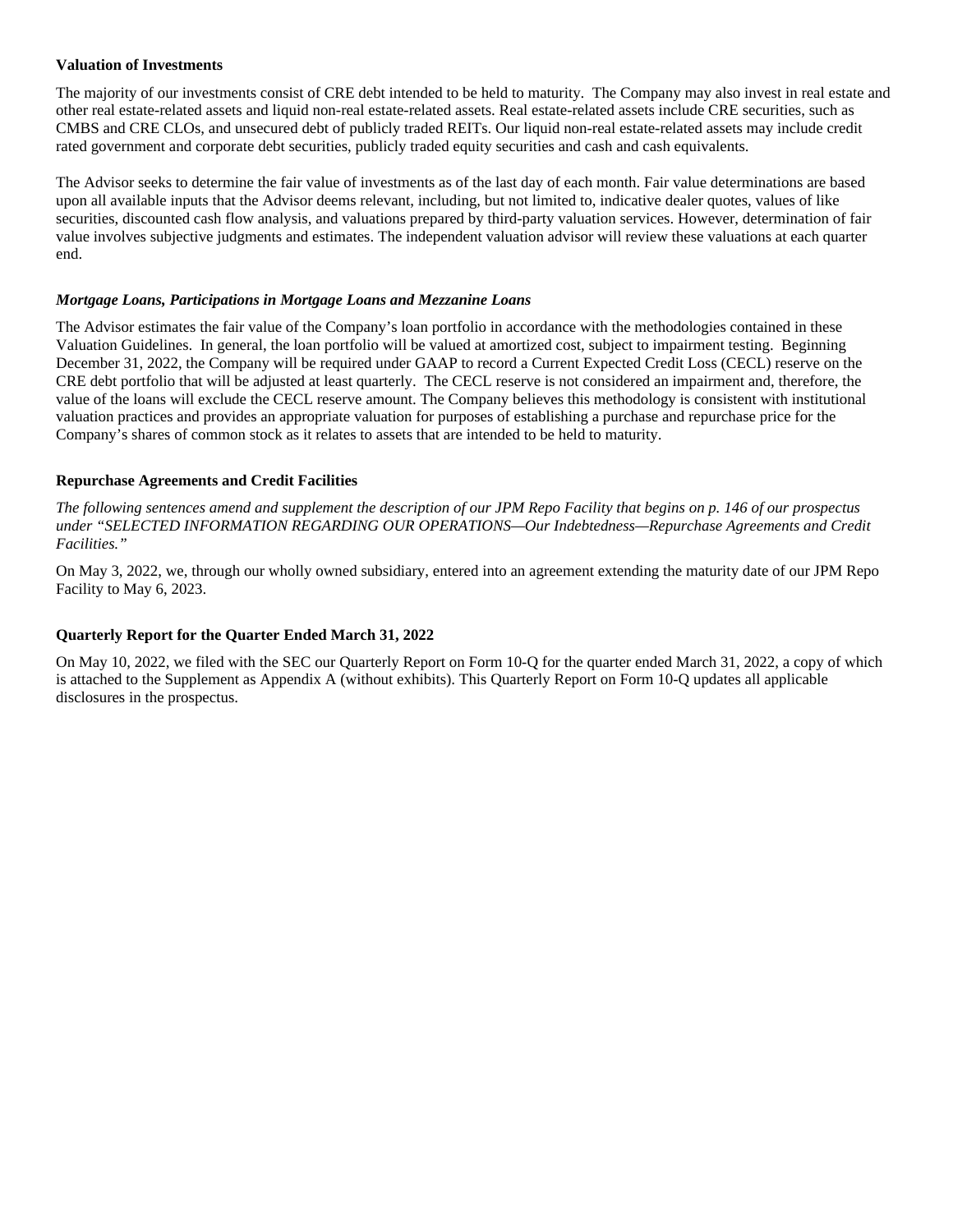**Valuation of Investments**

The majority of our investments consist of CRE debt intended to be held to maturity. The Company may also invest in real estate and other real estate-related assets and liquid non-real estate-related assets. Real estate-related assets include CRE securities, such as CMBS and CRE CLOs, and unsecured debt of publicly traded REITs. Our liquid non-real estate-related assets may include credit rated government and corporate debt securities, publicly traded equity securities and cash and cash equivalents.

The Advisor seeks to determine the fair value of investments as of the last day of each month. Fair value determinations are based upon all available inputs that the Advisor deems relevant, including, but not limited to, indicative dealer quotes, values of like securities, discounted cash flow analysis, and valuations prepared by third-party valuation services. However, determination of fair value involves subjective judgments and estimates. The independent valuation advisor will review these valuations at each quarter end.

***Mortgage Loans, Participations in Mortgage Loans and Mezzanine Loans***

The Advisor estimates the fair value of the Company's loan portfolio in accordance with the methodologies contained in these Valuation Guidelines. In general, the loan portfolio will be valued at amortized cost, subject to impairment testing. Beginning December 31, 2022, the Company will be required under GAAP to record a Current Expected Credit Loss (CECL) reserve on the CRE debt portfolio that will be adjusted at least quarterly. The CECL reserve is not considered an impairment and, therefore, the value of the loans will exclude the CECL reserve amount. The Company believes this methodology is consistent with institutional valuation practices and provides an appropriate valuation for purposes of establishing a purchase and repurchase price for the Company's shares of common stock as it relates to assets that are intended to be held to maturity.

**Repurchase Agreements and Credit Facilities**

*The following sentences amend and supplement the description of our JPM Repo Facility that begins on p. 146 of our prospectus under "SELECTED INFORMATION REGARDING OUR OPERATIONS—Our Indebtedness—Repurchase Agreements and Credit Facilities."*

On May 3, 2022, we, through our wholly owned subsidiary, entered into an agreement extending the maturity date of our JPM Repo Facility to May 6, 2023.

**Quarterly Report for the Quarter Ended March 31, 2022**

On May 10, 2022, we filed with the SEC our Quarterly Report on Form 10-Q for the quarter ended March 31, 2022, a copy of which is attached to the Supplement as Appendix A (without exhibits). This Quarterly Report on Form 10-Q updates all applicable disclosures in the prospectus.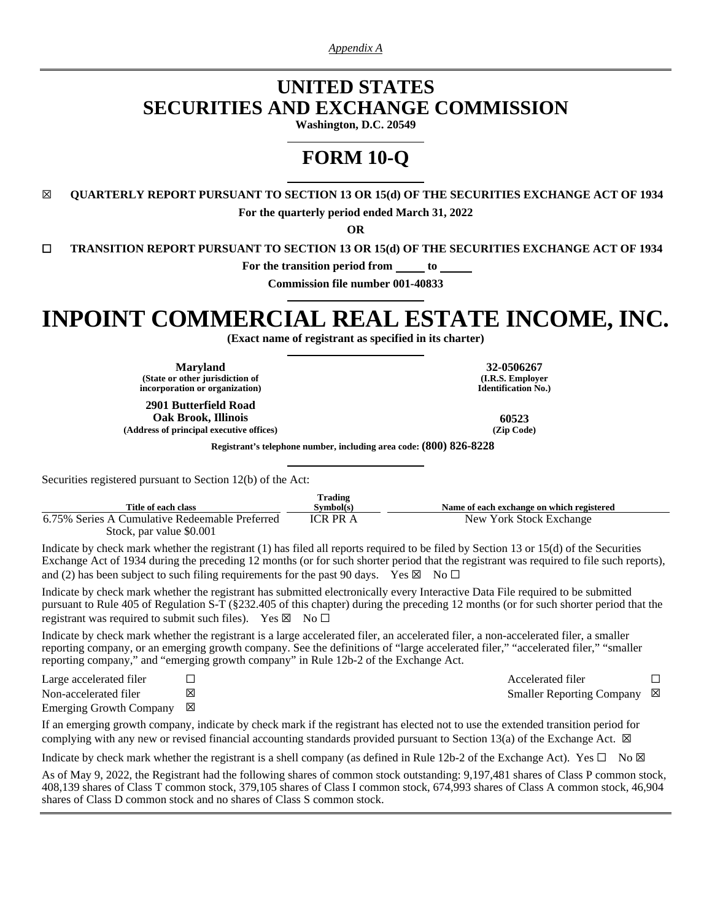*Appendix A*

# UNITED STATES
# SECURITIES AND EXCHANGE COMMISSION

**Washington, D.C. 20549**

# FORM 10-Q

☒ **QUARTERLY REPORT PURSUANT TO SECTION 13 OR 15(d) OF THE SECURITIES EXCHANGE ACT OF 1934**

**For the quarterly period ended March 31, 2022**

**OR**

☐ **TRANSITION REPORT PURSUANT TO SECTION 13 OR 15(d) OF THE SECURITIES EXCHANGE ACT OF 1934**

**For the transition period from \_\_\_\_\_ to \_\_\_\_\_**

**Commission file number 001-40833**

# INPOINT COMMERCIAL REAL ESTATE INCOME, INC.

**(Exact name of registrant as specified in its charter)**

| | |
|---|---|
| **Maryland**<br>**(State or other jurisdiction of incorporation or organization)** | **32-0506267**<br>**(I.R.S. Employer Identification No.)** |
| **2901 Butterfield Road**<br>**Oak Brook, Illinois**<br>**(Address of principal executive offices)** | **60523**<br>**(Zip Code)** |

**Registrant's telephone number, including area code: (800) 826-8228**

Securities registered pursuant to Section 12(b) of the Act:

| Title of each class | Trading Symbol(s) | Name of each exchange on which registered |
|---|---|---|
| 6.75% Series A Cumulative Redeemable Preferred Stock, par value $0.001 | ICR PR A | New York Stock Exchange |

Indicate by check mark whether the registrant (1) has filed all reports required to be filed by Section 13 or 15(d) of the Securities Exchange Act of 1934 during the preceding 12 months (or for such shorter period that the registrant was required to file such reports), and (2) has been subject to such filing requirements for the past 90 days. Yes ☒ No ☐

Indicate by check mark whether the registrant has submitted electronically every Interactive Data File required to be submitted pursuant to Rule 405 of Regulation S-T (§232.405 of this chapter) during the preceding 12 months (or for such shorter period that the registrant was required to submit such files). Yes ☒ No ☐

Indicate by check mark whether the registrant is a large accelerated filer, an accelerated filer, a non-accelerated filer, a smaller reporting company, or an emerging growth company. See the definitions of "large accelerated filer," "accelerated filer," "smaller reporting company," and "emerging growth company" in Rule 12b-2 of the Exchange Act.

| | | | |
|---|---|---|---|
| Large accelerated filer | ☐ | Accelerated filer | ☐ |
| Non-accelerated filer | ☒ | Smaller Reporting Company | ☒ |
| Emerging Growth Company | ☒ | | |

If an emerging growth company, indicate by check mark if the registrant has elected not to use the extended transition period for complying with any new or revised financial accounting standards provided pursuant to Section 13(a) of the Exchange Act. ☒

Indicate by check mark whether the registrant is a shell company (as defined in Rule 12b-2 of the Exchange Act). Yes ☐ No ☒

As of May 9, 2022, the Registrant had the following shares of common stock outstanding: 9,197,481 shares of Class P common stock, 408,139 shares of Class T common stock, 379,105 shares of Class I common stock, 674,993 shares of Class A common stock, 46,904 shares of Class D common stock and no shares of Class S common stock.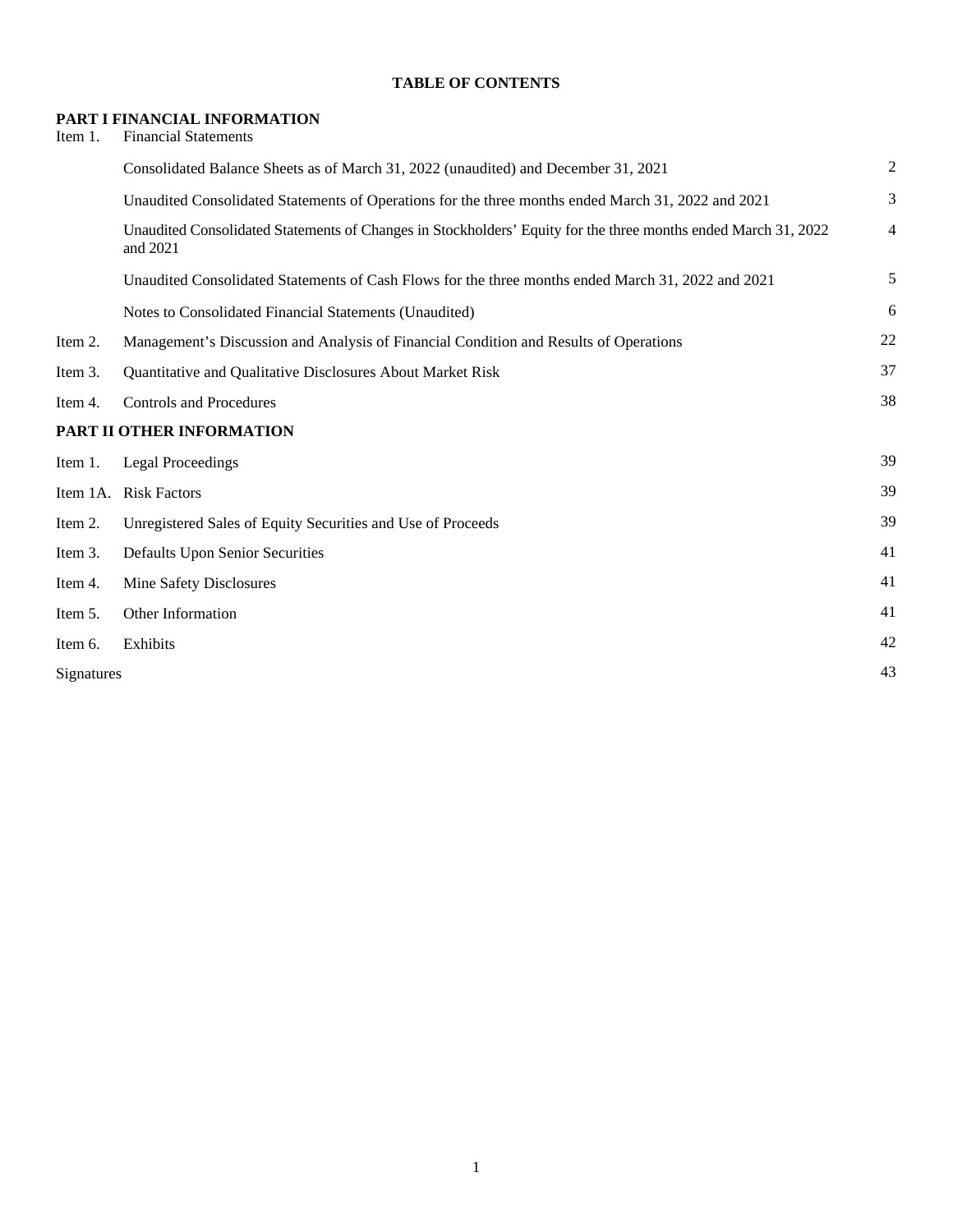**TABLE OF CONTENTS**

| | | |
|---|---|---|
| **PART I FINANCIAL INFORMATION** | | |
| Item 1. | Financial Statements | |
| | Consolidated Balance Sheets as of March 31, 2022 (unaudited) and December 31, 2021 | 2 |
| | Unaudited Consolidated Statements of Operations for the three months ended March 31, 2022 and 2021 | 3 |
| | Unaudited Consolidated Statements of Changes in Stockholders' Equity for the three months ended March 31, 2022 and 2021 | 4 |
| | Unaudited Consolidated Statements of Cash Flows for the three months ended March 31, 2022 and 2021 | 5 |
| | Notes to Consolidated Financial Statements (Unaudited) | 6 |
| Item 2. | Management's Discussion and Analysis of Financial Condition and Results of Operations | 22 |
| Item 3. | Quantitative and Qualitative Disclosures About Market Risk | 37 |
| Item 4. | Controls and Procedures | 38 |
| **PART II OTHER INFORMATION** | | |
| Item 1. | Legal Proceedings | 39 |
| Item 1A. | Risk Factors | 39 |
| Item 2. | Unregistered Sales of Equity Securities and Use of Proceeds | 39 |
| Item 3. | Defaults Upon Senior Securities | 41 |
| Item 4. | Mine Safety Disclosures | 41 |
| Item 5. | Other Information | 41 |
| Item 6. | Exhibits | 42 |
| Signatures | | 43 |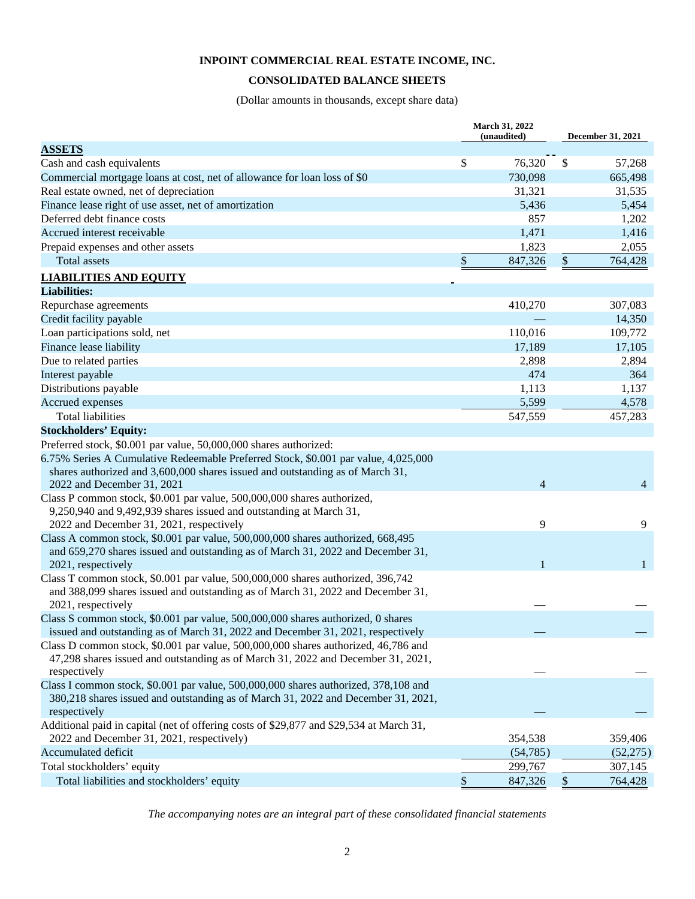# INPOINT COMMERCIAL REAL ESTATE INCOME, INC.

## CONSOLIDATED BALANCE SHEETS

(Dollar amounts in thousands, except share data)

| | March 31, 2022 (unaudited) | December 31, 2021 |
|---|---|---|
| **ASSETS** | | |
| Cash and cash equivalents | $ 76,320 | $ 57,268 |
| Commercial mortgage loans at cost, net of allowance for loan loss of $0 | 730,098 | 665,498 |
| Real estate owned, net of depreciation | 31,321 | 31,535 |
| Finance lease right of use asset, net of amortization | 5,436 | 5,454 |
| Deferred debt finance costs | 857 | 1,202 |
| Accrued interest receivable | 1,471 | 1,416 |
| Prepaid expenses and other assets | 1,823 | 2,055 |
| Total assets | $ 847,326 | $ 764,428 |
| **LIABILITIES AND EQUITY** | | |
| **Liabilities:** | | |
| Repurchase agreements | 410,270 | 307,083 |
| Credit facility payable | — | 14,350 |
| Loan participations sold, net | 110,016 | 109,772 |
| Finance lease liability | 17,189 | 17,105 |
| Due to related parties | 2,898 | 2,894 |
| Interest payable | 474 | 364 |
| Distributions payable | 1,113 | 1,137 |
| Accrued expenses | 5,599 | 4,578 |
| Total liabilities | 547,559 | 457,283 |
| **Stockholders' Equity:** | | |
| Preferred stock, $0.001 par value, 50,000,000 shares authorized: | | |
| 6.75% Series A Cumulative Redeemable Preferred Stock, $0.001 par value, 4,025,000 shares authorized and 3,600,000 shares issued and outstanding as of March 31, 2022 and December 31, 2021 | 4 | 4 |
| Class P common stock, $0.001 par value, 500,000,000 shares authorized, 9,250,940 and 9,492,939 shares issued and outstanding at March 31, 2022 and December 31, 2021, respectively | 9 | 9 |
| Class A common stock, $0.001 par value, 500,000,000 shares authorized, 668,495 and 659,270 shares issued and outstanding as of March 31, 2022 and December 31, 2021, respectively | 1 | 1 |
| Class T common stock, $0.001 par value, 500,000,000 shares authorized, 396,742 and 388,099 shares issued and outstanding as of March 31, 2022 and December 31, 2021, respectively | — | — |
| Class S common stock, $0.001 par value, 500,000,000 shares authorized, 0 shares issued and outstanding as of March 31, 2022 and December 31, 2021, respectively | — | — |
| Class D common stock, $0.001 par value, 500,000,000 shares authorized, 46,786 and 47,298 shares issued and outstanding as of March 31, 2022 and December 31, 2021, respectively | — | — |
| Class I common stock, $0.001 par value, 500,000,000 shares authorized, 378,108 and 380,218 shares issued and outstanding as of March 31, 2022 and December 31, 2021, respectively | — | — |
| Additional paid in capital (net of offering costs of $29,877 and $29,534 at March 31, 2022 and December 31, 2021, respectively) | 354,538 | 359,406 |
| Accumulated deficit | (54,785) | (52,275) |
| Total stockholders' equity | 299,767 | 307,145 |
| Total liabilities and stockholders' equity | $ 847,326 | $ 764,428 |

*The accompanying notes are an integral part of these consolidated financial statements*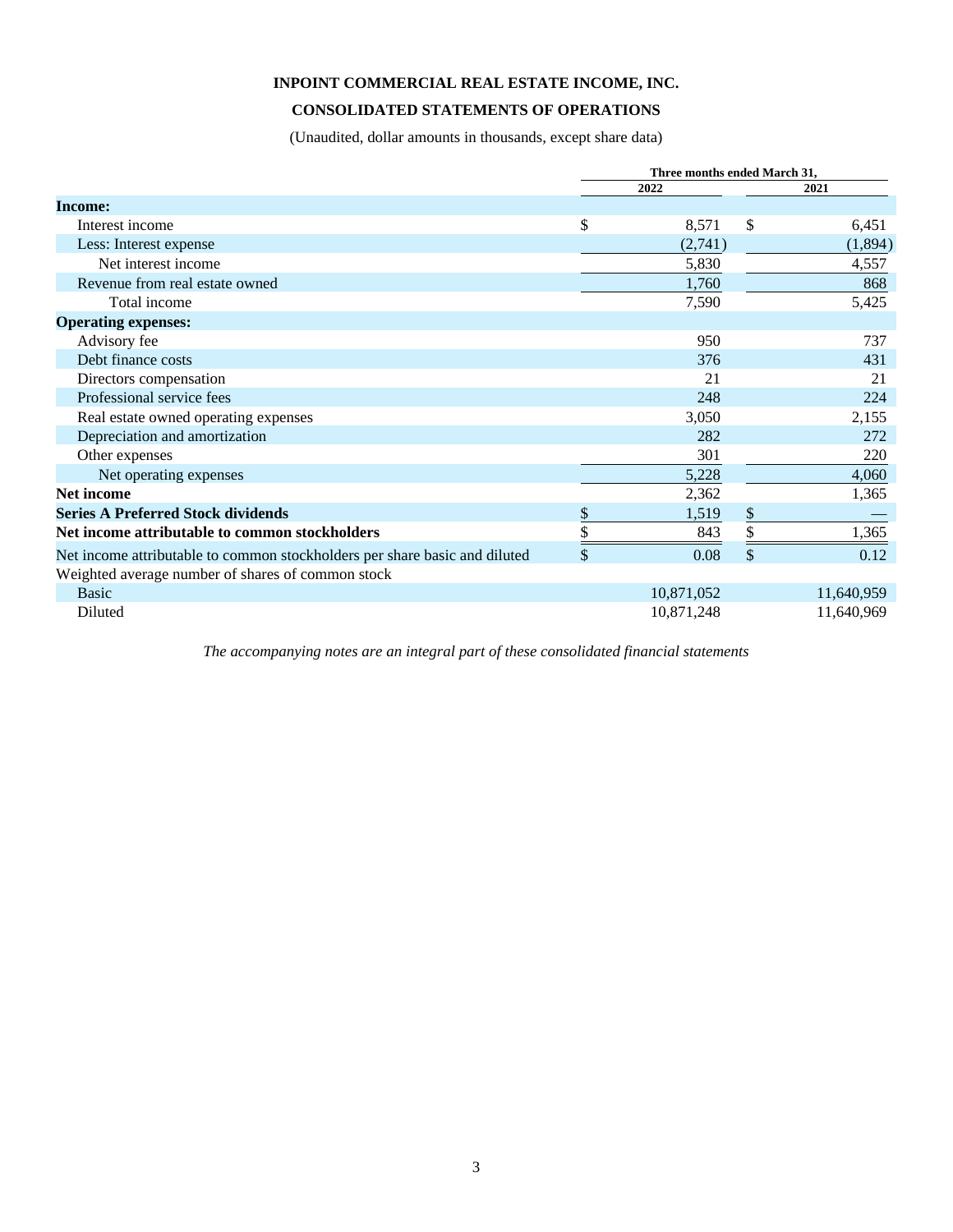# INPOINT COMMERCIAL REAL ESTATE INCOME, INC.

## CONSOLIDATED STATEMENTS OF OPERATIONS

(Unaudited, dollar amounts in thousands, except share data)

| | Three months ended March 31, | |
|---|---|---|
| | 2022 | 2021 |
| **Income:** | | |
| Interest income | $ 8,571 | $ 6,451 |
| Less: Interest expense | (2,741) | (1,894) |
| Net interest income | 5,830 | 4,557 |
| Revenue from real estate owned | 1,760 | 868 |
| Total income | 7,590 | 5,425 |
| **Operating expenses:** | | |
| Advisory fee | 950 | 737 |
| Debt finance costs | 376 | 431 |
| Directors compensation | 21 | 21 |
| Professional service fees | 248 | 224 |
| Real estate owned operating expenses | 3,050 | 2,155 |
| Depreciation and amortization | 282 | 272 |
| Other expenses | 301 | 220 |
| Net operating expenses | 5,228 | 4,060 |
| **Net income** | 2,362 | 1,365 |
| **Series A Preferred Stock dividends** | $ 1,519 | $ — |
| **Net income attributable to common stockholders** | $ 843 | $ 1,365 |
| Net income attributable to common stockholders per share basic and diluted | $ 0.08 | $ 0.12 |
| Weighted average number of shares of common stock | | |
| Basic | 10,871,052 | 11,640,959 |
| Diluted | 10,871,248 | 11,640,969 |

*The accompanying notes are an integral part of these consolidated financial statements*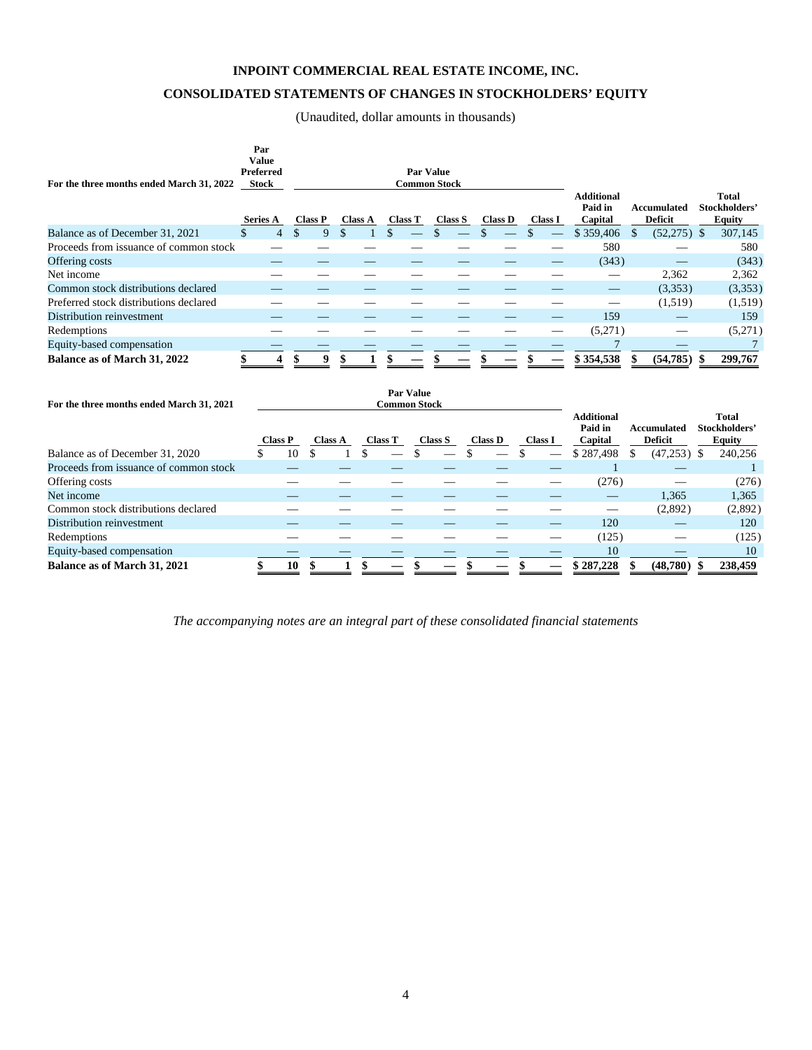# INPOINT COMMERCIAL REAL ESTATE INCOME, INC.

## CONSOLIDATED STATEMENTS OF CHANGES IN STOCKHOLDERS' EQUITY

(Unaudited, dollar amounts in thousands)

| For the three months ended March 31, 2022 | Par Value Preferred Stock | Par Value Common Stock | | | | | | | | | |
|---|---|---|---|---|---|---|---|---|---|---|---|
| | Series A | Class P | Class A | Class T | Class S | Class D | Class I | Additional Paid in Capital | Accumulated Deficit | Total Stockholders' Equity |
| Balance as of December 31, 2021 | $ 4 | $ 9 | $ 1 | $ — | $ — | $ — | $ — | $ 359,406 | $ (52,275) | $ 307,145 |
| Proceeds from issuance of common stock | — | — | — | — | — | — | — | 580 | — | 580 |
| Offering costs | — | — | — | — | — | — | — | (343) | — | (343) |
| Net income | — | — | — | — | — | — | — | — | 2,362 | 2,362 |
| Common stock distributions declared | — | — | — | — | — | — | — | — | (3,353) | (3,353) |
| Preferred stock distributions declared | — | — | — | — | — | — | — | — | (1,519) | (1,519) |
| Distribution reinvestment | — | — | — | — | — | — | — | 159 | — | 159 |
| Redemptions | — | — | — | — | — | — | — | (5,271) | — | (5,271) |
| Equity-based compensation | — | — | — | — | — | — | — | 7 | — | 7 |
| **Balance as of March 31, 2022** | **$ 4** | **$ 9** | **$ 1** | **$ —** | **$ —** | **$ —** | **$ —** | **$ 354,538** | **$ (54,785)** | **$ 299,767** |

| For the three months ended March 31, 2021 | Par Value Common Stock | | | | | | | | |
|---|---|---|---|---|---|---|---|---|---|
| | Class P | Class A | Class T | Class S | Class D | Class I | Additional Paid in Capital | Accumulated Deficit | Total Stockholders' Equity |
| Balance as of December 31, 2020 | $ 10 | $ 1 | $ — | $ — | $ — | $ — | $ 287,498 | $ (47,253) | $ 240,256 |
| Proceeds from issuance of common stock | — | — | — | — | — | — | 1 | — | 1 |
| Offering costs | — | — | — | — | — | — | (276) | — | (276) |
| Net income | — | — | — | — | — | — | — | 1,365 | 1,365 |
| Common stock distributions declared | — | — | — | — | — | — | — | (2,892) | (2,892) |
| Distribution reinvestment | — | — | — | — | — | — | 120 | — | 120 |
| Redemptions | — | — | — | — | — | — | (125) | — | (125) |
| Equity-based compensation | — | — | — | — | — | — | 10 | — | 10 |
| **Balance as of March 31, 2021** | **$ 10** | **$ 1** | **$ —** | **$ —** | **$ —** | **$ —** | **$ 287,228** | **$ (48,780)** | **$ 238,459** |

*The accompanying notes are an integral part of these consolidated financial statements*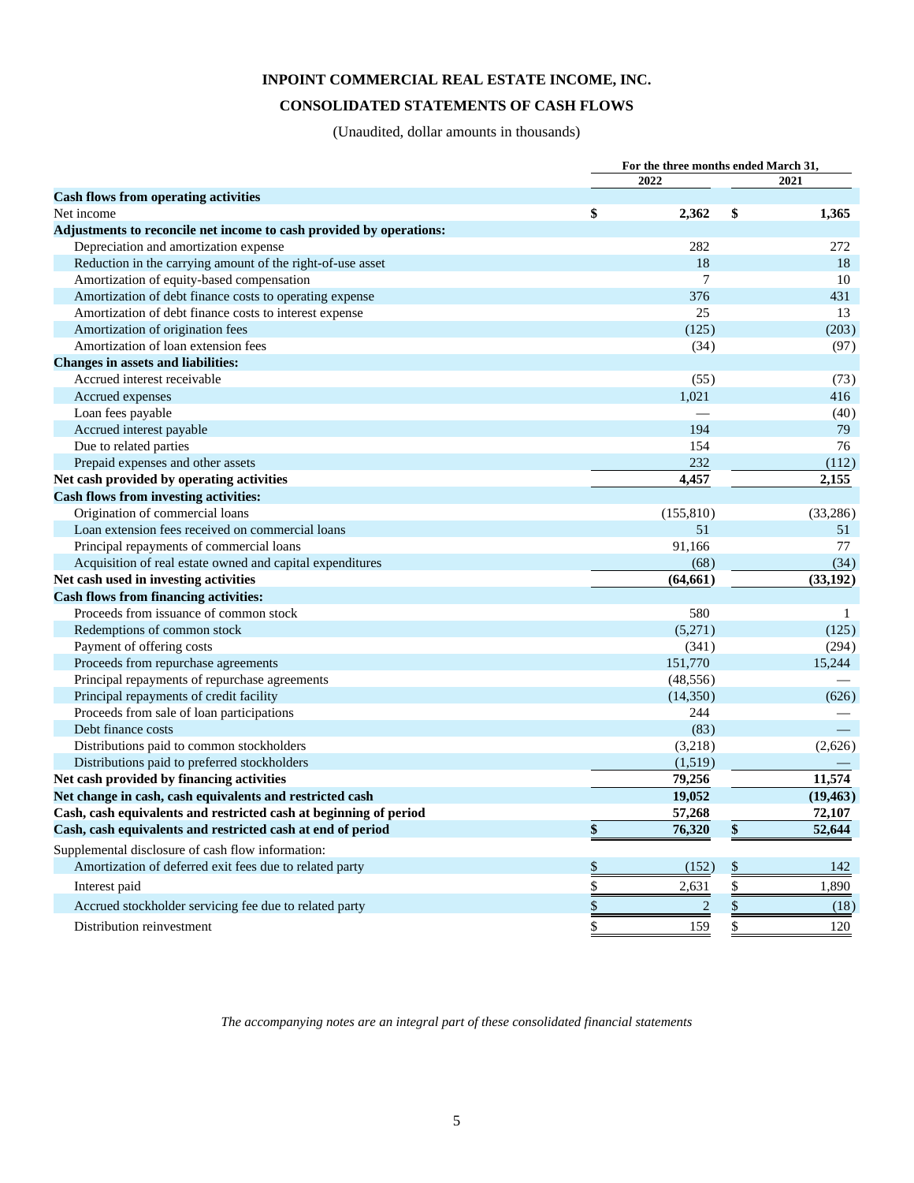# INPOINT COMMERCIAL REAL ESTATE INCOME, INC.

## CONSOLIDATED STATEMENTS OF CASH FLOWS

(Unaudited, dollar amounts in thousands)

| | For the three months ended March 31, | |
|---|---|---|
| | 2022 | 2021 |
| **Cash flows from operating activities** | | |
| Net income | **$ 2,362** | **$ 1,365** |
| **Adjustments to reconcile net income to cash provided by operations:** | | |
| Depreciation and amortization expense | 282 | 272 |
| Reduction in the carrying amount of the right-of-use asset | 18 | 18 |
| Amortization of equity-based compensation | 7 | 10 |
| Amortization of debt finance costs to operating expense | 376 | 431 |
| Amortization of debt finance costs to interest expense | 25 | 13 |
| Amortization of origination fees | (125) | (203) |
| Amortization of loan extension fees | (34) | (97) |
| **Changes in assets and liabilities:** | | |
| Accrued interest receivable | (55) | (73) |
| Accrued expenses | 1,021 | 416 |
| Loan fees payable | — | (40) |
| Accrued interest payable | 194 | 79 |
| Due to related parties | 154 | 76 |
| Prepaid expenses and other assets | 232 | (112) |
| **Net cash provided by operating activities** | **4,457** | **2,155** |
| **Cash flows from investing activities:** | | |
| Origination of commercial loans | (155,810) | (33,286) |
| Loan extension fees received on commercial loans | 51 | 51 |
| Principal repayments of commercial loans | 91,166 | 77 |
| Acquisition of real estate owned and capital expenditures | (68) | (34) |
| **Net cash used in investing activities** | **(64,661)** | **(33,192)** |
| **Cash flows from financing activities:** | | |
| Proceeds from issuance of common stock | 580 | 1 |
| Redemptions of common stock | (5,271) | (125) |
| Payment of offering costs | (341) | (294) |
| Proceeds from repurchase agreements | 151,770 | 15,244 |
| Principal repayments of repurchase agreements | (48,556) | — |
| Principal repayments of credit facility | (14,350) | (626) |
| Proceeds from sale of loan participations | 244 | — |
| Debt finance costs | (83) | — |
| Distributions paid to common stockholders | (3,218) | (2,626) |
| Distributions paid to preferred stockholders | (1,519) | — |
| **Net cash provided by financing activities** | **79,256** | **11,574** |
| **Net change in cash, cash equivalents and restricted cash** | **19,052** | **(19,463)** |
| **Cash, cash equivalents and restricted cash at beginning of period** | **57,268** | **72,107** |
| **Cash, cash equivalents and restricted cash at end of period** | **$ 76,320** | **$ 52,644** |
| Supplemental disclosure of cash flow information: | | |
| Amortization of deferred exit fees due to related party | $ (152) | $ 142 |
| Interest paid | $ 2,631 | $ 1,890 |
| Accrued stockholder servicing fee due to related party | $ 2 | $ (18) |
| Distribution reinvestment | $ 159 | $ 120 |

*The accompanying notes are an integral part of these consolidated financial statements*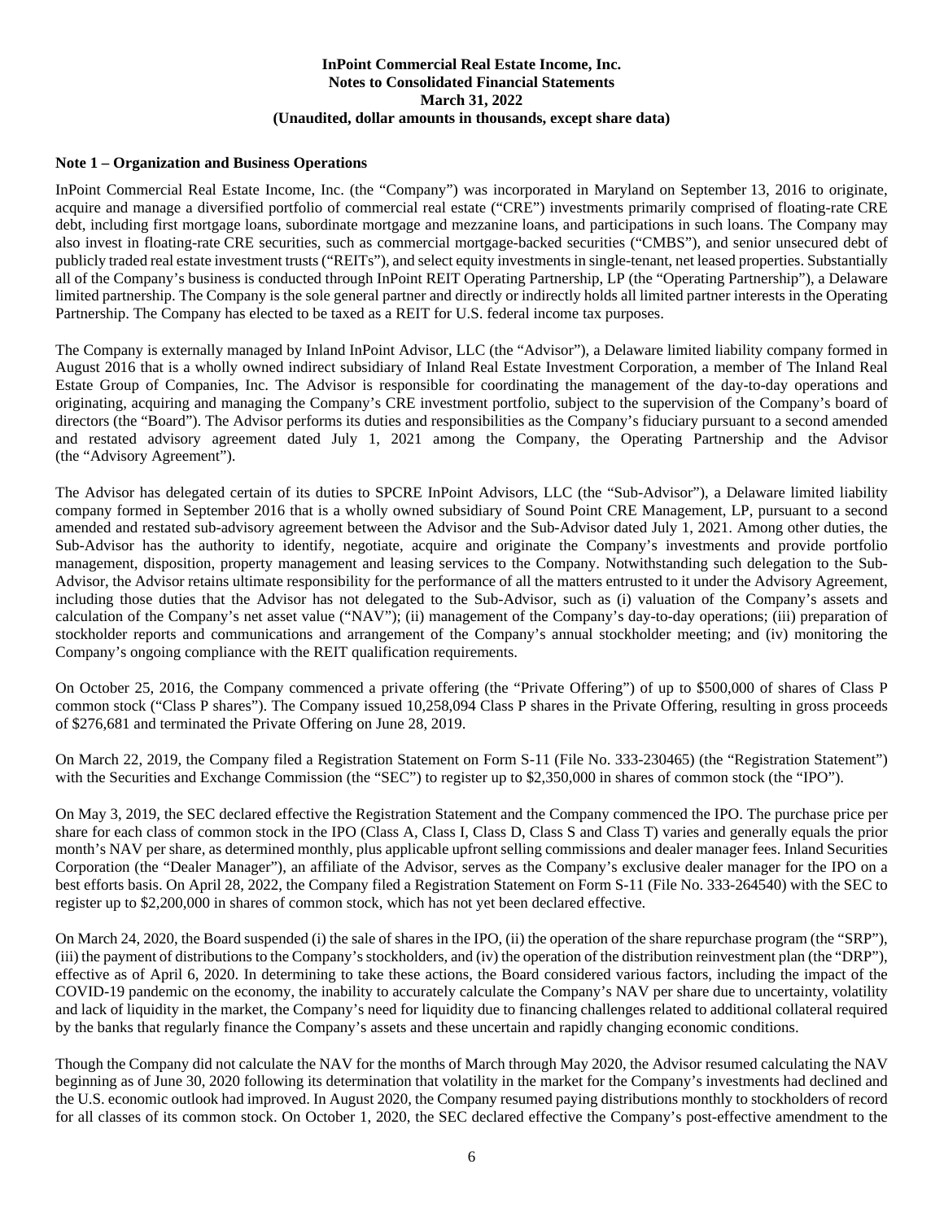**InPoint Commercial Real Estate Income, Inc.**
**Notes to Consolidated Financial Statements**
**March 31, 2022**
**(Unaudited, dollar amounts in thousands, except share data)**

**Note 1 – Organization and Business Operations**

InPoint Commercial Real Estate Income, Inc. (the "Company") was incorporated in Maryland on September 13, 2016 to originate, acquire and manage a diversified portfolio of commercial real estate ("CRE") investments primarily comprised of floating-rate CRE debt, including first mortgage loans, subordinate mortgage and mezzanine loans, and participations in such loans. The Company may also invest in floating-rate CRE securities, such as commercial mortgage-backed securities ("CMBS"), and senior unsecured debt of publicly traded real estate investment trusts ("REITs"), and select equity investments in single-tenant, net leased properties. Substantially all of the Company's business is conducted through InPoint REIT Operating Partnership, LP (the "Operating Partnership"), a Delaware limited partnership. The Company is the sole general partner and directly or indirectly holds all limited partner interests in the Operating Partnership. The Company has elected to be taxed as a REIT for U.S. federal income tax purposes.

The Company is externally managed by Inland InPoint Advisor, LLC (the "Advisor"), a Delaware limited liability company formed in August 2016 that is a wholly owned indirect subsidiary of Inland Real Estate Investment Corporation, a member of The Inland Real Estate Group of Companies, Inc. The Advisor is responsible for coordinating the management of the day-to-day operations and originating, acquiring and managing the Company's CRE investment portfolio, subject to the supervision of the Company's board of directors (the "Board"). The Advisor performs its duties and responsibilities as the Company's fiduciary pursuant to a second amended and restated advisory agreement dated July 1, 2021 among the Company, the Operating Partnership and the Advisor (the "Advisory Agreement").

The Advisor has delegated certain of its duties to SPCRE InPoint Advisors, LLC (the "Sub-Advisor"), a Delaware limited liability company formed in September 2016 that is a wholly owned subsidiary of Sound Point CRE Management, LP, pursuant to a second amended and restated sub-advisory agreement between the Advisor and the Sub-Advisor dated July 1, 2021. Among other duties, the Sub-Advisor has the authority to identify, negotiate, acquire and originate the Company's investments and provide portfolio management, disposition, property management and leasing services to the Company. Notwithstanding such delegation to the Sub-Advisor, the Advisor retains ultimate responsibility for the performance of all the matters entrusted to it under the Advisory Agreement, including those duties that the Advisor has not delegated to the Sub-Advisor, such as (i) valuation of the Company's assets and calculation of the Company's net asset value ("NAV"); (ii) management of the Company's day-to-day operations; (iii) preparation of stockholder reports and communications and arrangement of the Company's annual stockholder meeting; and (iv) monitoring the Company's ongoing compliance with the REIT qualification requirements.

On October 25, 2016, the Company commenced a private offering (the "Private Offering") of up to $500,000 of shares of Class P common stock ("Class P shares"). The Company issued 10,258,094 Class P shares in the Private Offering, resulting in gross proceeds of $276,681 and terminated the Private Offering on June 28, 2019.

On March 22, 2019, the Company filed a Registration Statement on Form S-11 (File No. 333-230465) (the "Registration Statement") with the Securities and Exchange Commission (the "SEC") to register up to $2,350,000 in shares of common stock (the "IPO").

On May 3, 2019, the SEC declared effective the Registration Statement and the Company commenced the IPO. The purchase price per share for each class of common stock in the IPO (Class A, Class I, Class D, Class S and Class T) varies and generally equals the prior month's NAV per share, as determined monthly, plus applicable upfront selling commissions and dealer manager fees. Inland Securities Corporation (the "Dealer Manager"), an affiliate of the Advisor, serves as the Company's exclusive dealer manager for the IPO on a best efforts basis. On April 28, 2022, the Company filed a Registration Statement on Form S-11 (File No. 333-264540) with the SEC to register up to $2,200,000 in shares of common stock, which has not yet been declared effective.

On March 24, 2020, the Board suspended (i) the sale of shares in the IPO, (ii) the operation of the share repurchase program (the "SRP"), (iii) the payment of distributions to the Company's stockholders, and (iv) the operation of the distribution reinvestment plan (the "DRP"), effective as of April 6, 2020. In determining to take these actions, the Board considered various factors, including the impact of the COVID-19 pandemic on the economy, the inability to accurately calculate the Company's NAV per share due to uncertainty, volatility and lack of liquidity in the market, the Company's need for liquidity due to financing challenges related to additional collateral required by the banks that regularly finance the Company's assets and these uncertain and rapidly changing economic conditions.

Though the Company did not calculate the NAV for the months of March through May 2020, the Advisor resumed calculating the NAV beginning as of June 30, 2020 following its determination that volatility in the market for the Company's investments had declined and the U.S. economic outlook had improved. In August 2020, the Company resumed paying distributions monthly to stockholders of record for all classes of its common stock. On October 1, 2020, the SEC declared effective the Company's post-effective amendment to the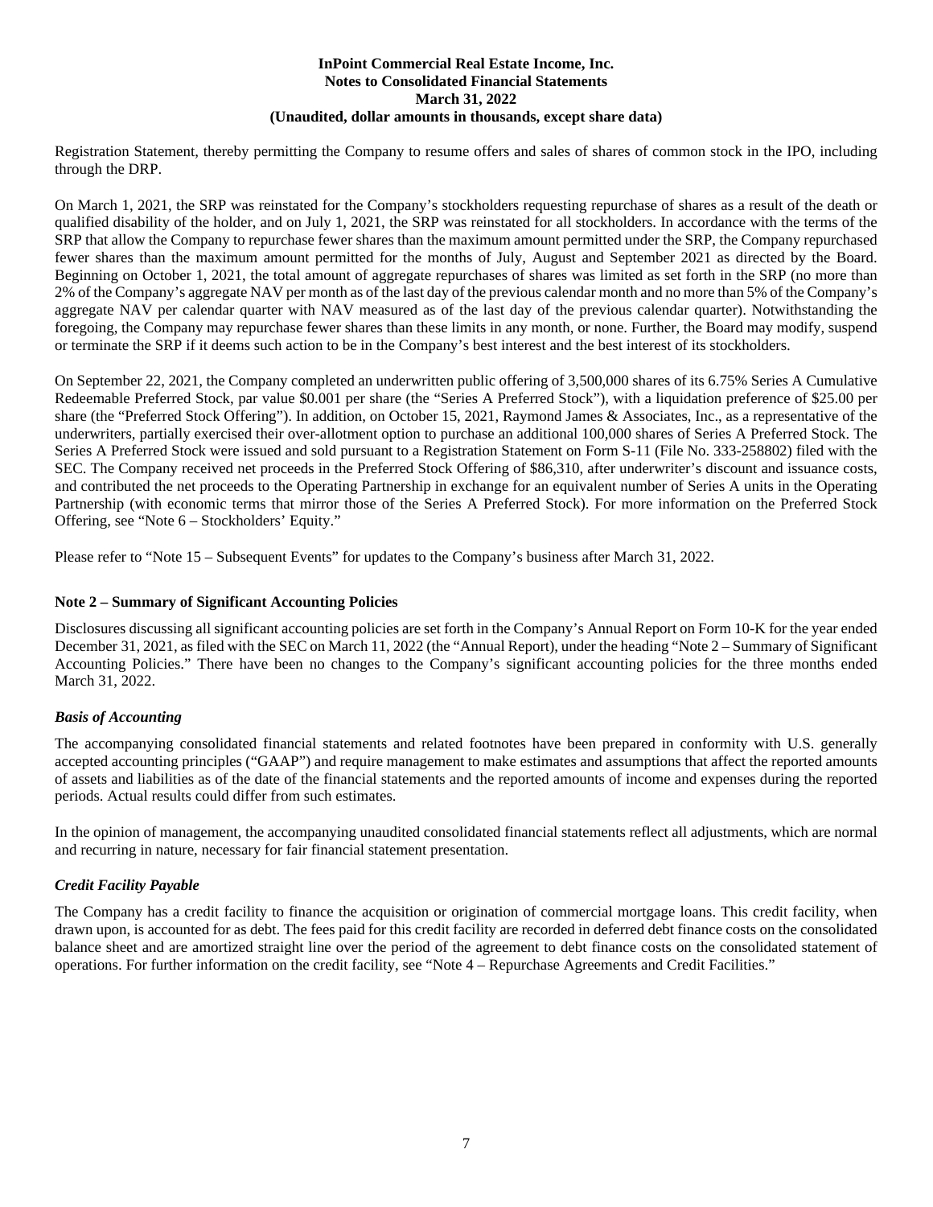Registration Statement, thereby permitting the Company to resume offers and sales of shares of common stock in the IPO, including through the DRP.

On March 1, 2021, the SRP was reinstated for the Company's stockholders requesting repurchase of shares as a result of the death or qualified disability of the holder, and on July 1, 2021, the SRP was reinstated for all stockholders. In accordance with the terms of the SRP that allow the Company to repurchase fewer shares than the maximum amount permitted under the SRP, the Company repurchased fewer shares than the maximum amount permitted for the months of July, August and September 2021 as directed by the Board. Beginning on October 1, 2021, the total amount of aggregate repurchases of shares was limited as set forth in the SRP (no more than 2% of the Company's aggregate NAV per month as of the last day of the previous calendar month and no more than 5% of the Company's aggregate NAV per calendar quarter with NAV measured as of the last day of the previous calendar quarter). Notwithstanding the foregoing, the Company may repurchase fewer shares than these limits in any month, or none. Further, the Board may modify, suspend or terminate the SRP if it deems such action to be in the Company's best interest and the best interest of its stockholders.

On September 22, 2021, the Company completed an underwritten public offering of 3,500,000 shares of its 6.75% Series A Cumulative Redeemable Preferred Stock, par value $0.001 per share (the "Series A Preferred Stock"), with a liquidation preference of $25.00 per share (the "Preferred Stock Offering"). In addition, on October 15, 2021, Raymond James & Associates, Inc., as a representative of the underwriters, partially exercised their over-allotment option to purchase an additional 100,000 shares of Series A Preferred Stock. The Series A Preferred Stock were issued and sold pursuant to a Registration Statement on Form S-11 (File No. 333-258802) filed with the SEC. The Company received net proceeds in the Preferred Stock Offering of $86,310, after underwriter's discount and issuance costs, and contributed the net proceeds to the Operating Partnership in exchange for an equivalent number of Series A units in the Operating Partnership (with economic terms that mirror those of the Series A Preferred Stock). For more information on the Preferred Stock Offering, see "Note 6 – Stockholders' Equity."

Please refer to "Note 15 – Subsequent Events" for updates to the Company's business after March 31, 2022.

## Note 2 – Summary of Significant Accounting Policies

Disclosures discussing all significant accounting policies are set forth in the Company's Annual Report on Form 10-K for the year ended December 31, 2021, as filed with the SEC on March 11, 2022 (the "Annual Report), under the heading "Note 2 – Summary of Significant Accounting Policies." There have been no changes to the Company's significant accounting policies for the three months ended March 31, 2022.

### *Basis of Accounting*

The accompanying consolidated financial statements and related footnotes have been prepared in conformity with U.S. generally accepted accounting principles ("GAAP") and require management to make estimates and assumptions that affect the reported amounts of assets and liabilities as of the date of the financial statements and the reported amounts of income and expenses during the reported periods. Actual results could differ from such estimates.

In the opinion of management, the accompanying unaudited consolidated financial statements reflect all adjustments, which are normal and recurring in nature, necessary for fair financial statement presentation.

### *Credit Facility Payable*

The Company has a credit facility to finance the acquisition or origination of commercial mortgage loans. This credit facility, when drawn upon, is accounted for as debt. The fees paid for this credit facility are recorded in deferred debt finance costs on the consolidated balance sheet and are amortized straight line over the period of the agreement to debt finance costs on the consolidated statement of operations. For further information on the credit facility, see "Note 4 – Repurchase Agreements and Credit Facilities."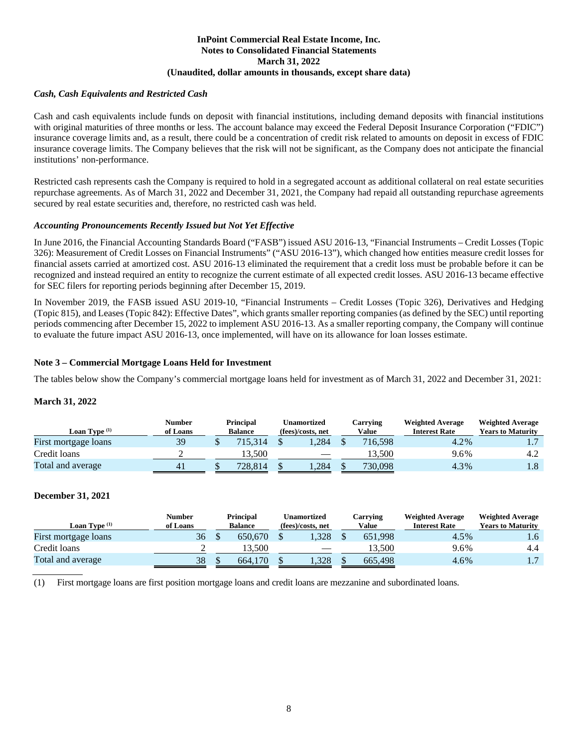### *Cash, Cash Equivalents and Restricted Cash*

Cash and cash equivalents include funds on deposit with financial institutions, including demand deposits with financial institutions with original maturities of three months or less. The account balance may exceed the Federal Deposit Insurance Corporation ("FDIC") insurance coverage limits and, as a result, there could be a concentration of credit risk related to amounts on deposit in excess of FDIC insurance coverage limits. The Company believes that the risk will not be significant, as the Company does not anticipate the financial institutions' non-performance.

Restricted cash represents cash the Company is required to hold in a segregated account as additional collateral on real estate securities repurchase agreements. As of March 31, 2022 and December 31, 2021, the Company had repaid all outstanding repurchase agreements secured by real estate securities and, therefore, no restricted cash was held.

### *Accounting Pronouncements Recently Issued but Not Yet Effective*

In June 2016, the Financial Accounting Standards Board ("FASB") issued ASU 2016-13, "Financial Instruments – Credit Losses (Topic 326): Measurement of Credit Losses on Financial Instruments" ("ASU 2016-13"), which changed how entities measure credit losses for financial assets carried at amortized cost. ASU 2016-13 eliminated the requirement that a credit loss must be probable before it can be recognized and instead required an entity to recognize the current estimate of all expected credit losses. ASU 2016-13 became effective for SEC filers for reporting periods beginning after December 15, 2019.

In November 2019, the FASB issued ASU 2019-10, "Financial Instruments – Credit Losses (Topic 326), Derivatives and Hedging (Topic 815), and Leases (Topic 842): Effective Dates", which grants smaller reporting companies (as defined by the SEC) until reporting periods commencing after December 15, 2022 to implement ASU 2016-13. As a smaller reporting company, the Company will continue to evaluate the future impact ASU 2016-13, once implemented, will have on its allowance for loan losses estimate.

## Note 3 – Commercial Mortgage Loans Held for Investment

The tables below show the Company's commercial mortgage loans held for investment as of March 31, 2022 and December 31, 2021:

**March 31, 2022**

| Loan Type (1) | Number of Loans | Principal Balance | Unamortized (fees)/costs, net | Carrying Value | Weighted Average Interest Rate | Weighted Average Years to Maturity |
|---|---|---|---|---|---|---|
| First mortgage loans | 39 | $ 715,314 | $ 1,284 | $ 716,598 | 4.2% | 1.7 |
| Credit loans | 2 | 13,500 | — | 13,500 | 9.6% | 4.2 |
| Total and average | 41 | $ 728,814 | $ 1,284 | $ 730,098 | 4.3% | 1.8 |

**December 31, 2021**

| Loan Type (1) | Number of Loans | Principal Balance | Unamortized (fees)/costs, net | Carrying Value | Weighted Average Interest Rate | Weighted Average Years to Maturity |
|---|---|---|---|---|---|---|
| First mortgage loans | 36 | $ 650,670 | $ 1,328 | $ 651,998 | 4.5% | 1.6 |
| Credit loans | 2 | 13,500 | — | 13,500 | 9.6% | 4.4 |
| Total and average | 38 | $ 664,170 | $ 1,328 | $ 665,498 | 4.6% | 1.7 |

(1) First mortgage loans are first position mortgage loans and credit loans are mezzanine and subordinated loans.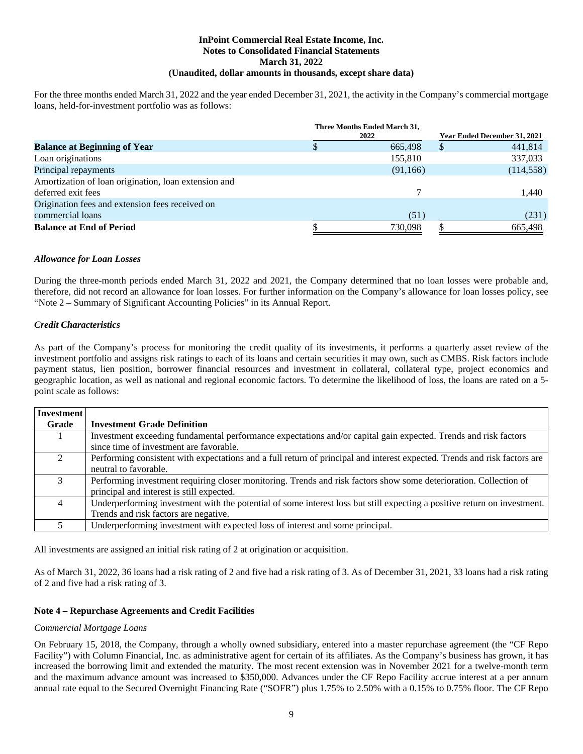For the three months ended March 31, 2022 and the year ended December 31, 2021, the activity in the Company's commercial mortgage loans, held-for-investment portfolio was as follows:

| | Three Months Ended March 31, 2022 | Year Ended December 31, 2021 |
|---|---|---|
| **Balance at Beginning of Year** | $ 665,498 | $ 441,814 |
| Loan originations | 155,810 | 337,033 |
| Principal repayments | (91,166) | (114,558) |
| Amortization of loan origination, loan extension and deferred exit fees | 7 | 1,440 |
| Origination fees and extension fees received on commercial loans | (51) | (231) |
| **Balance at End of Period** | $ 730,098 | $ 665,498 |

### *Allowance for Loan Losses*

During the three-month periods ended March 31, 2022 and 2021, the Company determined that no loan losses were probable and, therefore, did not record an allowance for loan losses. For further information on the Company's allowance for loan losses policy, see "Note 2 – Summary of Significant Accounting Policies" in its Annual Report.

### *Credit Characteristics*

As part of the Company's process for monitoring the credit quality of its investments, it performs a quarterly asset review of the investment portfolio and assigns risk ratings to each of its loans and certain securities it may own, such as CMBS. Risk factors include payment status, lien position, borrower financial resources and investment in collateral, collateral type, project economics and geographic location, as well as national and regional economic factors. To determine the likelihood of loss, the loans are rated on a 5-point scale as follows:

| Investment Grade | Investment Grade Definition |
|---|---|
| 1 | Investment exceeding fundamental performance expectations and/or capital gain expected. Trends and risk factors since time of investment are favorable. |
| 2 | Performing consistent with expectations and a full return of principal and interest expected. Trends and risk factors are neutral to favorable. |
| 3 | Performing investment requiring closer monitoring. Trends and risk factors show some deterioration. Collection of principal and interest is still expected. |
| 4 | Underperforming investment with the potential of some interest loss but still expecting a positive return on investment. Trends and risk factors are negative. |
| 5 | Underperforming investment with expected loss of interest and some principal. |

All investments are assigned an initial risk rating of 2 at origination or acquisition.

As of March 31, 2022, 36 loans had a risk rating of 2 and five had a risk rating of 3. As of December 31, 2021, 33 loans had a risk rating of 2 and five had a risk rating of 3.

## Note 4 – Repurchase Agreements and Credit Facilities

*Commercial Mortgage Loans*

On February 15, 2018, the Company, through a wholly owned subsidiary, entered into a master repurchase agreement (the "CF Repo Facility") with Column Financial, Inc. as administrative agent for certain of its affiliates. As the Company's business has grown, it has increased the borrowing limit and extended the maturity. The most recent extension was in November 2021 for a twelve-month term and the maximum advance amount was increased to $350,000. Advances under the CF Repo Facility accrue interest at a per annum annual rate equal to the Secured Overnight Financing Rate ("SOFR") plus 1.75% to 2.50% with a 0.15% to 0.75% floor. The CF Repo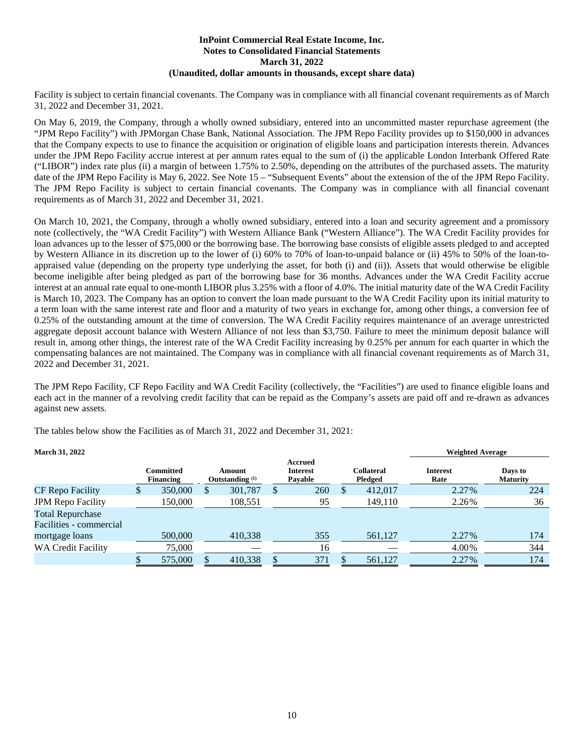Facility is subject to certain financial covenants. The Company was in compliance with all financial covenant requirements as of March 31, 2022 and December 31, 2021.

On May 6, 2019, the Company, through a wholly owned subsidiary, entered into an uncommitted master repurchase agreement (the "JPM Repo Facility") with JPMorgan Chase Bank, National Association. The JPM Repo Facility provides up to $150,000 in advances that the Company expects to use to finance the acquisition or origination of eligible loans and participation interests therein. Advances under the JPM Repo Facility accrue interest at per annum rates equal to the sum of (i) the applicable London Interbank Offered Rate ("LIBOR") index rate plus (ii) a margin of between 1.75% to 2.50%, depending on the attributes of the purchased assets. The maturity date of the JPM Repo Facility is May 6, 2022. See Note 15 – "Subsequent Events" about the extension of the of the JPM Repo Facility. The JPM Repo Facility is subject to certain financial covenants. The Company was in compliance with all financial covenant requirements as of March 31, 2022 and December 31, 2021.

On March 10, 2021, the Company, through a wholly owned subsidiary, entered into a loan and security agreement and a promissory note (collectively, the "WA Credit Facility") with Western Alliance Bank ("Western Alliance"). The WA Credit Facility provides for loan advances up to the lesser of $75,000 or the borrowing base. The borrowing base consists of eligible assets pledged to and accepted by Western Alliance in its discretion up to the lower of (i) 60% to 70% of loan-to-unpaid balance or (ii) 45% to 50% of the loan-to-appraised value (depending on the property type underlying the asset, for both (i) and (ii)). Assets that would otherwise be eligible become ineligible after being pledged as part of the borrowing base for 36 months. Advances under the WA Credit Facility accrue interest at an annual rate equal to one-month LIBOR plus 3.25% with a floor of 4.0%. The initial maturity date of the WA Credit Facility is March 10, 2023. The Company has an option to convert the loan made pursuant to the WA Credit Facility upon its initial maturity to a term loan with the same interest rate and floor and a maturity of two years in exchange for, among other things, a conversion fee of 0.25% of the outstanding amount at the time of conversion. The WA Credit Facility requires maintenance of an average unrestricted aggregate deposit account balance with Western Alliance of not less than $3,750. Failure to meet the minimum deposit balance will result in, among other things, the interest rate of the WA Credit Facility increasing by 0.25% per annum for each quarter in which the compensating balances are not maintained. The Company was in compliance with all financial covenant requirements as of March 31, 2022 and December 31, 2021.

The JPM Repo Facility, CF Repo Facility and WA Credit Facility (collectively, the "Facilities") are used to finance eligible loans and each act in the manner of a revolving credit facility that can be repaid as the Company's assets are paid off and re-drawn as advances against new assets.

The tables below show the Facilities as of March 31, 2022 and December 31, 2021:

| March 31, 2022 | | | | | Weighted Average | |
|---|---|---|---|---|---|---|
| | Committed Financing | Amount Outstanding (1) | Accrued Interest Payable | Collateral Pledged | Interest Rate | Days to Maturity |
| CF Repo Facility | $ 350,000 | $ 301,787 | $ 260 | $ 412,017 | 2.27% | 224 |
| JPM Repo Facility | 150,000 | 108,551 | 95 | 149,110 | 2.26% | 36 |
| Total Repurchase Facilities - commercial mortgage loans | 500,000 | 410,338 | 355 | 561,127 | 2.27% | 174 |
| WA Credit Facility | 75,000 | — | 16 | — | 4.00% | 344 |
| | $ 575,000 | $ 410,338 | $ 371 | $ 561,127 | 2.27% | 174 |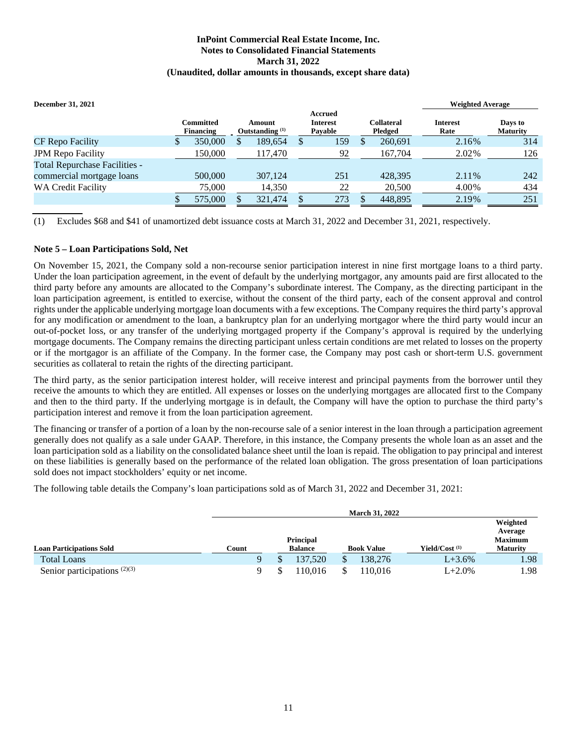**December 31, 2021**

| | Committed Financing | Amount Outstanding (1) | Accrued Interest Payable | Collateral Pledged | Weighted Average Interest Rate | Weighted Average Days to Maturity |
|---|---|---|---|---|---|---|
| CF Repo Facility | $ 350,000 | $ 189,654 | $ 159 | $ 260,691 | 2.16% | 314 |
| JPM Repo Facility | 150,000 | 117,470 | 92 | 167,704 | 2.02% | 126 |
| Total Repurchase Facilities - commercial mortgage loans | 500,000 | 307,124 | 251 | 428,395 | 2.11% | 242 |
| WA Credit Facility | 75,000 | 14,350 | 22 | 20,500 | 4.00% | 434 |
| | $ 575,000 | $ 321,474 | $ 273 | $ 448,895 | 2.19% | 251 |

(1) Excludes $68 and $41 of unamortized debt issuance costs at March 31, 2022 and December 31, 2021, respectively.

### Note 5 – Loan Participations Sold, Net

On November 15, 2021, the Company sold a non-recourse senior participation interest in nine first mortgage loans to a third party. Under the loan participation agreement, in the event of default by the underlying mortgagor, any amounts paid are first allocated to the third party before any amounts are allocated to the Company's subordinate interest. The Company, as the directing participant in the loan participation agreement, is entitled to exercise, without the consent of the third party, each of the consent approval and control rights under the applicable underlying mortgage loan documents with a few exceptions. The Company requires the third party's approval for any modification or amendment to the loan, a bankruptcy plan for an underlying mortgagor where the third party would incur an out-of-pocket loss, or any transfer of the underlying mortgaged property if the Company's approval is required by the underlying mortgage documents. The Company remains the directing participant unless certain conditions are met related to losses on the property or if the mortgagor is an affiliate of the Company. In the former case, the Company may post cash or short-term U.S. government securities as collateral to retain the rights of the directing participant.

The third party, as the senior participation interest holder, will receive interest and principal payments from the borrower until they receive the amounts to which they are entitled. All expenses or losses on the underlying mortgages are allocated first to the Company and then to the third party. If the underlying mortgage is in default, the Company will have the option to purchase the third party's participation interest and remove it from the loan participation agreement.

The financing or transfer of a portion of a loan by the non-recourse sale of a senior interest in the loan through a participation agreement generally does not qualify as a sale under GAAP. Therefore, in this instance, the Company presents the whole loan as an asset and the loan participation sold as a liability on the consolidated balance sheet until the loan is repaid. The obligation to pay principal and interest on these liabilities is generally based on the performance of the related loan obligation. The gross presentation of loan participations sold does not impact stockholders' equity or net income.

The following table details the Company's loan participations sold as of March 31, 2022 and December 31, 2021:

| | March 31, 2022 | | | | |
|---|---|---|---|---|---|
| **Loan Participations Sold** | **Count** | **Principal Balance** | **Book Value** | **Yield/Cost (1)** | **Weighted Average Maximum Maturity** |
| Total Loans | 9 | $ 137,520 | $ 138,276 | L+3.6% | 1.98 |
| Senior participations (2)(3) | 9 | $ 110,016 | $ 110,016 | L+2.0% | 1.98 |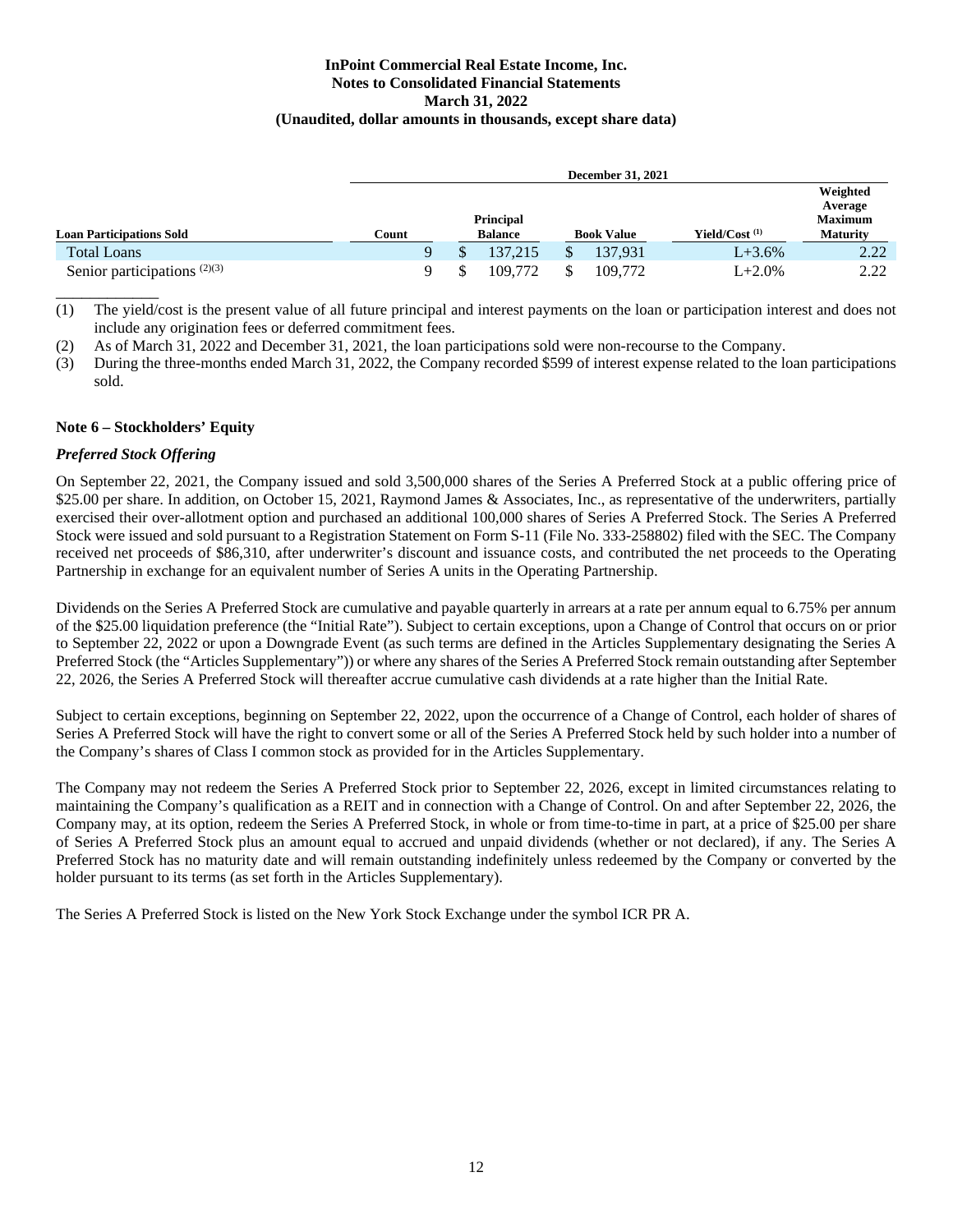| Loan Participations Sold | December 31, 2021 | | | | |
|---|---|---|---|---|---|
| | Count | Principal Balance | Book Value | Yield/Cost [(1)] | Weighted Average Maximum Maturity |
| Total Loans | 9 | $ 137,215 | $ 137,931 | L+3.6% | 2.22 |
| Senior participations [(2)(3)] | 9 | $ 109,772 | $ 109,772 | L+2.0% | 2.22 |

______________

(1) The yield/cost is the present value of all future principal and interest payments on the loan or participation interest and does not include any origination fees or deferred commitment fees.

(2) As of March 31, 2022 and December 31, 2021, the loan participations sold were non-recourse to the Company.

(3) During the three-months ended March 31, 2022, the Company recorded $599 of interest expense related to the loan participations sold.

## Note 6 – Stockholders' Equity

### *Preferred Stock Offering*

On September 22, 2021, the Company issued and sold 3,500,000 shares of the Series A Preferred Stock at a public offering price of $25.00 per share. In addition, on October 15, 2021, Raymond James & Associates, Inc., as representative of the underwriters, partially exercised their over-allotment option and purchased an additional 100,000 shares of Series A Preferred Stock. The Series A Preferred Stock were issued and sold pursuant to a Registration Statement on Form S-11 (File No. 333-258802) filed with the SEC. The Company received net proceeds of $86,310, after underwriter's discount and issuance costs, and contributed the net proceeds to the Operating Partnership in exchange for an equivalent number of Series A units in the Operating Partnership.

Dividends on the Series A Preferred Stock are cumulative and payable quarterly in arrears at a rate per annum equal to 6.75% per annum of the $25.00 liquidation preference (the "Initial Rate"). Subject to certain exceptions, upon a Change of Control that occurs on or prior to September 22, 2022 or upon a Downgrade Event (as such terms are defined in the Articles Supplementary designating the Series A Preferred Stock (the "Articles Supplementary")) or where any shares of the Series A Preferred Stock remain outstanding after September 22, 2026, the Series A Preferred Stock will thereafter accrue cumulative cash dividends at a rate higher than the Initial Rate.

Subject to certain exceptions, beginning on September 22, 2022, upon the occurrence of a Change of Control, each holder of shares of Series A Preferred Stock will have the right to convert some or all of the Series A Preferred Stock held by such holder into a number of the Company's shares of Class I common stock as provided for in the Articles Supplementary.

The Company may not redeem the Series A Preferred Stock prior to September 22, 2026, except in limited circumstances relating to maintaining the Company's qualification as a REIT and in connection with a Change of Control. On and after September 22, 2026, the Company may, at its option, redeem the Series A Preferred Stock, in whole or from time-to-time in part, at a price of $25.00 per share of Series A Preferred Stock plus an amount equal to accrued and unpaid dividends (whether or not declared), if any. The Series A Preferred Stock has no maturity date and will remain outstanding indefinitely unless redeemed by the Company or converted by the holder pursuant to its terms (as set forth in the Articles Supplementary).

The Series A Preferred Stock is listed on the New York Stock Exchange under the symbol ICR PR A.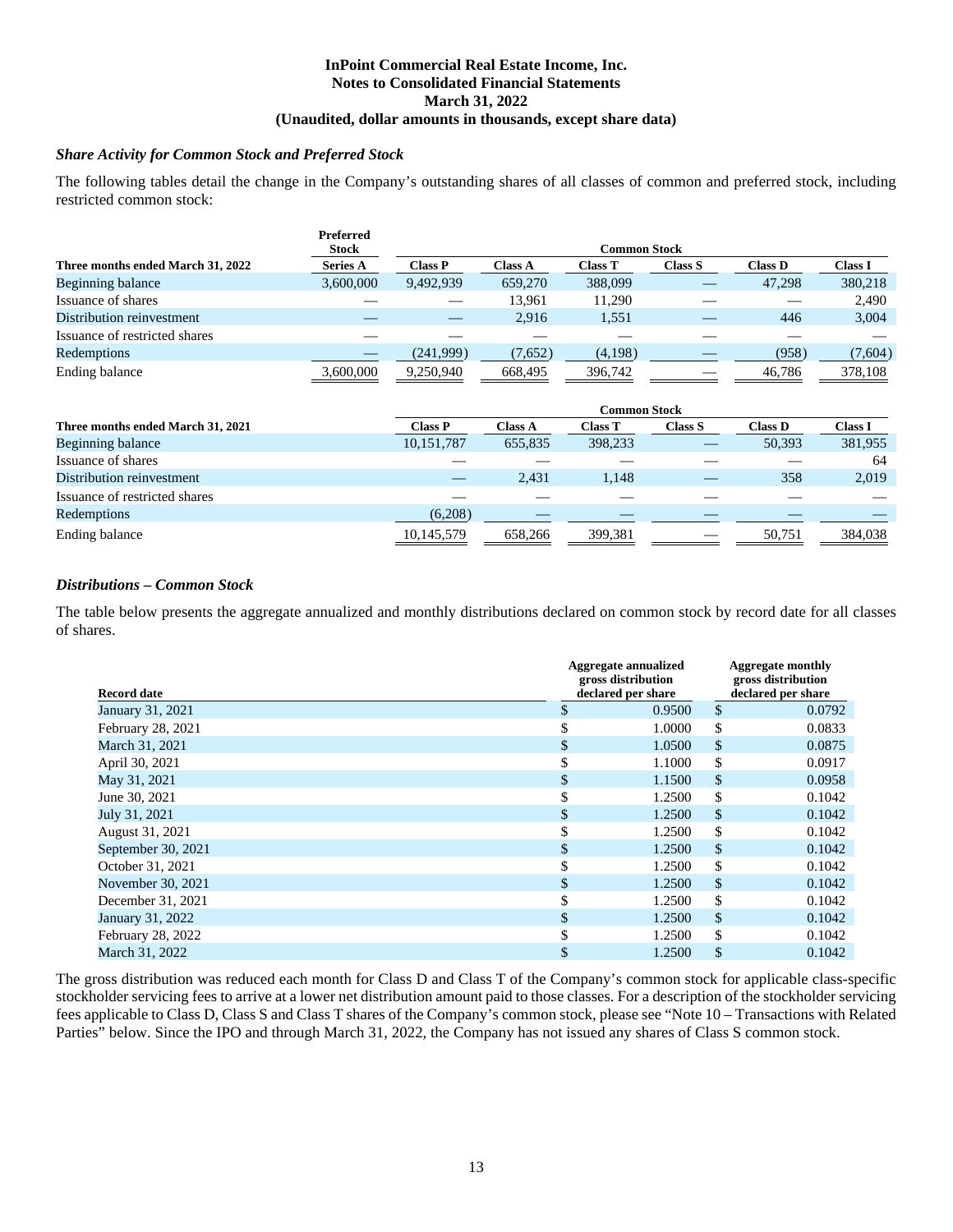# InPoint Commercial Real Estate Income, Inc.
## Notes to Consolidated Financial Statements
## March 31, 2022
## (Unaudited, dollar amounts in thousands, except share data)

### *Share Activity for Common Stock and Preferred Stock*

The following tables detail the change in the Company's outstanding shares of all classes of common and preferred stock, including restricted common stock:

| | Preferred Stock | Common Stock | | | | | |
|---|---|---|---|---|---|---|---|
| **Three months ended March 31, 2022** | **Series A** | **Class P** | **Class A** | **Class T** | **Class S** | **Class D** | **Class I** |
| Beginning balance | 3,600,000 | 9,492,939 | 659,270 | 388,099 | — | 47,298 | 380,218 |
| Issuance of shares | — | — | 13,961 | 11,290 | — | — | 2,490 |
| Distribution reinvestment | — | — | 2,916 | 1,551 | — | 446 | 3,004 |
| Issuance of restricted shares | — | — | — | — | — | — | — |
| Redemptions | — | (241,999) | (7,652) | (4,198) | — | (958) | (7,604) |
| Ending balance | 3,600,000 | 9,250,940 | 668,495 | 396,742 | — | 46,786 | 378,108 |

| | Common Stock | | | | | |
|---|---|---|---|---|---|---|
| **Three months ended March 31, 2021** | **Class P** | **Class A** | **Class T** | **Class S** | **Class D** | **Class I** |
| Beginning balance | 10,151,787 | 655,835 | 398,233 | — | 50,393 | 381,955 |
| Issuance of shares | — | — | — | — | — | 64 |
| Distribution reinvestment | — | 2,431 | 1,148 | — | 358 | 2,019 |
| Issuance of restricted shares | — | — | — | — | — | — |
| Redemptions | (6,208) | — | — | — | — | — |
| Ending balance | 10,145,579 | 658,266 | 399,381 | — | 50,751 | 384,038 |

### *Distributions – Common Stock*

The table below presents the aggregate annualized and monthly distributions declared on common stock by record date for all classes of shares.

| Record date | Aggregate annualized gross distribution declared per share | Aggregate monthly gross distribution declared per share |
|---|---|---|
| January 31, 2021 | $ 0.9500 | $ 0.0792 |
| February 28, 2021 | $ 1.0000 | $ 0.0833 |
| March 31, 2021 | $ 1.0500 | $ 0.0875 |
| April 30, 2021 | $ 1.1000 | $ 0.0917 |
| May 31, 2021 | $ 1.1500 | $ 0.0958 |
| June 30, 2021 | $ 1.2500 | $ 0.1042 |
| July 31, 2021 | $ 1.2500 | $ 0.1042 |
| August 31, 2021 | $ 1.2500 | $ 0.1042 |
| September 30, 2021 | $ 1.2500 | $ 0.1042 |
| October 31, 2021 | $ 1.2500 | $ 0.1042 |
| November 30, 2021 | $ 1.2500 | $ 0.1042 |
| December 31, 2021 | $ 1.2500 | $ 0.1042 |
| January 31, 2022 | $ 1.2500 | $ 0.1042 |
| February 28, 2022 | $ 1.2500 | $ 0.1042 |
| March 31, 2022 | $ 1.2500 | $ 0.1042 |

The gross distribution was reduced each month for Class D and Class T of the Company's common stock for applicable class-specific stockholder servicing fees to arrive at a lower net distribution amount paid to those classes. For a description of the stockholder servicing fees applicable to Class D, Class S and Class T shares of the Company's common stock, please see "Note 10 – Transactions with Related Parties" below. Since the IPO and through March 31, 2022, the Company has not issued any shares of Class S common stock.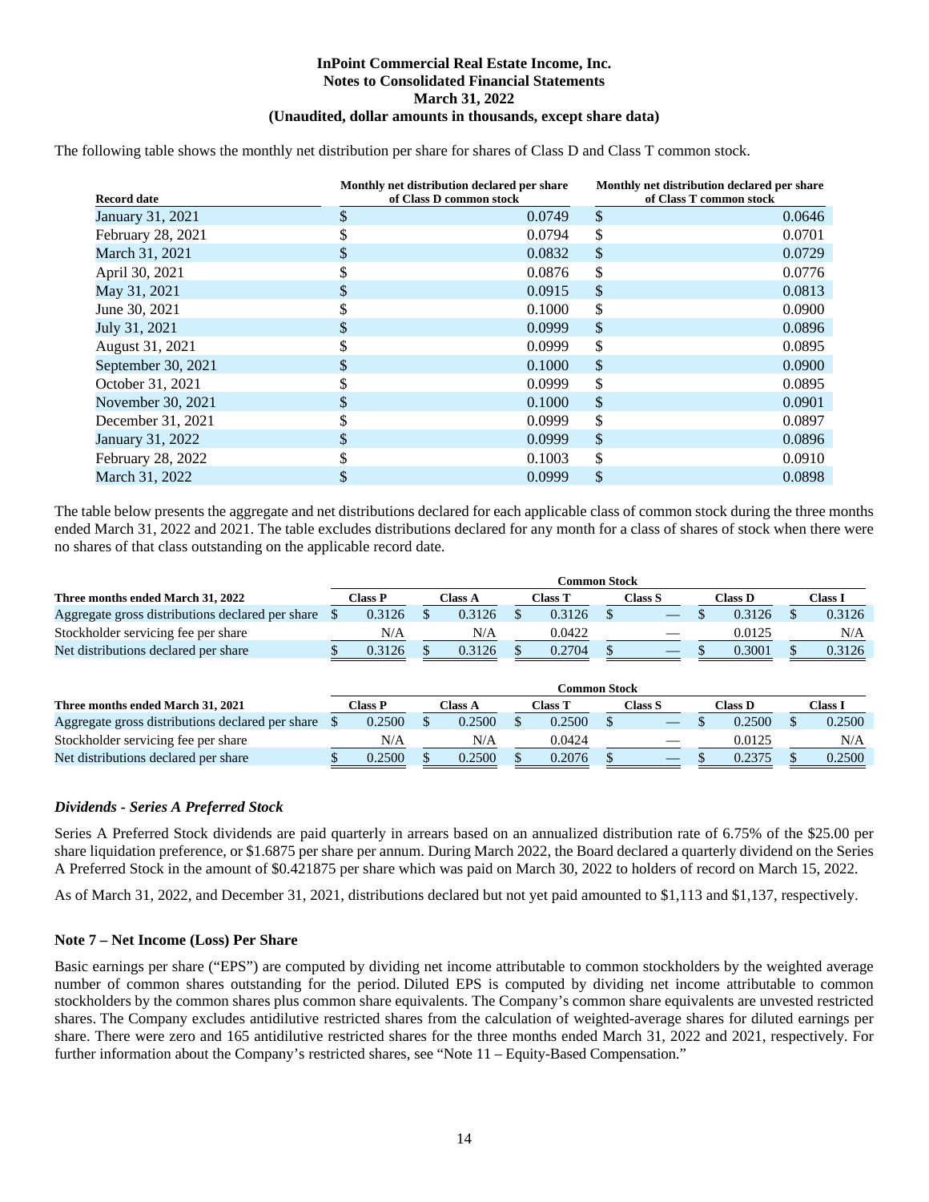The following table shows the monthly net distribution per share for shares of Class D and Class T common stock.

| Record date | Monthly net distribution declared per share of Class D common stock | Monthly net distribution declared per share of Class T common stock |
|---|---|---|
| January 31, 2021 | $ 0.0749 | $ 0.0646 |
| February 28, 2021 | $ 0.0794 | $ 0.0701 |
| March 31, 2021 | $ 0.0832 | $ 0.0729 |
| April 30, 2021 | $ 0.0876 | $ 0.0776 |
| May 31, 2021 | $ 0.0915 | $ 0.0813 |
| June 30, 2021 | $ 0.1000 | $ 0.0900 |
| July 31, 2021 | $ 0.0999 | $ 0.0896 |
| August 31, 2021 | $ 0.0999 | $ 0.0895 |
| September 30, 2021 | $ 0.1000 | $ 0.0900 |
| October 31, 2021 | $ 0.0999 | $ 0.0895 |
| November 30, 2021 | $ 0.1000 | $ 0.0901 |
| December 31, 2021 | $ 0.0999 | $ 0.0897 |
| January 31, 2022 | $ 0.0999 | $ 0.0896 |
| February 28, 2022 | $ 0.1003 | $ 0.0910 |
| March 31, 2022 | $ 0.0999 | $ 0.0898 |

The table below presents the aggregate and net distributions declared for each applicable class of common stock during the three months ended March 31, 2022 and 2021. The table excludes distributions declared for any month for a class of shares of stock when there were no shares of that class outstanding on the applicable record date.

| | Common Stock | | | | | |
|---|---|---|---|---|---|---|
| **Three months ended March 31, 2022** | **Class P** | **Class A** | **Class T** | **Class S** | **Class D** | **Class I** |
| Aggregate gross distributions declared per share | $ 0.3126 | $ 0.3126 | $ 0.3126 | $ — | $ 0.3126 | $ 0.3126 |
| Stockholder servicing fee per share | N/A | N/A | 0.0422 | — | 0.0125 | N/A |
| Net distributions declared per share | $ 0.3126 | $ 0.3126 | $ 0.2704 | $ — | $ 0.3001 | $ 0.3126 |

| | Common Stock | | | | | |
|---|---|---|---|---|---|---|
| **Three months ended March 31, 2021** | **Class P** | **Class A** | **Class T** | **Class S** | **Class D** | **Class I** |
| Aggregate gross distributions declared per share | $ 0.2500 | $ 0.2500 | $ 0.2500 | $ — | $ 0.2500 | $ 0.2500 |
| Stockholder servicing fee per share | N/A | N/A | 0.0424 | — | 0.0125 | N/A |
| Net distributions declared per share | $ 0.2500 | $ 0.2500 | $ 0.2076 | $ — | $ 0.2375 | $ 0.2500 |

### *Dividends - Series A Preferred Stock*

Series A Preferred Stock dividends are paid quarterly in arrears based on an annualized distribution rate of 6.75% of the $25.00 per share liquidation preference, or $1.6875 per share per annum. During March 2022, the Board declared a quarterly dividend on the Series A Preferred Stock in the amount of $0.421875 per share which was paid on March 30, 2022 to holders of record on March 15, 2022.

As of March 31, 2022, and December 31, 2021, distributions declared but not yet paid amounted to $1,113 and $1,137, respectively.

## Note 7 – Net Income (Loss) Per Share

Basic earnings per share ("EPS") are computed by dividing net income attributable to common stockholders by the weighted average number of common shares outstanding for the period. Diluted EPS is computed by dividing net income attributable to common stockholders by the common shares plus common share equivalents. The Company's common share equivalents are unvested restricted shares. The Company excludes antidilutive restricted shares from the calculation of weighted-average shares for diluted earnings per share. There were zero and 165 antidilutive restricted shares for the three months ended March 31, 2022 and 2021, respectively. For further information about the Company's restricted shares, see "Note 11 – Equity-Based Compensation."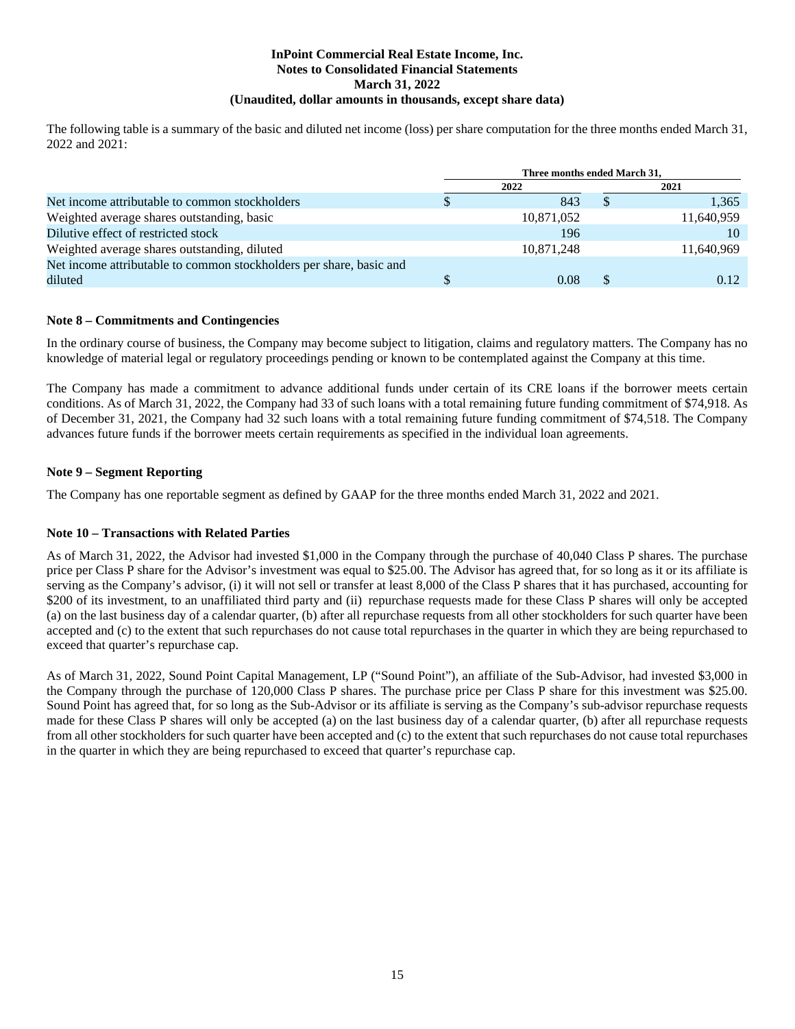The following table is a summary of the basic and diluted net income (loss) per share computation for the three months ended March 31, 2022 and 2021:

| | Three months ended March 31, | |
|---|---|---|
| | 2022 | 2021 |
| Net income attributable to common stockholders | $ 843 | $ 1,365 |
| Weighted average shares outstanding, basic | 10,871,052 | 11,640,959 |
| Dilutive effect of restricted stock | 196 | 10 |
| Weighted average shares outstanding, diluted | 10,871,248 | 11,640,969 |
| Net income attributable to common stockholders per share, basic and diluted | $ 0.08 | $ 0.12 |

### Note 8 – Commitments and Contingencies

In the ordinary course of business, the Company may become subject to litigation, claims and regulatory matters. The Company has no knowledge of material legal or regulatory proceedings pending or known to be contemplated against the Company at this time.

The Company has made a commitment to advance additional funds under certain of its CRE loans if the borrower meets certain conditions. As of March 31, 2022, the Company had 33 of such loans with a total remaining future funding commitment of $74,918. As of December 31, 2021, the Company had 32 such loans with a total remaining future funding commitment of $74,518. The Company advances future funds if the borrower meets certain requirements as specified in the individual loan agreements.

### Note 9 – Segment Reporting

The Company has one reportable segment as defined by GAAP for the three months ended March 31, 2022 and 2021.

### Note 10 – Transactions with Related Parties

As of March 31, 2022, the Advisor had invested $1,000 in the Company through the purchase of 40,040 Class P shares. The purchase price per Class P share for the Advisor's investment was equal to $25.00. The Advisor has agreed that, for so long as it or its affiliate is serving as the Company's advisor, (i) it will not sell or transfer at least 8,000 of the Class P shares that it has purchased, accounting for $200 of its investment, to an unaffiliated third party and (ii) repurchase requests made for these Class P shares will only be accepted (a) on the last business day of a calendar quarter, (b) after all repurchase requests from all other stockholders for such quarter have been accepted and (c) to the extent that such repurchases do not cause total repurchases in the quarter in which they are being repurchased to exceed that quarter's repurchase cap.

As of March 31, 2022, Sound Point Capital Management, LP ("Sound Point"), an affiliate of the Sub-Advisor, had invested $3,000 in the Company through the purchase of 120,000 Class P shares. The purchase price per Class P share for this investment was $25.00. Sound Point has agreed that, for so long as the Sub-Advisor or its affiliate is serving as the Company's sub-advisor repurchase requests made for these Class P shares will only be accepted (a) on the last business day of a calendar quarter, (b) after all repurchase requests from all other stockholders for such quarter have been accepted and (c) to the extent that such repurchases do not cause total repurchases in the quarter in which they are being repurchased to exceed that quarter's repurchase cap.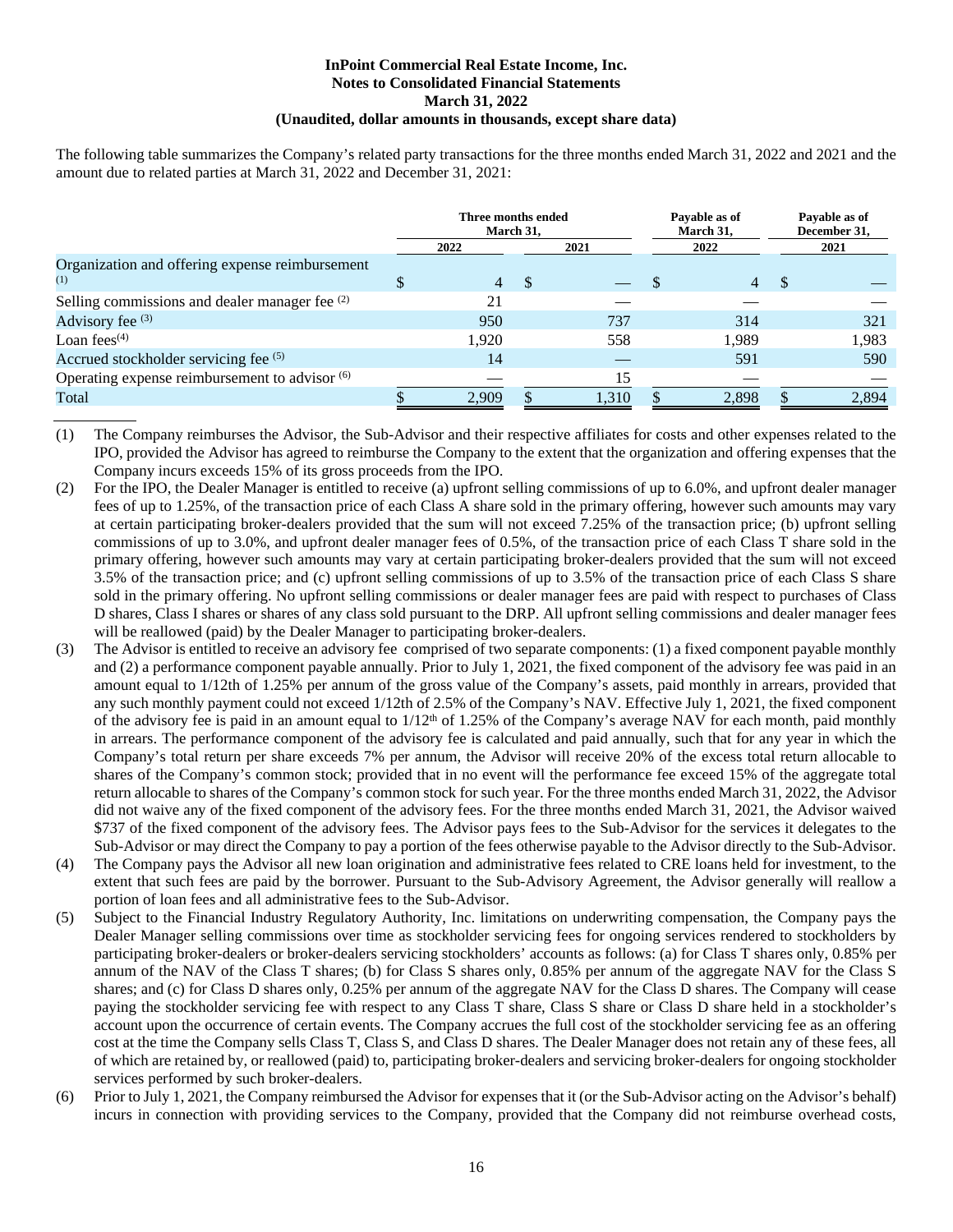The following table summarizes the Company's related party transactions for the three months ended March 31, 2022 and 2021 and the amount due to related parties at March 31, 2022 and December 31, 2021:

| | Three months ended March 31, | | Payable as of March 31, | Payable as of December 31, |
|---|---|---|---|---|
| | 2022 | 2021 | 2022 | 2021 |
| Organization and offering expense reimbursement [(1)] | $ 4 | $ — | $ 4 | $ — |
| Selling commissions and dealer manager fee [(2)] | 21 | — | — | — |
| Advisory fee [(3)] | 950 | 737 | 314 | 321 |
| Loan fees[(4)] | 1,920 | 558 | 1,989 | 1,983 |
| Accrued stockholder servicing fee [(5)] | 14 | — | 591 | 590 |
| Operating expense reimbursement to advisor [(6)] | — | 15 | — | — |
| Total | $ 2,909 | $ 1,310 | $ 2,898 | $ 2,894 |

(1) The Company reimburses the Advisor, the Sub-Advisor and their respective affiliates for costs and other expenses related to the IPO, provided the Advisor has agreed to reimburse the Company to the extent that the organization and offering expenses that the Company incurs exceeds 15% of its gross proceeds from the IPO.

(2) For the IPO, the Dealer Manager is entitled to receive (a) upfront selling commissions of up to 6.0%, and upfront dealer manager fees of up to 1.25%, of the transaction price of each Class A share sold in the primary offering, however such amounts may vary at certain participating broker-dealers provided that the sum will not exceed 7.25% of the transaction price; (b) upfront selling commissions of up to 3.0%, and upfront dealer manager fees of 0.5%, of the transaction price of each Class T share sold in the primary offering, however such amounts may vary at certain participating broker-dealers provided that the sum will not exceed 3.5% of the transaction price; and (c) upfront selling commissions of up to 3.5% of the transaction price of each Class S share sold in the primary offering. No upfront selling commissions or dealer manager fees are paid with respect to purchases of Class D shares, Class I shares or shares of any class sold pursuant to the DRP. All upfront selling commissions and dealer manager fees will be reallowed (paid) by the Dealer Manager to participating broker-dealers.

(3) The Advisor is entitled to receive an advisory fee comprised of two separate components: (1) a fixed component payable monthly and (2) a performance component payable annually. Prior to July 1, 2021, the fixed component of the advisory fee was paid in an amount equal to 1/12th of 1.25% per annum of the gross value of the Company's assets, paid monthly in arrears, provided that any such monthly payment could not exceed 1/12th of 2.5% of the Company's NAV. Effective July 1, 2021, the fixed component of the advisory fee is paid in an amount equal to 1/12th of 1.25% of the Company's average NAV for each month, paid monthly in arrears. The performance component of the advisory fee is calculated and paid annually, such that for any year in which the Company's total return per share exceeds 7% per annum, the Advisor will receive 20% of the excess total return allocable to shares of the Company's common stock; provided that in no event will the performance fee exceed 15% of the aggregate total return allocable to shares of the Company's common stock for such year. For the three months ended March 31, 2022, the Advisor did not waive any of the fixed component of the advisory fees. For the three months ended March 31, 2021, the Advisor waived $737 of the fixed component of the advisory fees. The Advisor pays fees to the Sub-Advisor for the services it delegates to the Sub-Advisor or may direct the Company to pay a portion of the fees otherwise payable to the Advisor directly to the Sub-Advisor.

(4) The Company pays the Advisor all new loan origination and administrative fees related to CRE loans held for investment, to the extent that such fees are paid by the borrower. Pursuant to the Sub-Advisory Agreement, the Advisor generally will reallow a portion of loan fees and all administrative fees to the Sub-Advisor.

(5) Subject to the Financial Industry Regulatory Authority, Inc. limitations on underwriting compensation, the Company pays the Dealer Manager selling commissions over time as stockholder servicing fees for ongoing services rendered to stockholders by participating broker-dealers or broker-dealers servicing stockholders' accounts as follows: (a) for Class T shares only, 0.85% per annum of the NAV of the Class T shares; (b) for Class S shares only, 0.85% per annum of the aggregate NAV for the Class S shares; and (c) for Class D shares only, 0.25% per annum of the aggregate NAV for the Class D shares. The Company will cease paying the stockholder servicing fee with respect to any Class T share, Class S share or Class D share held in a stockholder's account upon the occurrence of certain events. The Company accrues the full cost of the stockholder servicing fee as an offering cost at the time the Company sells Class T, Class S, and Class D shares. The Dealer Manager does not retain any of these fees, all of which are retained by, or reallowed (paid) to, participating broker-dealers and servicing broker-dealers for ongoing stockholder services performed by such broker-dealers.

(6) Prior to July 1, 2021, the Company reimbursed the Advisor for expenses that it (or the Sub-Advisor acting on the Advisor's behalf) incurs in connection with providing services to the Company, provided that the Company did not reimburse overhead costs,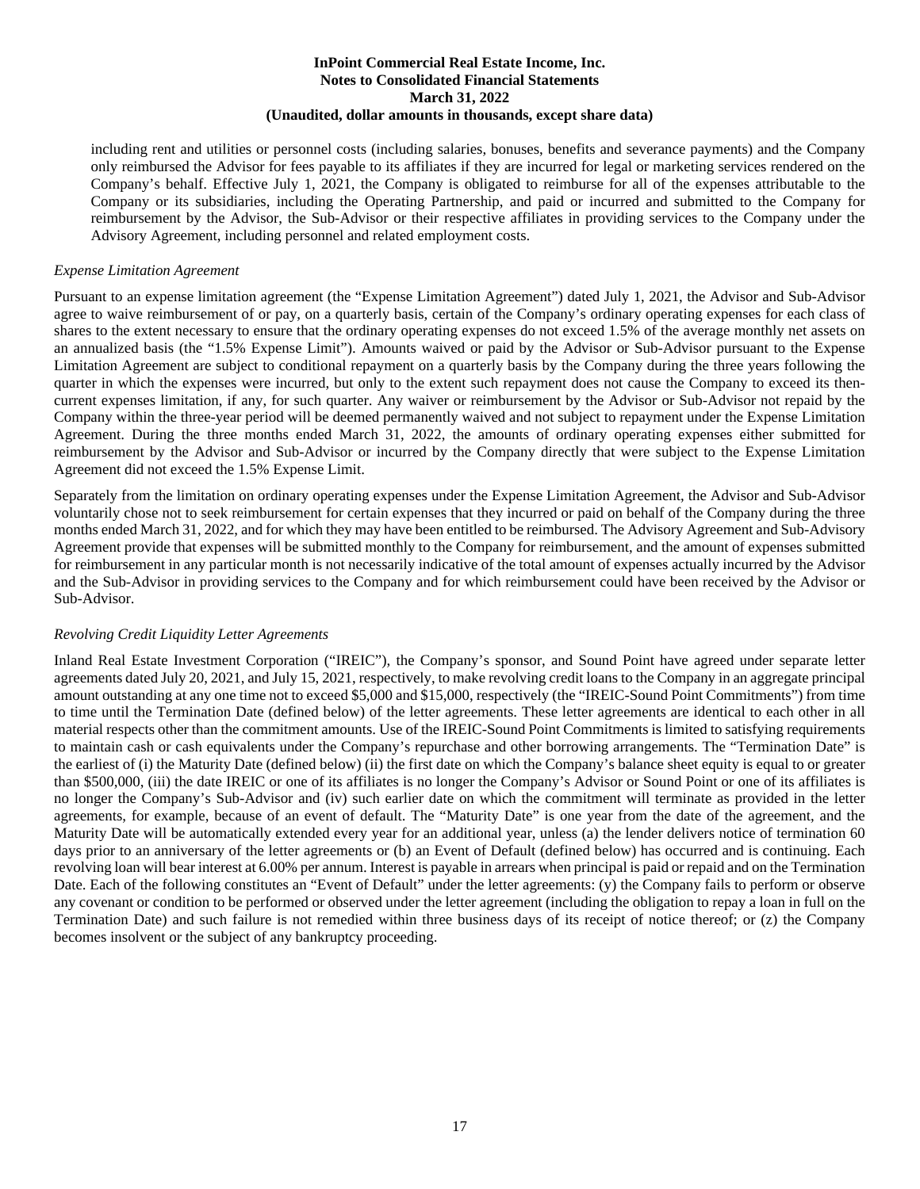including rent and utilities or personnel costs (including salaries, bonuses, benefits and severance payments) and the Company only reimbursed the Advisor for fees payable to its affiliates if they are incurred for legal or marketing services rendered on the Company's behalf. Effective July 1, 2021, the Company is obligated to reimburse for all of the expenses attributable to the Company or its subsidiaries, including the Operating Partnership, and paid or incurred and submitted to the Company for reimbursement by the Advisor, the Sub-Advisor or their respective affiliates in providing services to the Company under the Advisory Agreement, including personnel and related employment costs.

*Expense Limitation Agreement*

Pursuant to an expense limitation agreement (the "Expense Limitation Agreement") dated July 1, 2021, the Advisor and Sub-Advisor agree to waive reimbursement of or pay, on a quarterly basis, certain of the Company's ordinary operating expenses for each class of shares to the extent necessary to ensure that the ordinary operating expenses do not exceed 1.5% of the average monthly net assets on an annualized basis (the "1.5% Expense Limit"). Amounts waived or paid by the Advisor or Sub-Advisor pursuant to the Expense Limitation Agreement are subject to conditional repayment on a quarterly basis by the Company during the three years following the quarter in which the expenses were incurred, but only to the extent such repayment does not cause the Company to exceed its then-current expenses limitation, if any, for such quarter. Any waiver or reimbursement by the Advisor or Sub-Advisor not repaid by the Company within the three-year period will be deemed permanently waived and not subject to repayment under the Expense Limitation Agreement. During the three months ended March 31, 2022, the amounts of ordinary operating expenses either submitted for reimbursement by the Advisor and Sub-Advisor or incurred by the Company directly that were subject to the Expense Limitation Agreement did not exceed the 1.5% Expense Limit.

Separately from the limitation on ordinary operating expenses under the Expense Limitation Agreement, the Advisor and Sub-Advisor voluntarily chose not to seek reimbursement for certain expenses that they incurred or paid on behalf of the Company during the three months ended March 31, 2022, and for which they may have been entitled to be reimbursed. The Advisory Agreement and Sub-Advisory Agreement provide that expenses will be submitted monthly to the Company for reimbursement, and the amount of expenses submitted for reimbursement in any particular month is not necessarily indicative of the total amount of expenses actually incurred by the Advisor and the Sub-Advisor in providing services to the Company and for which reimbursement could have been received by the Advisor or Sub-Advisor.

*Revolving Credit Liquidity Letter Agreements*

Inland Real Estate Investment Corporation ("IREIC"), the Company's sponsor, and Sound Point have agreed under separate letter agreements dated July 20, 2021, and July 15, 2021, respectively, to make revolving credit loans to the Company in an aggregate principal amount outstanding at any one time not to exceed $5,000 and $15,000, respectively (the "IREIC-Sound Point Commitments") from time to time until the Termination Date (defined below) of the letter agreements. These letter agreements are identical to each other in all material respects other than the commitment amounts. Use of the IREIC-Sound Point Commitments is limited to satisfying requirements to maintain cash or cash equivalents under the Company's repurchase and other borrowing arrangements. The "Termination Date" is the earliest of (i) the Maturity Date (defined below) (ii) the first date on which the Company's balance sheet equity is equal to or greater than $500,000, (iii) the date IREIC or one of its affiliates is no longer the Company's Advisor or Sound Point or one of its affiliates is no longer the Company's Sub-Advisor and (iv) such earlier date on which the commitment will terminate as provided in the letter agreements, for example, because of an event of default. The "Maturity Date" is one year from the date of the agreement, and the Maturity Date will be automatically extended every year for an additional year, unless (a) the lender delivers notice of termination 60 days prior to an anniversary of the letter agreements or (b) an Event of Default (defined below) has occurred and is continuing. Each revolving loan will bear interest at 6.00% per annum. Interest is payable in arrears when principal is paid or repaid and on the Termination Date. Each of the following constitutes an "Event of Default" under the letter agreements: (y) the Company fails to perform or observe any covenant or condition to be performed or observed under the letter agreement (including the obligation to repay a loan in full on the Termination Date) and such failure is not remedied within three business days of its receipt of notice thereof; or (z) the Company becomes insolvent or the subject of any bankruptcy proceeding.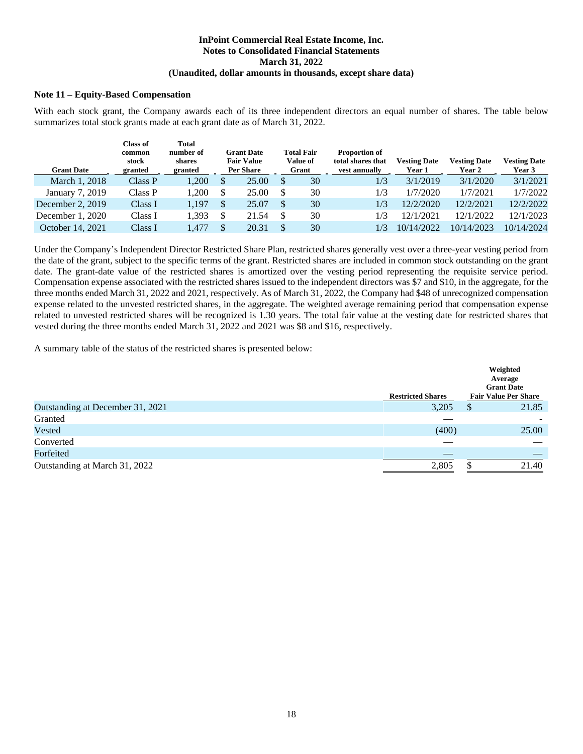InPoint Commercial Real Estate Income, Inc.
Notes to Consolidated Financial Statements
March 31, 2022
(Unaudited, dollar amounts in thousands, except share data)

### Note 11 – Equity-Based Compensation

With each stock grant, the Company awards each of its three independent directors an equal number of shares. The table below summarizes total stock grants made at each grant date as of March 31, 2022.

| Grant Date | Class of common stock granted | Total number of shares granted | Grant Date Fair Value Per Share | Total Fair Value of Grant | Proportion of total shares that vest annually | Vesting Date Year 1 | Vesting Date Year 2 | Vesting Date Year 3 |
|---|---|---|---|---|---|---|---|---|
| March 1, 2018 | Class P | 1,200 | $ 25.00 | $ 30 | 1/3 | 3/1/2019 | 3/1/2020 | 3/1/2021 |
| January 7, 2019 | Class P | 1,200 | $ 25.00 | $ 30 | 1/3 | 1/7/2020 | 1/7/2021 | 1/7/2022 |
| December 2, 2019 | Class I | 1,197 | $ 25.07 | $ 30 | 1/3 | 12/2/2020 | 12/2/2021 | 12/2/2022 |
| December 1, 2020 | Class I | 1,393 | $ 21.54 | $ 30 | 1/3 | 12/1/2021 | 12/1/2022 | 12/1/2023 |
| October 14, 2021 | Class I | 1,477 | $ 20.31 | $ 30 | 1/3 | 10/14/2022 | 10/14/2023 | 10/14/2024 |

Under the Company's Independent Director Restricted Share Plan, restricted shares generally vest over a three-year vesting period from the date of the grant, subject to the specific terms of the grant. Restricted shares are included in common stock outstanding on the grant date. The grant-date value of the restricted shares is amortized over the vesting period representing the requisite service period. Compensation expense associated with the restricted shares issued to the independent directors was $7 and $10, in the aggregate, for the three months ended March 31, 2022 and 2021, respectively. As of March 31, 2022, the Company had $48 of unrecognized compensation expense related to the unvested restricted shares, in the aggregate. The weighted average remaining period that compensation expense related to unvested restricted shares will be recognized is 1.30 years. The total fair value at the vesting date for restricted shares that vested during the three months ended March 31, 2022 and 2021 was $8 and $16, respectively.

A summary table of the status of the restricted shares is presented below:

| | Restricted Shares | Weighted Average Grant Date Fair Value Per Share |
|---|---|---|
| Outstanding at December 31, 2021 | 3,205 | $ 21.85 |
| Granted | — | - |
| Vested | (400) | 25.00 |
| Converted | — | — |
| Forfeited | — | — |
| Outstanding at March 31, 2022 | 2,805 | $ 21.40 |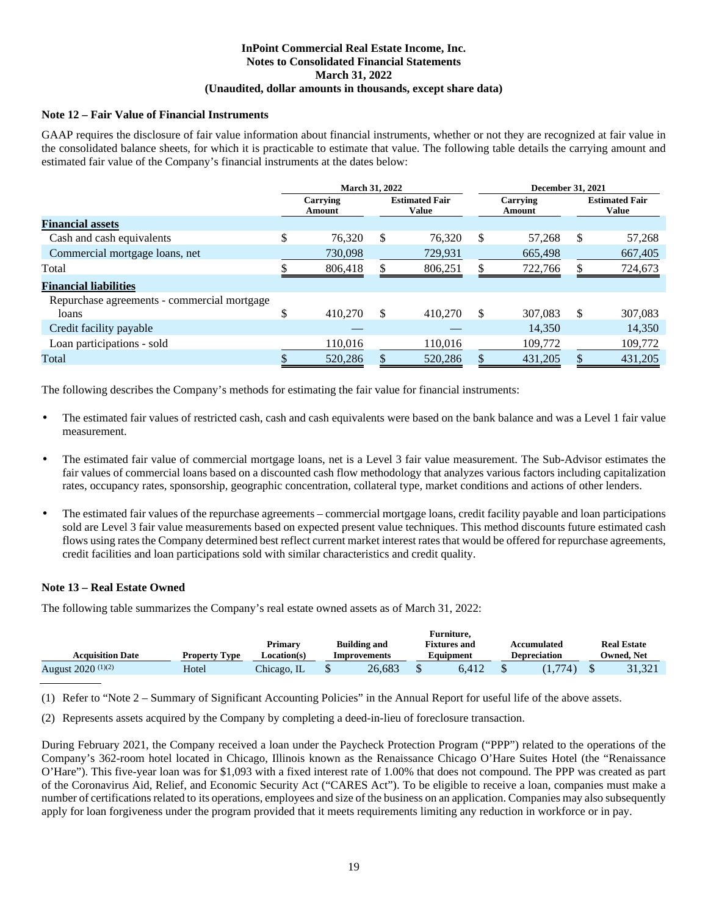### Note 12 – Fair Value of Financial Instruments

GAAP requires the disclosure of fair value information about financial instruments, whether or not they are recognized at fair value in the consolidated balance sheets, for which it is practicable to estimate that value. The following table details the carrying amount and estimated fair value of the Company's financial instruments at the dates below:

| | March 31, 2022 | | December 31, 2021 | |
|---|---|---|---|---|
| | Carrying Amount | Estimated Fair Value | Carrying Amount | Estimated Fair Value |
| **Financial assets** | | | | |
| Cash and cash equivalents | $ 76,320 | $ 76,320 | $ 57,268 | $ 57,268 |
| Commercial mortgage loans, net | 730,098 | 729,931 | 665,498 | 667,405 |
| Total | $ 806,418 | $ 806,251 | $ 722,766 | $ 724,673 |
| **Financial liabilities** | | | | |
| Repurchase agreements - commercial mortgage loans | $ 410,270 | $ 410,270 | $ 307,083 | $ 307,083 |
| Credit facility payable | — | — | 14,350 | 14,350 |
| Loan participations - sold | 110,016 | 110,016 | 109,772 | 109,772 |
| Total | $ 520,286 | $ 520,286 | $ 431,205 | $ 431,205 |

The following describes the Company's methods for estimating the fair value for financial instruments:

- The estimated fair values of restricted cash, cash and cash equivalents were based on the bank balance and was a Level 1 fair value measurement.
- The estimated fair value of commercial mortgage loans, net is a Level 3 fair value measurement. The Sub-Advisor estimates the fair values of commercial loans based on a discounted cash flow methodology that analyzes various factors including capitalization rates, occupancy rates, sponsorship, geographic concentration, collateral type, market conditions and actions of other lenders.
- The estimated fair values of the repurchase agreements – commercial mortgage loans, credit facility payable and loan participations sold are Level 3 fair value measurements based on expected present value techniques. This method discounts future estimated cash flows using rates the Company determined best reflect current market interest rates that would be offered for repurchase agreements, credit facilities and loan participations sold with similar characteristics and credit quality.

### Note 13 – Real Estate Owned

The following table summarizes the Company's real estate owned assets as of March 31, 2022:

| Acquisition Date | Property Type | Primary Location(s) | Building and Improvements | Furniture, Fixtures and Equipment | Accumulated Depreciation | Real Estate Owned, Net |
|---|---|---|---|---|---|---|
| August 2020 (1)(2) | Hotel | Chicago, IL | $ 26,683 | $ 6,412 | $ (1,774) | $ 31,321 |

(1) Refer to "Note 2 – Summary of Significant Accounting Policies" in the Annual Report for useful life of the above assets.

(2) Represents assets acquired by the Company by completing a deed-in-lieu of foreclosure transaction.

During February 2021, the Company received a loan under the Paycheck Protection Program ("PPP") related to the operations of the Company's 362-room hotel located in Chicago, Illinois known as the Renaissance Chicago O'Hare Suites Hotel (the "Renaissance O'Hare"). This five-year loan was for $1,093 with a fixed interest rate of 1.00% that does not compound. The PPP was created as part of the Coronavirus Aid, Relief, and Economic Security Act ("CARES Act"). To be eligible to receive a loan, companies must make a number of certifications related to its operations, employees and size of the business on an application. Companies may also subsequently apply for loan forgiveness under the program provided that it meets requirements limiting any reduction in workforce or in pay.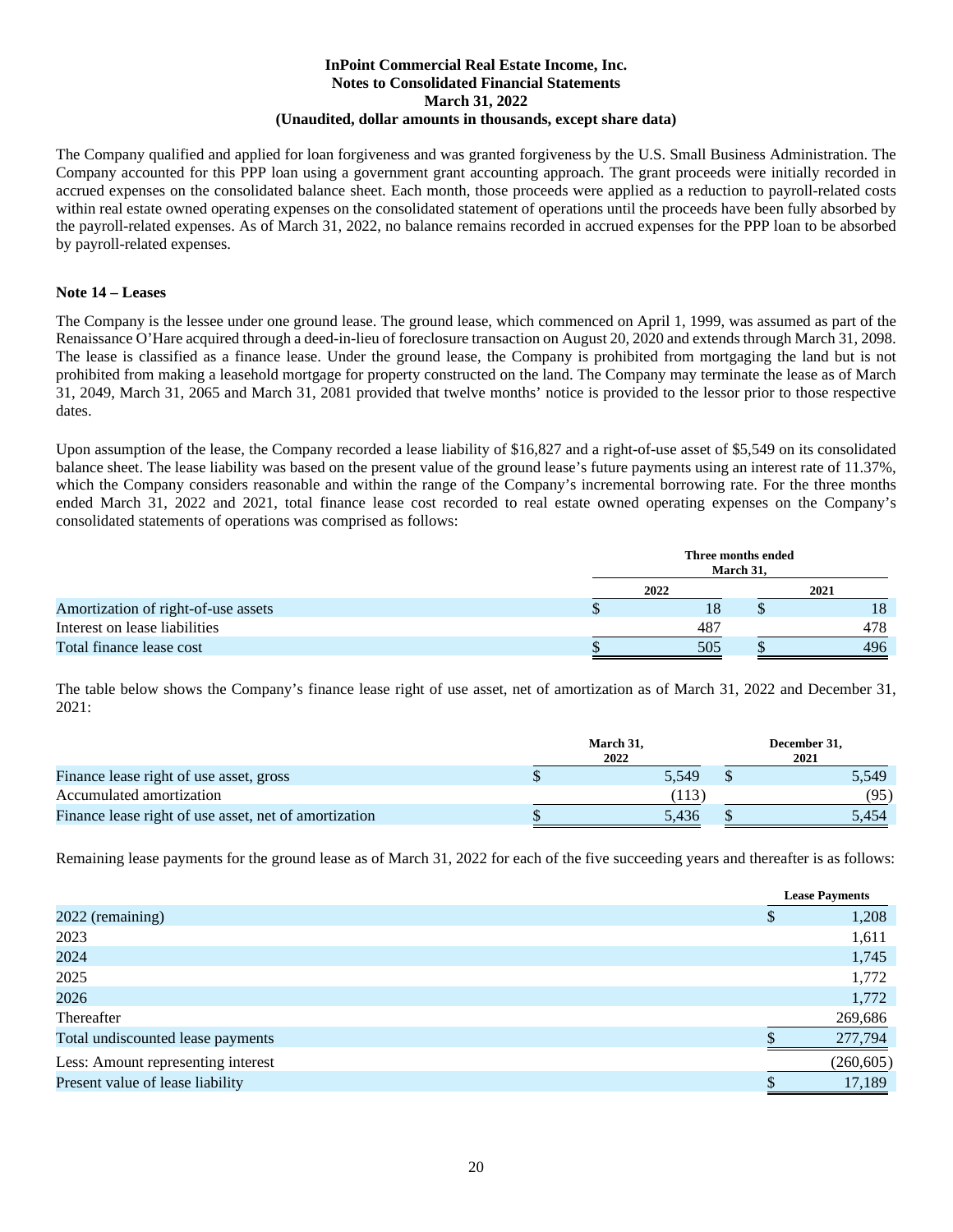The Company qualified and applied for loan forgiveness and was granted forgiveness by the U.S. Small Business Administration. The Company accounted for this PPP loan using a government grant accounting approach. The grant proceeds were initially recorded in accrued expenses on the consolidated balance sheet. Each month, those proceeds were applied as a reduction to payroll-related costs within real estate owned operating expenses on the consolidated statement of operations until the proceeds have been fully absorbed by the payroll-related expenses. As of March 31, 2022, no balance remains recorded in accrued expenses for the PPP loan to be absorbed by payroll-related expenses.

## Note 14 – Leases

The Company is the lessee under one ground lease. The ground lease, which commenced on April 1, 1999, was assumed as part of the Renaissance O'Hare acquired through a deed-in-lieu of foreclosure transaction on August 20, 2020 and extends through March 31, 2098. The lease is classified as a finance lease. Under the ground lease, the Company is prohibited from mortgaging the land but is not prohibited from making a leasehold mortgage for property constructed on the land. The Company may terminate the lease as of March 31, 2049, March 31, 2065 and March 31, 2081 provided that twelve months' notice is provided to the lessor prior to those respective dates.

Upon assumption of the lease, the Company recorded a lease liability of $16,827 and a right-of-use asset of $5,549 on its consolidated balance sheet. The lease liability was based on the present value of the ground lease's future payments using an interest rate of 11.37%, which the Company considers reasonable and within the range of the Company's incremental borrowing rate. For the three months ended March 31, 2022 and 2021, total finance lease cost recorded to real estate owned operating expenses on the Company's consolidated statements of operations was comprised as follows:

| | Three months ended March 31, | |
|---|---|---|
| | 2022 | 2021 |
| Amortization of right-of-use assets | $ 18 | $ 18 |
| Interest on lease liabilities | 487 | 478 |
| Total finance lease cost | $ 505 | $ 496 |

The table below shows the Company's finance lease right of use asset, net of amortization as of March 31, 2022 and December 31, 2021:

| | March 31, 2022 | December 31, 2021 |
|---|---|---|
| Finance lease right of use asset, gross | $ 5,549 | $ 5,549 |
| Accumulated amortization | (113) | (95) |
| Finance lease right of use asset, net of amortization | $ 5,436 | $ 5,454 |

Remaining lease payments for the ground lease as of March 31, 2022 for each of the five succeeding years and thereafter is as follows:

| | Lease Payments |
|---|---|
| 2022 (remaining) | $ 1,208 |
| 2023 | 1,611 |
| 2024 | 1,745 |
| 2025 | 1,772 |
| 2026 | 1,772 |
| Thereafter | 269,686 |
| Total undiscounted lease payments | $ 277,794 |
| Less: Amount representing interest | (260,605) |
| Present value of lease liability | $ 17,189 |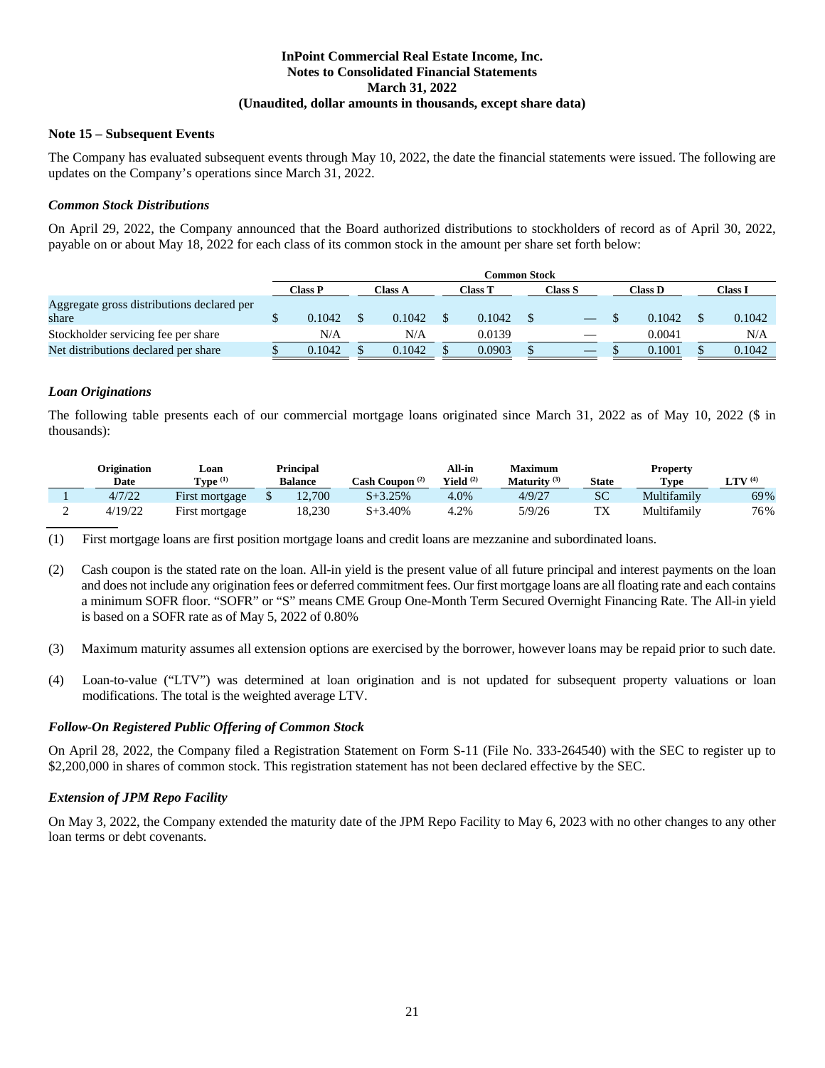**InPoint Commercial Real Estate Income, Inc.**
**Notes to Consolidated Financial Statements**
**March 31, 2022**
**(Unaudited, dollar amounts in thousands, except share data)**

## Note 15 – Subsequent Events

The Company has evaluated subsequent events through May 10, 2022, the date the financial statements were issued. The following are updates on the Company's operations since March 31, 2022.

### *Common Stock Distributions*

On April 29, 2022, the Company announced that the Board authorized distributions to stockholders of record as of April 30, 2022, payable on or about May 18, 2022 for each class of its common stock in the amount per share set forth below:

| | Common Stock | | | | | |
|---|---|---|---|---|---|---|
| | Class P | Class A | Class T | Class S | Class D | Class I |
| Aggregate gross distributions declared per share | $ 0.1042 | $ 0.1042 | $ 0.1042 | $ — | $ 0.1042 | $ 0.1042 |
| Stockholder servicing fee per share | N/A | N/A | 0.0139 | — | 0.0041 | N/A |
| Net distributions declared per share | $ 0.1042 | $ 0.1042 | $ 0.0903 | $ — | $ 0.1001 | $ 0.1042 |

### *Loan Originations*

The following table presents each of our commercial mortgage loans originated since March 31, 2022 as of May 10, 2022 ($ in thousands):

| | Origination Date | Loan Type [(1)] | Principal Balance | Cash Coupon [(2)] | All-in Yield [(2)] | Maximum Maturity [(3)] | State | Property Type | LTV [(4)] |
|---|---|---|---|---|---|---|---|---|---|
| 1 | 4/7/22 | First mortgage | $ 12,700 | S+3.25% | 4.0% | 4/9/27 | SC | Multifamily | 69% |
| 2 | 4/19/22 | First mortgage | 18,230 | S+3.40% | 4.2% | 5/9/26 | TX | Multifamily | 76% |

(1) First mortgage loans are first position mortgage loans and credit loans are mezzanine and subordinated loans.

(2) Cash coupon is the stated rate on the loan. All-in yield is the present value of all future principal and interest payments on the loan and does not include any origination fees or deferred commitment fees. Our first mortgage loans are all floating rate and each contains a minimum SOFR floor. "SOFR" or "S" means CME Group One-Month Term Secured Overnight Financing Rate. The All-in yield is based on a SOFR rate as of May 5, 2022 of 0.80%

(3) Maximum maturity assumes all extension options are exercised by the borrower, however loans may be repaid prior to such date.

(4) Loan-to-value ("LTV") was determined at loan origination and is not updated for subsequent property valuations or loan modifications. The total is the weighted average LTV.

### *Follow-On Registered Public Offering of Common Stock*

On April 28, 2022, the Company filed a Registration Statement on Form S-11 (File No. 333-264540) with the SEC to register up to $2,200,000 in shares of common stock. This registration statement has not been declared effective by the SEC.

### *Extension of JPM Repo Facility*

On May 3, 2022, the Company extended the maturity date of the JPM Repo Facility to May 6, 2023 with no other changes to any other loan terms or debt covenants.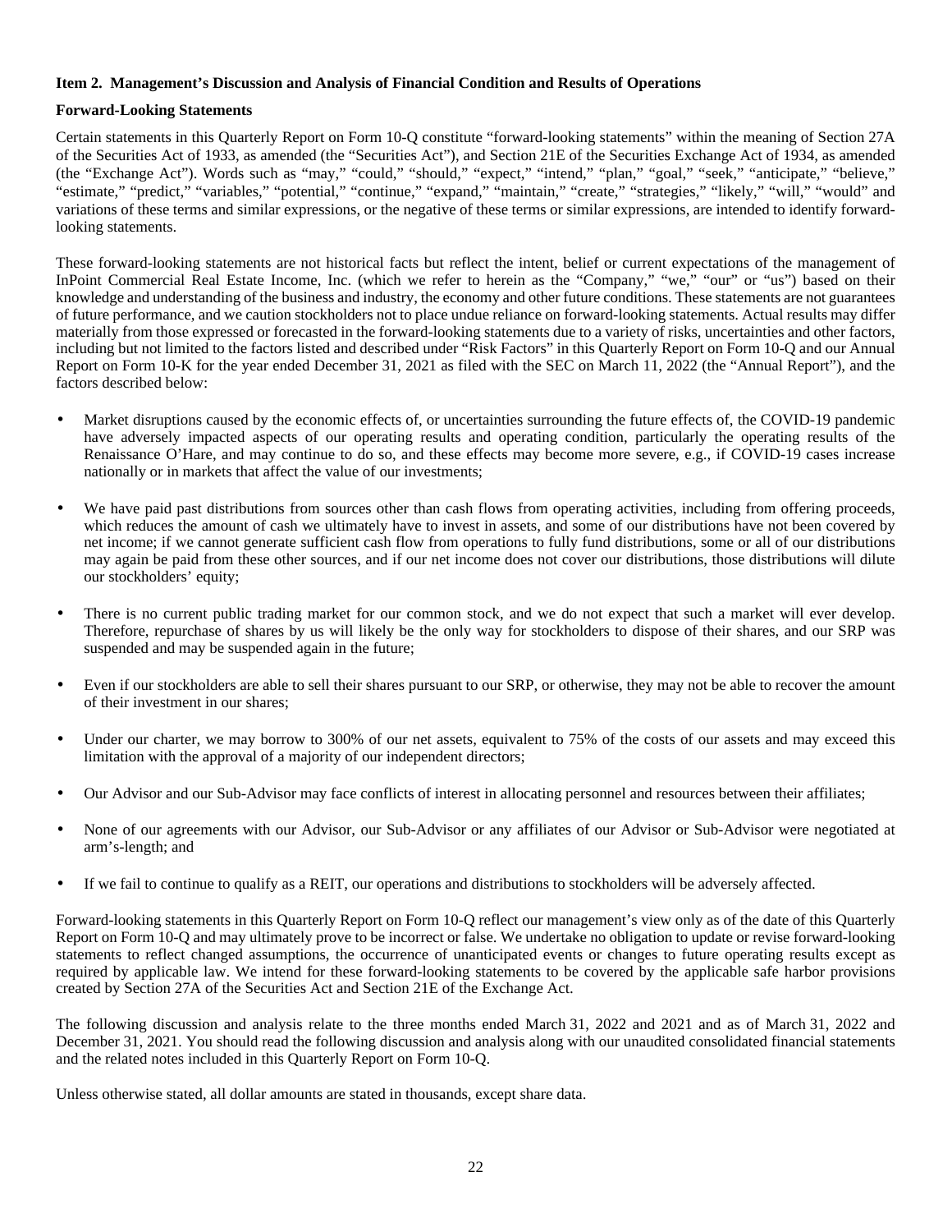**Item 2. Management's Discussion and Analysis of Financial Condition and Results of Operations**

**Forward-Looking Statements**

Certain statements in this Quarterly Report on Form 10-Q constitute "forward-looking statements" within the meaning of Section 27A of the Securities Act of 1933, as amended (the "Securities Act"), and Section 21E of the Securities Exchange Act of 1934, as amended (the "Exchange Act"). Words such as "may," "could," "should," "expect," "intend," "plan," "goal," "seek," "anticipate," "believe," "estimate," "predict," "variables," "potential," "continue," "expand," "maintain," "create," "strategies," "likely," "will," "would" and variations of these terms and similar expressions, or the negative of these terms or similar expressions, are intended to identify forward-looking statements.

These forward-looking statements are not historical facts but reflect the intent, belief or current expectations of the management of InPoint Commercial Real Estate Income, Inc. (which we refer to herein as the "Company," "we," "our" or "us") based on their knowledge and understanding of the business and industry, the economy and other future conditions. These statements are not guarantees of future performance, and we caution stockholders not to place undue reliance on forward-looking statements. Actual results may differ materially from those expressed or forecasted in the forward-looking statements due to a variety of risks, uncertainties and other factors, including but not limited to the factors listed and described under "Risk Factors" in this Quarterly Report on Form 10-Q and our Annual Report on Form 10-K for the year ended December 31, 2021 as filed with the SEC on March 11, 2022 (the "Annual Report"), and the factors described below:

- Market disruptions caused by the economic effects of, or uncertainties surrounding the future effects of, the COVID-19 pandemic have adversely impacted aspects of our operating results and operating condition, particularly the operating results of the Renaissance O'Hare, and may continue to do so, and these effects may become more severe, e.g., if COVID-19 cases increase nationally or in markets that affect the value of our investments;

- We have paid past distributions from sources other than cash flows from operating activities, including from offering proceeds, which reduces the amount of cash we ultimately have to invest in assets, and some of our distributions have not been covered by net income; if we cannot generate sufficient cash flow from operations to fully fund distributions, some or all of our distributions may again be paid from these other sources, and if our net income does not cover our distributions, those distributions will dilute our stockholders' equity;

- There is no current public trading market for our common stock, and we do not expect that such a market will ever develop. Therefore, repurchase of shares by us will likely be the only way for stockholders to dispose of their shares, and our SRP was suspended and may be suspended again in the future;

- Even if our stockholders are able to sell their shares pursuant to our SRP, or otherwise, they may not be able to recover the amount of their investment in our shares;

- Under our charter, we may borrow to 300% of our net assets, equivalent to 75% of the costs of our assets and may exceed this limitation with the approval of a majority of our independent directors;

- Our Advisor and our Sub-Advisor may face conflicts of interest in allocating personnel and resources between their affiliates;

- None of our agreements with our Advisor, our Sub-Advisor or any affiliates of our Advisor or Sub-Advisor were negotiated at arm's-length; and

- If we fail to continue to qualify as a REIT, our operations and distributions to stockholders will be adversely affected.

Forward-looking statements in this Quarterly Report on Form 10-Q reflect our management's view only as of the date of this Quarterly Report on Form 10-Q and may ultimately prove to be incorrect or false. We undertake no obligation to update or revise forward-looking statements to reflect changed assumptions, the occurrence of unanticipated events or changes to future operating results except as required by applicable law. We intend for these forward-looking statements to be covered by the applicable safe harbor provisions created by Section 27A of the Securities Act and Section 21E of the Exchange Act.

The following discussion and analysis relate to the three months ended March 31, 2022 and 2021 and as of March 31, 2022 and December 31, 2021. You should read the following discussion and analysis along with our unaudited consolidated financial statements and the related notes included in this Quarterly Report on Form 10-Q.

Unless otherwise stated, all dollar amounts are stated in thousands, except share data.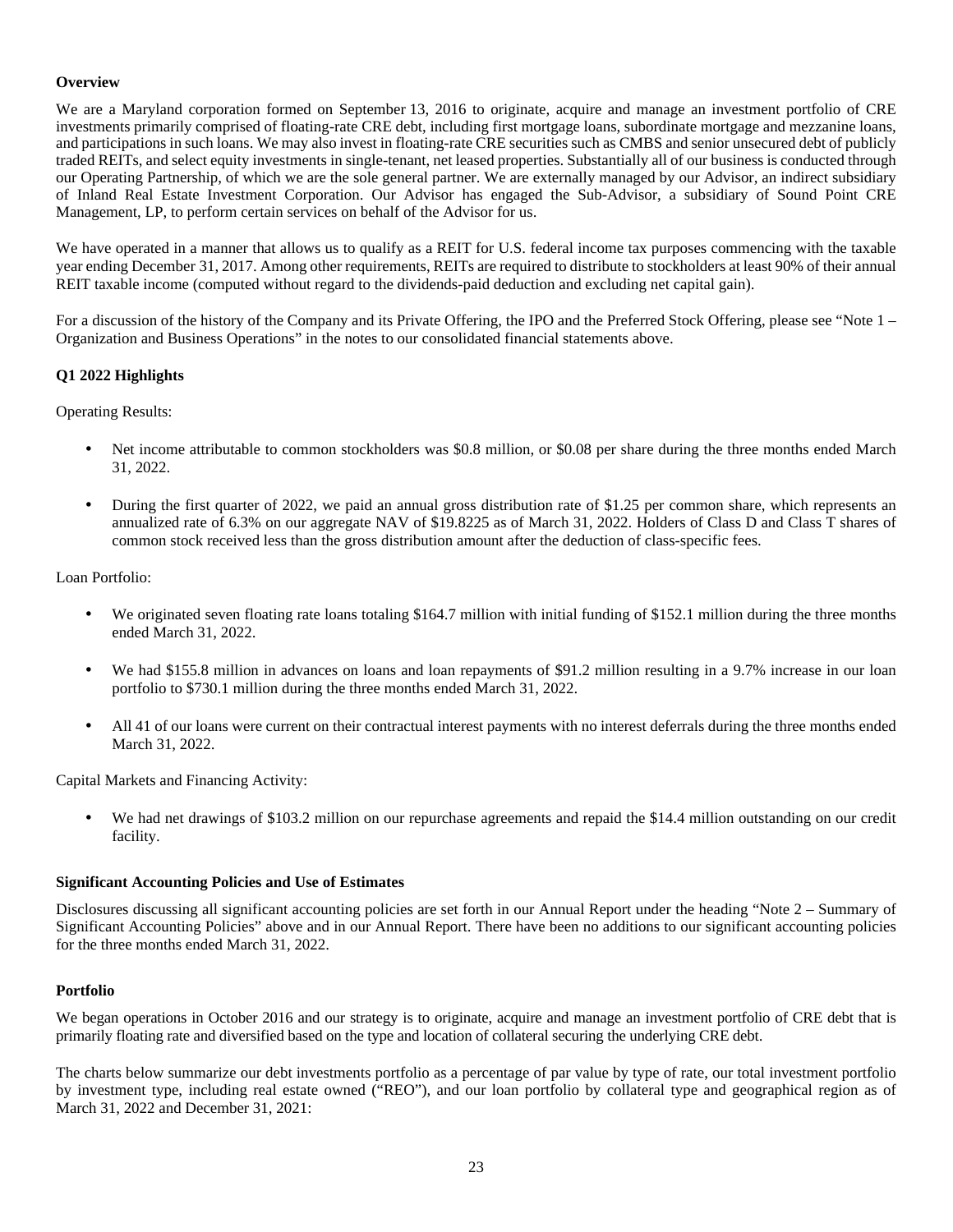**Overview**

We are a Maryland corporation formed on September 13, 2016 to originate, acquire and manage an investment portfolio of CRE investments primarily comprised of floating-rate CRE debt, including first mortgage loans, subordinate mortgage and mezzanine loans, and participations in such loans. We may also invest in floating-rate CRE securities such as CMBS and senior unsecured debt of publicly traded REITs, and select equity investments in single-tenant, net leased properties. Substantially all of our business is conducted through our Operating Partnership, of which we are the sole general partner. We are externally managed by our Advisor, an indirect subsidiary of Inland Real Estate Investment Corporation. Our Advisor has engaged the Sub-Advisor, a subsidiary of Sound Point CRE Management, LP, to perform certain services on behalf of the Advisor for us.

We have operated in a manner that allows us to qualify as a REIT for U.S. federal income tax purposes commencing with the taxable year ending December 31, 2017. Among other requirements, REITs are required to distribute to stockholders at least 90% of their annual REIT taxable income (computed without regard to the dividends-paid deduction and excluding net capital gain).

For a discussion of the history of the Company and its Private Offering, the IPO and the Preferred Stock Offering, please see "Note 1 – Organization and Business Operations" in the notes to our consolidated financial statements above.

**Q1 2022 Highlights**

Operating Results:

- Net income attributable to common stockholders was $0.8 million, or $0.08 per share during the three months ended March 31, 2022.
- During the first quarter of 2022, we paid an annual gross distribution rate of $1.25 per common share, which represents an annualized rate of 6.3% on our aggregate NAV of $19.8225 as of March 31, 2022. Holders of Class D and Class T shares of common stock received less than the gross distribution amount after the deduction of class-specific fees.

Loan Portfolio:

- We originated seven floating rate loans totaling $164.7 million with initial funding of $152.1 million during the three months ended March 31, 2022.
- We had $155.8 million in advances on loans and loan repayments of $91.2 million resulting in a 9.7% increase in our loan portfolio to $730.1 million during the three months ended March 31, 2022.
- All 41 of our loans were current on their contractual interest payments with no interest deferrals during the three months ended March 31, 2022.

Capital Markets and Financing Activity:

- We had net drawings of $103.2 million on our repurchase agreements and repaid the $14.4 million outstanding on our credit facility.

**Significant Accounting Policies and Use of Estimates**

Disclosures discussing all significant accounting policies are set forth in our Annual Report under the heading "Note 2 – Summary of Significant Accounting Policies" above and in our Annual Report. There have been no additions to our significant accounting policies for the three months ended March 31, 2022.

**Portfolio**

We began operations in October 2016 and our strategy is to originate, acquire and manage an investment portfolio of CRE debt that is primarily floating rate and diversified based on the type and location of collateral securing the underlying CRE debt.

The charts below summarize our debt investments portfolio as a percentage of par value by type of rate, our total investment portfolio by investment type, including real estate owned ("REO"), and our loan portfolio by collateral type and geographical region as of March 31, 2022 and December 31, 2021: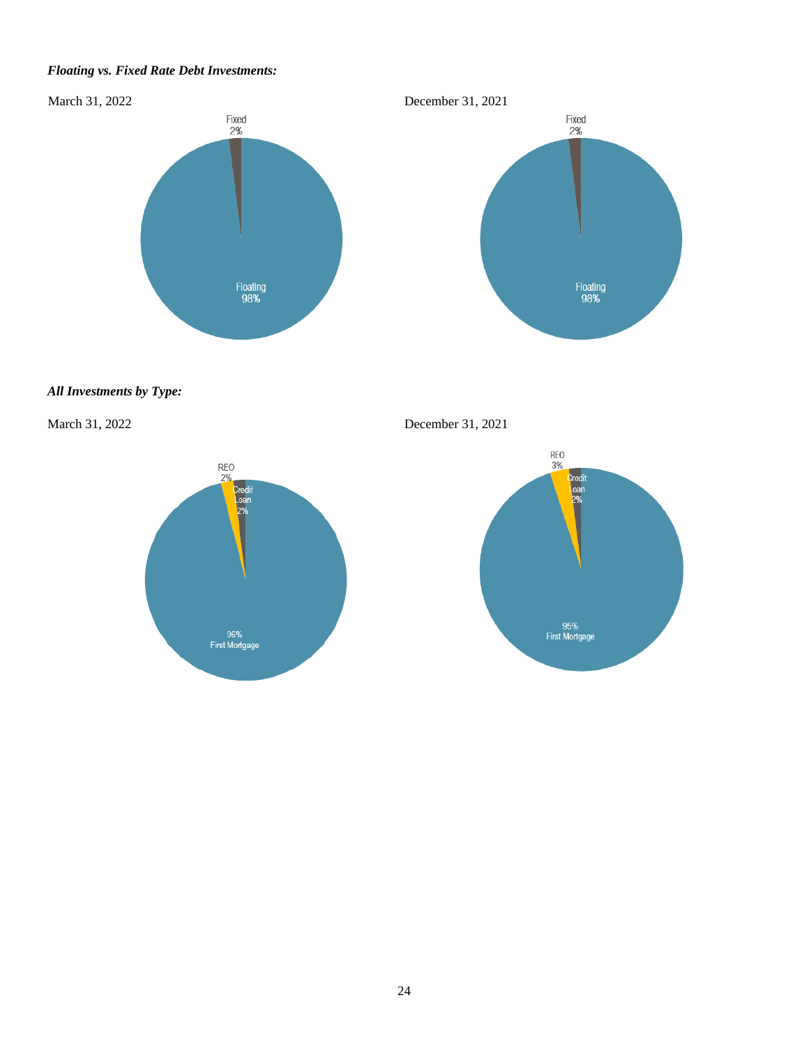***Floating vs. Fixed Rate Debt Investments:***

March 31, 2022

Fixed
2%

Floating
98%

December 31, 2021

Fixed
2%

Floating
98%

***All Investments by Type:***

March 31, 2022

REO
2%

Credit
Loan
2%

96%
First Mortgage

December 31, 2021

REO
3%

Credit
Loan
2%

95%
First Mortgage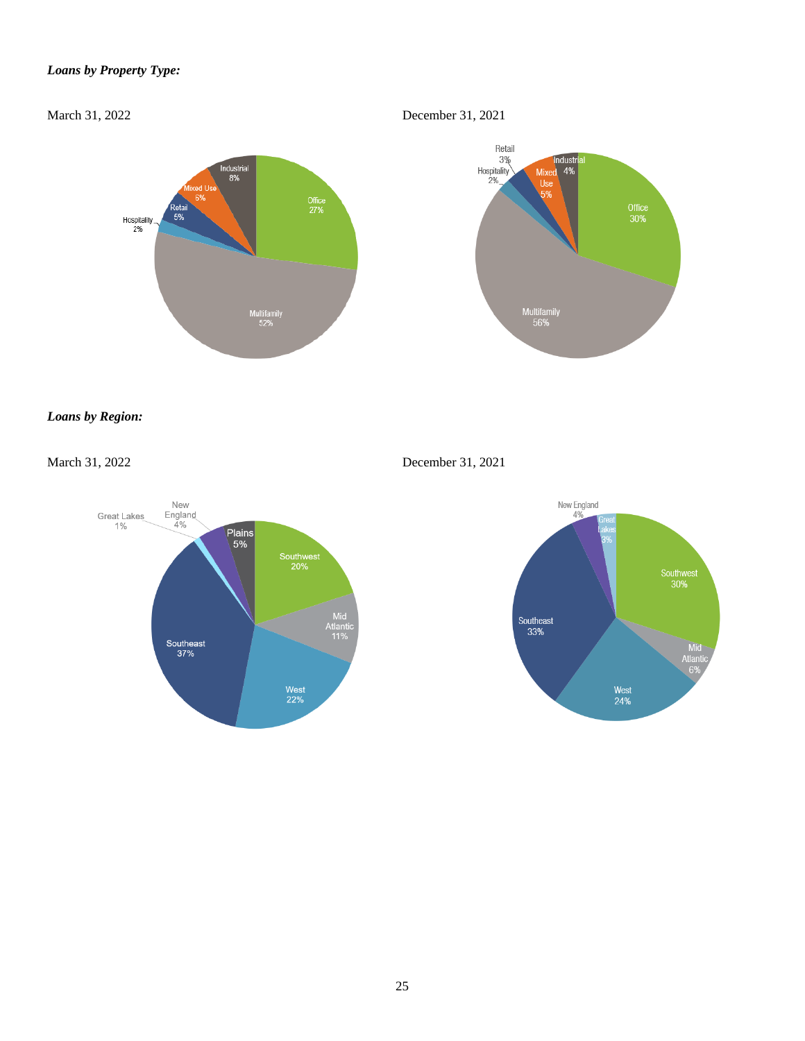***Loans by Property Type:***

March 31, 2022

Industrial 8%
Mixed Use 6%
Retail 5%
Hospitality 2%
Office 27%
Multifamily 52%

December 31, 2021

Retail 3%
Hospitality 2%
Mixed Use 5%
Industrial 4%
Office 30%
Multifamily 56%

***Loans by Region:***

March 31, 2022

Great Lakes 1%
New England 4%
Plains 5%
Southwest 20%
Mid Atlantic 11%
West 22%
Southeast 37%

December 31, 2021

New England 4%
Great Lakes 3%
Southwest 30%
Mid Atlantic 6%
West 24%
Southeast 33%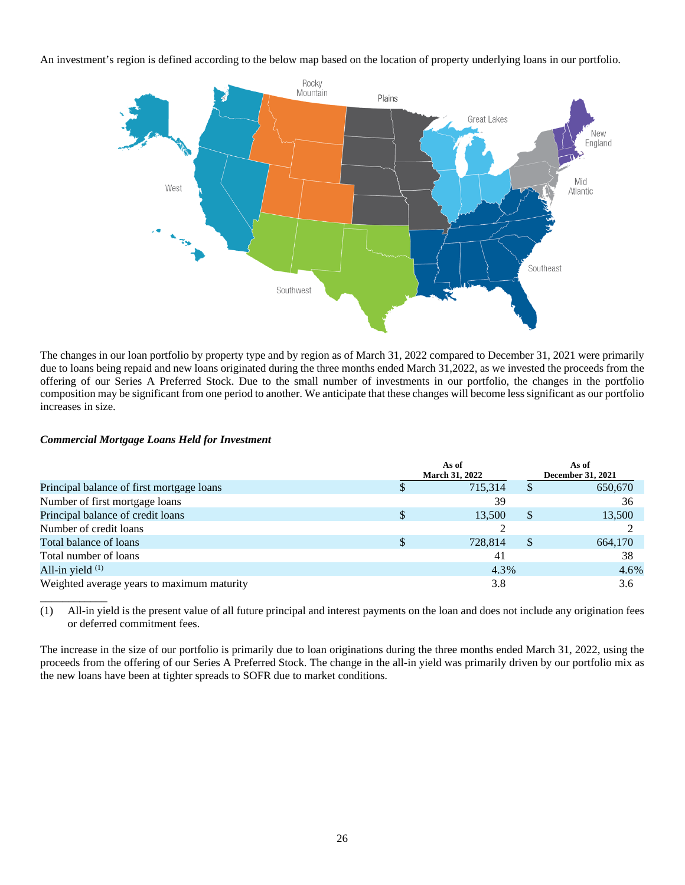An investment's region is defined according to the below map based on the location of property underlying loans in our portfolio.

The changes in our loan portfolio by property type and by region as of March 31, 2022 compared to December 31, 2021 were primarily due to loans being repaid and new loans originated during the three months ended March 31,2022, as we invested the proceeds from the offering of our Series A Preferred Stock. Due to the small number of investments in our portfolio, the changes in the portfolio composition may be significant from one period to another. We anticipate that these changes will become less significant as our portfolio increases in size.

***Commercial Mortgage Loans Held for Investment***

| | As of March 31, 2022 | As of December 31, 2021 |
|---|---|---|
| Principal balance of first mortgage loans | $ 715,314 | $ 650,670 |
| Number of first mortgage loans | 39 | 36 |
| Principal balance of credit loans | $ 13,500 | $ 13,500 |
| Number of credit loans | 2 | 2 |
| Total balance of loans | $ 728,814 | $ 664,170 |
| Total number of loans | 41 | 38 |
| All-in yield (1) | 4.3% | 4.6% |
| Weighted average years to maximum maturity | 3.8 | 3.6 |

(1) All-in yield is the present value of all future principal and interest payments on the loan and does not include any origination fees or deferred commitment fees.

The increase in the size of our portfolio is primarily due to loan originations during the three months ended March 31, 2022, using the proceeds from the offering of our Series A Preferred Stock. The change in the all-in yield was primarily driven by our portfolio mix as the new loans have been at tighter spreads to SOFR due to market conditions.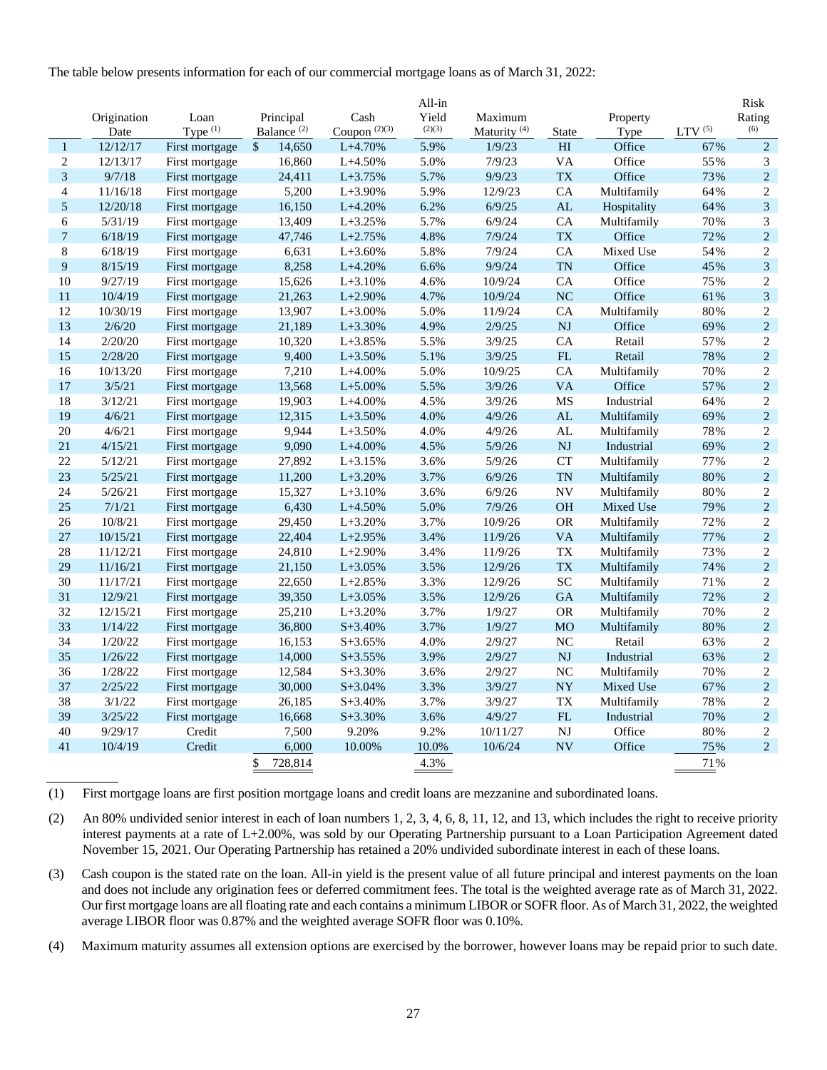The table below presents information for each of our commercial mortgage loans as of March 31, 2022:

| | Origination Date | Loan Type [(1)] | Principal Balance [(2)] | Cash Coupon [(2)(3)] | All-in Yield [(2)(3)] | Maximum Maturity [(4)] | State | Property Type | LTV [(5)] | Risk Rating [(6)] |
|---|---|---|---|---|---|---|---|---|---|---|
| 1 | 12/12/17 | First mortgage | $ 14,650 | L+4.70% | 5.9% | 1/9/23 | HI | Office | 67% | 2 |
| 2 | 12/13/17 | First mortgage | 16,860 | L+4.50% | 5.0% | 7/9/23 | VA | Office | 55% | 3 |
| 3 | 9/7/18 | First mortgage | 24,411 | L+3.75% | 5.7% | 9/9/23 | TX | Office | 73% | 2 |
| 4 | 11/16/18 | First mortgage | 5,200 | L+3.90% | 5.9% | 12/9/23 | CA | Multifamily | 64% | 2 |
| 5 | 12/20/18 | First mortgage | 16,150 | L+4.20% | 6.2% | 6/9/25 | AL | Hospitality | 64% | 3 |
| 6 | 5/31/19 | First mortgage | 13,409 | L+3.25% | 5.7% | 6/9/24 | CA | Multifamily | 70% | 3 |
| 7 | 6/18/19 | First mortgage | 47,746 | L+2.75% | 4.8% | 7/9/24 | TX | Office | 72% | 2 |
| 8 | 6/18/19 | First mortgage | 6,631 | L+3.60% | 5.8% | 7/9/24 | CA | Mixed Use | 54% | 2 |
| 9 | 8/15/19 | First mortgage | 8,258 | L+4.20% | 6.6% | 9/9/24 | TN | Office | 45% | 3 |
| 10 | 9/27/19 | First mortgage | 15,626 | L+3.10% | 4.6% | 10/9/24 | CA | Office | 75% | 2 |
| 11 | 10/4/19 | First mortgage | 21,263 | L+2.90% | 4.7% | 10/9/24 | NC | Office | 61% | 3 |
| 12 | 10/30/19 | First mortgage | 13,907 | L+3.00% | 5.0% | 11/9/24 | CA | Multifamily | 80% | 2 |
| 13 | 2/6/20 | First mortgage | 21,189 | L+3.30% | 4.9% | 2/9/25 | NJ | Office | 69% | 2 |
| 14 | 2/20/20 | First mortgage | 10,320 | L+3.85% | 5.5% | 3/9/25 | CA | Retail | 57% | 2 |
| 15 | 2/28/20 | First mortgage | 9,400 | L+3.50% | 5.1% | 3/9/25 | FL | Retail | 78% | 2 |
| 16 | 10/13/20 | First mortgage | 7,210 | L+4.00% | 5.0% | 10/9/25 | CA | Multifamily | 70% | 2 |
| 17 | 3/5/21 | First mortgage | 13,568 | L+5.00% | 5.5% | 3/9/26 | VA | Office | 57% | 2 |
| 18 | 3/12/21 | First mortgage | 19,903 | L+4.00% | 4.5% | 3/9/26 | MS | Industrial | 64% | 2 |
| 19 | 4/6/21 | First mortgage | 12,315 | L+3.50% | 4.0% | 4/9/26 | AL | Multifamily | 69% | 2 |
| 20 | 4/6/21 | First mortgage | 9,944 | L+3.50% | 4.0% | 4/9/26 | AL | Multifamily | 78% | 2 |
| 21 | 4/15/21 | First mortgage | 9,090 | L+4.00% | 4.5% | 5/9/26 | NJ | Industrial | 69% | 2 |
| 22 | 5/12/21 | First mortgage | 27,892 | L+3.15% | 3.6% | 5/9/26 | CT | Multifamily | 77% | 2 |
| 23 | 5/25/21 | First mortgage | 11,200 | L+3.20% | 3.7% | 6/9/26 | TN | Multifamily | 80% | 2 |
| 24 | 5/26/21 | First mortgage | 15,327 | L+3.10% | 3.6% | 6/9/26 | NV | Multifamily | 80% | 2 |
| 25 | 7/1/21 | First mortgage | 6,430 | L+4.50% | 5.0% | 7/9/26 | OH | Mixed Use | 79% | 2 |
| 26 | 10/8/21 | First mortgage | 29,450 | L+3.20% | 3.7% | 10/9/26 | OR | Multifamily | 72% | 2 |
| 27 | 10/15/21 | First mortgage | 22,404 | L+2.95% | 3.4% | 11/9/26 | VA | Multifamily | 77% | 2 |
| 28 | 11/12/21 | First mortgage | 24,810 | L+2.90% | 3.4% | 11/9/26 | TX | Multifamily | 73% | 2 |
| 29 | 11/16/21 | First mortgage | 21,150 | L+3.05% | 3.5% | 12/9/26 | TX | Multifamily | 74% | 2 |
| 30 | 11/17/21 | First mortgage | 22,650 | L+2.85% | 3.3% | 12/9/26 | SC | Multifamily | 71% | 2 |
| 31 | 12/9/21 | First mortgage | 39,350 | L+3.05% | 3.5% | 12/9/26 | GA | Multifamily | 72% | 2 |
| 32 | 12/15/21 | First mortgage | 25,210 | L+3.20% | 3.7% | 1/9/27 | OR | Multifamily | 70% | 2 |
| 33 | 1/14/22 | First mortgage | 36,800 | S+3.40% | 3.7% | 1/9/27 | MO | Multifamily | 80% | 2 |
| 34 | 1/20/22 | First mortgage | 16,153 | S+3.65% | 4.0% | 2/9/27 | NC | Retail | 63% | 2 |
| 35 | 1/26/22 | First mortgage | 14,000 | S+3.55% | 3.9% | 2/9/27 | NJ | Industrial | 63% | 2 |
| 36 | 1/28/22 | First mortgage | 12,584 | S+3.30% | 3.6% | 2/9/27 | NC | Multifamily | 70% | 2 |
| 37 | 2/25/22 | First mortgage | 30,000 | S+3.04% | 3.3% | 3/9/27 | NY | Mixed Use | 67% | 2 |
| 38 | 3/1/22 | First mortgage | 26,185 | S+3.40% | 3.7% | 3/9/27 | TX | Multifamily | 78% | 2 |
| 39 | 3/25/22 | First mortgage | 16,668 | S+3.30% | 3.6% | 4/9/27 | FL | Industrial | 70% | 2 |
| 40 | 9/29/17 | Credit | 7,500 | 9.20% | 9.2% | 10/11/27 | NJ | Office | 80% | 2 |
| 41 | 10/4/19 | Credit | 6,000 | 10.00% | 10.0% | 10/6/24 | NV | Office | 75% | 2 |
| | | | $ 728,814 | | 4.3% | | | | 71% | |

(1) First mortgage loans are first position mortgage loans and credit loans are mezzanine and subordinated loans.

(2) An 80% undivided senior interest in each of loan numbers 1, 2, 3, 4, 6, 8, 11, 12, and 13, which includes the right to receive priority interest payments at a rate of L+2.00%, was sold by our Operating Partnership pursuant to a Loan Participation Agreement dated November 15, 2021. Our Operating Partnership has retained a 20% undivided subordinate interest in each of these loans.

(3) Cash coupon is the stated rate on the loan. All-in yield is the present value of all future principal and interest payments on the loan and does not include any origination fees or deferred commitment fees. The total is the weighted average rate as of March 31, 2022. Our first mortgage loans are all floating rate and each contains a minimum LIBOR or SOFR floor. As of March 31, 2022, the weighted average LIBOR floor was 0.87% and the weighted average SOFR floor was 0.10%.

(4) Maximum maturity assumes all extension options are exercised by the borrower, however loans may be repaid prior to such date.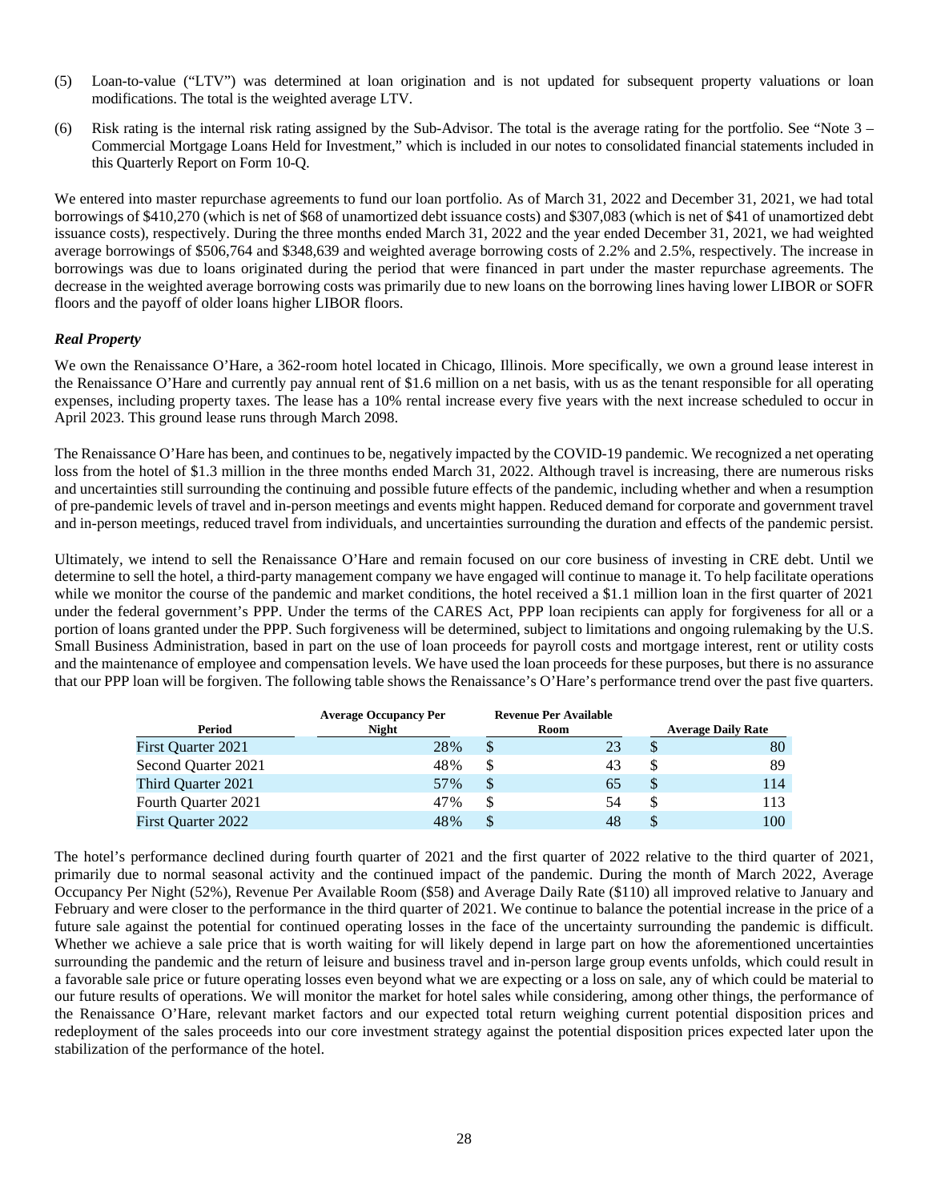(5) Loan-to-value ("LTV") was determined at loan origination and is not updated for subsequent property valuations or loan modifications. The total is the weighted average LTV.

(6) Risk rating is the internal risk rating assigned by the Sub-Advisor. The total is the average rating for the portfolio. See "Note 3 – Commercial Mortgage Loans Held for Investment," which is included in our notes to consolidated financial statements included in this Quarterly Report on Form 10-Q.

We entered into master repurchase agreements to fund our loan portfolio. As of March 31, 2022 and December 31, 2021, we had total borrowings of $410,270 (which is net of $68 of unamortized debt issuance costs) and $307,083 (which is net of $41 of unamortized debt issuance costs), respectively. During the three months ended March 31, 2022 and the year ended December 31, 2021, we had weighted average borrowings of $506,764 and $348,639 and weighted average borrowing costs of 2.2% and 2.5%, respectively. The increase in borrowings was due to loans originated during the period that were financed in part under the master repurchase agreements. The decrease in the weighted average borrowing costs was primarily due to new loans on the borrowing lines having lower LIBOR or SOFR floors and the payoff of older loans higher LIBOR floors.

***Real Property***

We own the Renaissance O'Hare, a 362-room hotel located in Chicago, Illinois. More specifically, we own a ground lease interest in the Renaissance O'Hare and currently pay annual rent of $1.6 million on a net basis, with us as the tenant responsible for all operating expenses, including property taxes. The lease has a 10% rental increase every five years with the next increase scheduled to occur in April 2023. This ground lease runs through March 2098.

The Renaissance O'Hare has been, and continues to be, negatively impacted by the COVID-19 pandemic. We recognized a net operating loss from the hotel of $1.3 million in the three months ended March 31, 2022. Although travel is increasing, there are numerous risks and uncertainties still surrounding the continuing and possible future effects of the pandemic, including whether and when a resumption of pre-pandemic levels of travel and in-person meetings and events might happen. Reduced demand for corporate and government travel and in-person meetings, reduced travel from individuals, and uncertainties surrounding the duration and effects of the pandemic persist.

Ultimately, we intend to sell the Renaissance O'Hare and remain focused on our core business of investing in CRE debt. Until we determine to sell the hotel, a third-party management company we have engaged will continue to manage it. To help facilitate operations while we monitor the course of the pandemic and market conditions, the hotel received a $1.1 million loan in the first quarter of 2021 under the federal government's PPP. Under the terms of the CARES Act, PPP loan recipients can apply for forgiveness for all or a portion of loans granted under the PPP. Such forgiveness will be determined, subject to limitations and ongoing rulemaking by the U.S. Small Business Administration, based in part on the use of loan proceeds for payroll costs and mortgage interest, rent or utility costs and the maintenance of employee and compensation levels. We have used the loan proceeds for these purposes, but there is no assurance that our PPP loan will be forgiven. The following table shows the Renaissance's O'Hare's performance trend over the past five quarters.

| Period | Average Occupancy Per Night | Revenue Per Available Room | Average Daily Rate |
|---|---|---|---|
| First Quarter 2021 | 28% | $ 23 | $ 80 |
| Second Quarter 2021 | 48% | $ 43 | $ 89 |
| Third Quarter 2021 | 57% | $ 65 | $ 114 |
| Fourth Quarter 2021 | 47% | $ 54 | $ 113 |
| First Quarter 2022 | 48% | $ 48 | $ 100 |

The hotel's performance declined during fourth quarter of 2021 and the first quarter of 2022 relative to the third quarter of 2021, primarily due to normal seasonal activity and the continued impact of the pandemic. During the month of March 2022, Average Occupancy Per Night (52%), Revenue Per Available Room ($58) and Average Daily Rate ($110) all improved relative to January and February and were closer to the performance in the third quarter of 2021. We continue to balance the potential increase in the price of a future sale against the potential for continued operating losses in the face of the uncertainty surrounding the pandemic is difficult. Whether we achieve a sale price that is worth waiting for will likely depend in large part on how the aforementioned uncertainties surrounding the pandemic and the return of leisure and business travel and in-person large group events unfolds, which could result in a favorable sale price or future operating losses even beyond what we are expecting or a loss on sale, any of which could be material to our future results of operations. We will monitor the market for hotel sales while considering, among other things, the performance of the Renaissance O'Hare, relevant market factors and our expected total return weighing current potential disposition prices and redeployment of the sales proceeds into our core investment strategy against the potential disposition prices expected later upon the stabilization of the performance of the hotel.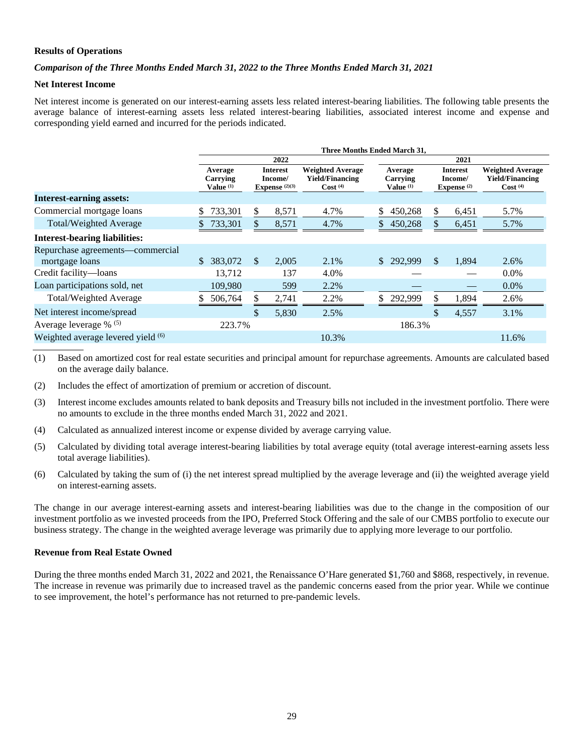**Results of Operations**

***Comparison of the Three Months Ended March 31, 2022 to the Three Months Ended March 31, 2021***

**Net Interest Income**

Net interest income is generated on our interest-earning assets less related interest-bearing liabilities. The following table presents the average balance of interest-earning assets less related interest-bearing liabilities, associated interest income and expense and corresponding yield earned and incurred for the periods indicated.

| | Three Months Ended March 31, | | | | | |
|---|---|---|---|---|---|---|
| | 2022 | | | 2021 | | |
| | Average Carrying Value (1) | Interest Income/ Expense (2)(3) | Weighted Average Yield/Financing Cost (4) | Average Carrying Value (1) | Interest Income/ Expense (2) | Weighted Average Yield/Financing Cost (4) |
| **Interest-earning assets:** | | | | | | |
| Commercial mortgage loans | $ 733,301 | $ 8,571 | 4.7% | $ 450,268 | $ 6,451 | 5.7% |
| Total/Weighted Average | $ 733,301 | $ 8,571 | 4.7% | $ 450,268 | $ 6,451 | 5.7% |
| **Interest-bearing liabilities:** | | | | | | |
| Repurchase agreements—commercial mortgage loans | $ 383,072 | $ 2,005 | 2.1% | $ 292,999 | $ 1,894 | 2.6% |
| Credit facility—loans | 13,712 | 137 | 4.0% | — | — | 0.0% |
| Loan participations sold, net | 109,980 | 599 | 2.2% | — | — | 0.0% |
| Total/Weighted Average | $ 506,764 | $ 2,741 | 2.2% | $ 292,999 | $ 1,894 | 2.6% |
| Net interest income/spread | | $ 5,830 | 2.5% | | $ 4,557 | 3.1% |
| Average leverage % (5) | 223.7% | | | 186.3% | | |
| Weighted average levered yield (6) | | | 10.3% | | | 11.6% |

(1) Based on amortized cost for real estate securities and principal amount for repurchase agreements. Amounts are calculated based on the average daily balance.

(2) Includes the effect of amortization of premium or accretion of discount.

(3) Interest income excludes amounts related to bank deposits and Treasury bills not included in the investment portfolio. There were no amounts to exclude in the three months ended March 31, 2022 and 2021.

(4) Calculated as annualized interest income or expense divided by average carrying value.

(5) Calculated by dividing total average interest-bearing liabilities by total average equity (total average interest-earning assets less total average liabilities).

(6) Calculated by taking the sum of (i) the net interest spread multiplied by the average leverage and (ii) the weighted average yield on interest-earning assets.

The change in our average interest-earning assets and interest-bearing liabilities was due to the change in the composition of our investment portfolio as we invested proceeds from the IPO, Preferred Stock Offering and the sale of our CMBS portfolio to execute our business strategy. The change in the weighted average leverage was primarily due to applying more leverage to our portfolio.

**Revenue from Real Estate Owned**

During the three months ended March 31, 2022 and 2021, the Renaissance O'Hare generated $1,760 and $868, respectively, in revenue. The increase in revenue was primarily due to increased travel as the pandemic concerns eased from the prior year. While we continue to see improvement, the hotel's performance has not returned to pre-pandemic levels.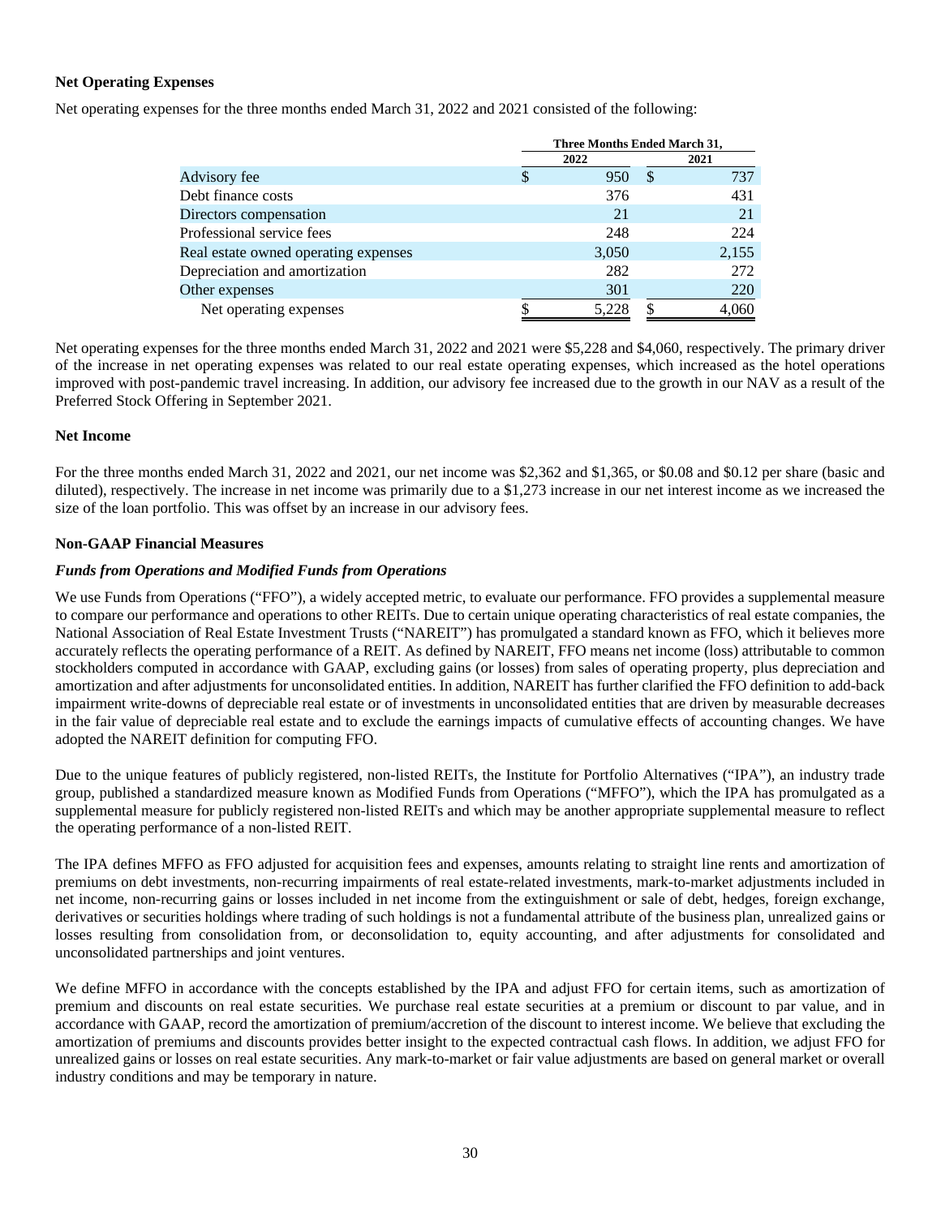**Net Operating Expenses**

Net operating expenses for the three months ended March 31, 2022 and 2021 consisted of the following:

| | Three Months Ended March 31, | |
|---|---|---|
| | 2022 | 2021 |
| Advisory fee | $ 950 | $ 737 |
| Debt finance costs | 376 | 431 |
| Directors compensation | 21 | 21 |
| Professional service fees | 248 | 224 |
| Real estate owned operating expenses | 3,050 | 2,155 |
| Depreciation and amortization | 282 | 272 |
| Other expenses | 301 | 220 |
| Net operating expenses | $ 5,228 | $ 4,060 |

Net operating expenses for the three months ended March 31, 2022 and 2021 were $5,228 and $4,060, respectively. The primary driver of the increase in net operating expenses was related to our real estate operating expenses, which increased as the hotel operations improved with post-pandemic travel increasing. In addition, our advisory fee increased due to the growth in our NAV as a result of the Preferred Stock Offering in September 2021.

**Net Income**

For the three months ended March 31, 2022 and 2021, our net income was $2,362 and $1,365, or $0.08 and $0.12 per share (basic and diluted), respectively. The increase in net income was primarily due to a $1,273 increase in our net interest income as we increased the size of the loan portfolio. This was offset by an increase in our advisory fees.

**Non-GAAP Financial Measures**

***Funds from Operations and Modified Funds from Operations***

We use Funds from Operations ("FFO"), a widely accepted metric, to evaluate our performance. FFO provides a supplemental measure to compare our performance and operations to other REITs. Due to certain unique operating characteristics of real estate companies, the National Association of Real Estate Investment Trusts ("NAREIT") has promulgated a standard known as FFO, which it believes more accurately reflects the operating performance of a REIT. As defined by NAREIT, FFO means net income (loss) attributable to common stockholders computed in accordance with GAAP, excluding gains (or losses) from sales of operating property, plus depreciation and amortization and after adjustments for unconsolidated entities. In addition, NAREIT has further clarified the FFO definition to add-back impairment write-downs of depreciable real estate or of investments in unconsolidated entities that are driven by measurable decreases in the fair value of depreciable real estate and to exclude the earnings impacts of cumulative effects of accounting changes. We have adopted the NAREIT definition for computing FFO.

Due to the unique features of publicly registered, non-listed REITs, the Institute for Portfolio Alternatives ("IPA"), an industry trade group, published a standardized measure known as Modified Funds from Operations ("MFFO"), which the IPA has promulgated as a supplemental measure for publicly registered non-listed REITs and which may be another appropriate supplemental measure to reflect the operating performance of a non-listed REIT.

The IPA defines MFFO as FFO adjusted for acquisition fees and expenses, amounts relating to straight line rents and amortization of premiums on debt investments, non-recurring impairments of real estate-related investments, mark-to-market adjustments included in net income, non-recurring gains or losses included in net income from the extinguishment or sale of debt, hedges, foreign exchange, derivatives or securities holdings where trading of such holdings is not a fundamental attribute of the business plan, unrealized gains or losses resulting from consolidation from, or deconsolidation to, equity accounting, and after adjustments for consolidated and unconsolidated partnerships and joint ventures.

We define MFFO in accordance with the concepts established by the IPA and adjust FFO for certain items, such as amortization of premium and discounts on real estate securities. We purchase real estate securities at a premium or discount to par value, and in accordance with GAAP, record the amortization of premium/accretion of the discount to interest income. We believe that excluding the amortization of premiums and discounts provides better insight to the expected contractual cash flows. In addition, we adjust FFO for unrealized gains or losses on real estate securities. Any mark-to-market or fair value adjustments are based on general market or overall industry conditions and may be temporary in nature.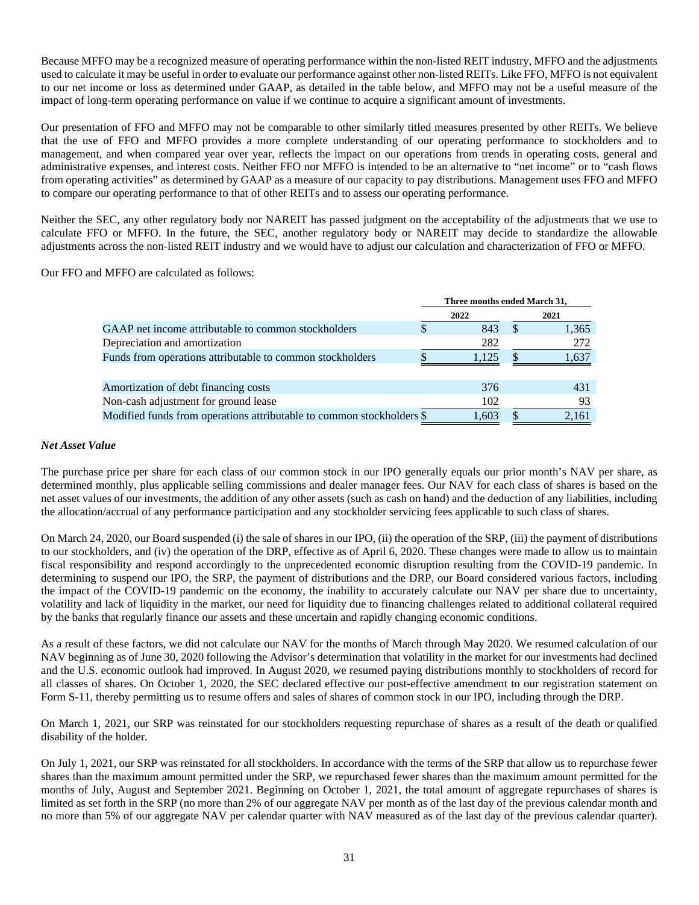Because MFFO may be a recognized measure of operating performance within the non-listed REIT industry, MFFO and the adjustments used to calculate it may be useful in order to evaluate our performance against other non-listed REITs. Like FFO, MFFO is not equivalent to our net income or loss as determined under GAAP, as detailed in the table below, and MFFO may not be a useful measure of the impact of long-term operating performance on value if we continue to acquire a significant amount of investments.

Our presentation of FFO and MFFO may not be comparable to other similarly titled measures presented by other REITs. We believe that the use of FFO and MFFO provides a more complete understanding of our operating performance to stockholders and to management, and when compared year over year, reflects the impact on our operations from trends in operating costs, general and administrative expenses, and interest costs. Neither FFO nor MFFO is intended to be an alternative to "net income" or to "cash flows from operating activities" as determined by GAAP as a measure of our capacity to pay distributions. Management uses FFO and MFFO to compare our operating performance to that of other REITs and to assess our operating performance.

Neither the SEC, any other regulatory body nor NAREIT has passed judgment on the acceptability of the adjustments that we use to calculate FFO or MFFO. In the future, the SEC, another regulatory body or NAREIT may decide to standardize the allowable adjustments across the non-listed REIT industry and we would have to adjust our calculation and characterization of FFO or MFFO.

Our FFO and MFFO are calculated as follows:

| | Three months ended March 31, | |
|---|---|---|
| | 2022 | 2021 |
| GAAP net income attributable to common stockholders | $ 843 | $ 1,365 |
| Depreciation and amortization | 282 | 272 |
| Funds from operations attributable to common stockholders | $ 1,125 | $ 1,637 |
| | | |
| Amortization of debt financing costs | 376 | 431 |
| Non-cash adjustment for ground lease | 102 | 93 |
| Modified funds from operations attributable to common stockholders | $ 1,603 | $ 2,161 |

***Net Asset Value***

The purchase price per share for each class of our common stock in our IPO generally equals our prior month's NAV per share, as determined monthly, plus applicable selling commissions and dealer manager fees. Our NAV for each class of shares is based on the net asset values of our investments, the addition of any other assets (such as cash on hand) and the deduction of any liabilities, including the allocation/accrual of any performance participation and any stockholder servicing fees applicable to such class of shares.

On March 24, 2020, our Board suspended (i) the sale of shares in our IPO, (ii) the operation of the SRP, (iii) the payment of distributions to our stockholders, and (iv) the operation of the DRP, effective as of April 6, 2020. These changes were made to allow us to maintain fiscal responsibility and respond accordingly to the unprecedented economic disruption resulting from the COVID-19 pandemic. In determining to suspend our IPO, the SRP, the payment of distributions and the DRP, our Board considered various factors, including the impact of the COVID-19 pandemic on the economy, the inability to accurately calculate our NAV per share due to uncertainty, volatility and lack of liquidity in the market, our need for liquidity due to financing challenges related to additional collateral required by the banks that regularly finance our assets and these uncertain and rapidly changing economic conditions.

As a result of these factors, we did not calculate our NAV for the months of March through May 2020. We resumed calculation of our NAV beginning as of June 30, 2020 following the Advisor's determination that volatility in the market for our investments had declined and the U.S. economic outlook had improved. In August 2020, we resumed paying distributions monthly to stockholders of record for all classes of shares. On October 1, 2020, the SEC declared effective our post-effective amendment to our registration statement on Form S-11, thereby permitting us to resume offers and sales of shares of common stock in our IPO, including through the DRP.

On March 1, 2021, our SRP was reinstated for our stockholders requesting repurchase of shares as a result of the death or qualified disability of the holder.

On July 1, 2021, our SRP was reinstated for all stockholders. In accordance with the terms of the SRP that allow us to repurchase fewer shares than the maximum amount permitted under the SRP, we repurchased fewer shares than the maximum amount permitted for the months of July, August and September 2021. Beginning on October 1, 2021, the total amount of aggregate repurchases of shares is limited as set forth in the SRP (no more than 2% of our aggregate NAV per month as of the last day of the previous calendar month and no more than 5% of our aggregate NAV per calendar quarter with NAV measured as of the last day of the previous calendar quarter).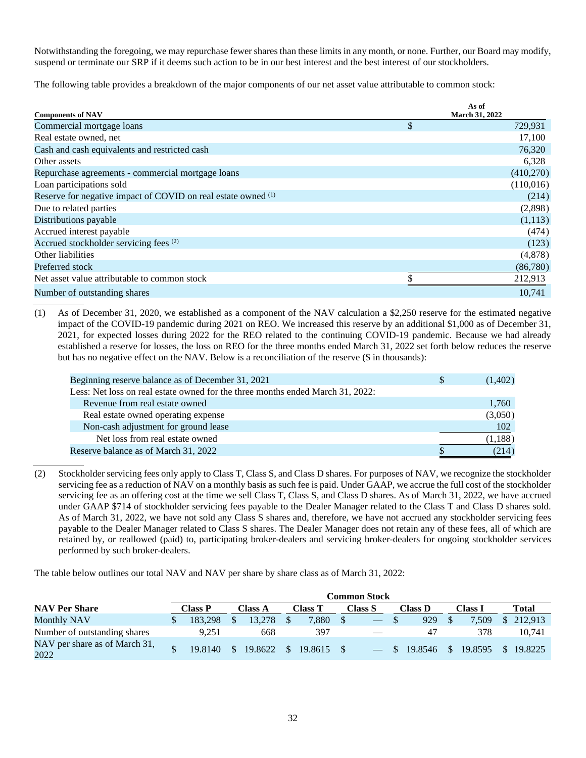Notwithstanding the foregoing, we may repurchase fewer shares than these limits in any month, or none. Further, our Board may modify, suspend or terminate our SRP if it deems such action to be in our best interest and the best interest of our stockholders.

The following table provides a breakdown of the major components of our net asset value attributable to common stock:

| Components of NAV | As of March 31, 2022 |
|---|---|
| Commercial mortgage loans | $ 729,931 |
| Real estate owned, net | 17,100 |
| Cash and cash equivalents and restricted cash | 76,320 |
| Other assets | 6,328 |
| Repurchase agreements - commercial mortgage loans | (410,270) |
| Loan participations sold | (110,016) |
| Reserve for negative impact of COVID on real estate owned (1) | (214) |
| Due to related parties | (2,898) |
| Distributions payable | (1,113) |
| Accrued interest payable | (474) |
| Accrued stockholder servicing fees (2) | (123) |
| Other liabilities | (4,878) |
| Preferred stock | (86,780) |
| Net asset value attributable to common stock | $ 212,913 |
| Number of outstanding shares | 10,741 |

(1) As of December 31, 2020, we established as a component of the NAV calculation a $2,250 reserve for the estimated negative impact of the COVID-19 pandemic during 2021 on REO. We increased this reserve by an additional $1,000 as of December 31, 2021, for expected losses during 2022 for the REO related to the continuing COVID-19 pandemic. Because we had already established a reserve for losses, the loss on REO for the three months ended March 31, 2022 set forth below reduces the reserve but has no negative effect on the NAV. Below is a reconciliation of the reserve ($ in thousands):

| | |
|---|---|
| Beginning reserve balance as of December 31, 2021 | $ (1,402) |
| Less: Net loss on real estate owned for the three months ended March 31, 2022: | |
| Revenue from real estate owned | 1,760 |
| Real estate owned operating expense | (3,050) |
| Non-cash adjustment for ground lease | 102 |
| Net loss from real estate owned | (1,188) |
| Reserve balance as of March 31, 2022 | $ (214) |

(2) Stockholder servicing fees only apply to Class T, Class S, and Class D shares. For purposes of NAV, we recognize the stockholder servicing fee as a reduction of NAV on a monthly basis as such fee is paid. Under GAAP, we accrue the full cost of the stockholder servicing fee as an offering cost at the time we sell Class T, Class S, and Class D shares. As of March 31, 2022, we have accrued under GAAP $714 of stockholder servicing fees payable to the Dealer Manager related to the Class T and Class D shares sold. As of March 31, 2022, we have not sold any Class S shares and, therefore, we have not accrued any stockholder servicing fees payable to the Dealer Manager related to Class S shares. The Dealer Manager does not retain any of these fees, all of which are retained by, or reallowed (paid) to, participating broker-dealers and servicing broker-dealers for ongoing stockholder services performed by such broker-dealers.

The table below outlines our total NAV and NAV per share by share class as of March 31, 2022:

| | Common Stock | | | | | | |
|---|---|---|---|---|---|---|---|
| NAV Per Share | Class P | Class A | Class T | Class S | Class D | Class I | Total |
| Monthly NAV | $ 183,298 | $ 13,278 | $ 7,880 | $ — | $ 929 | $ 7,509 | $ 212,913 |
| Number of outstanding shares | 9,251 | 668 | 397 | — | 47 | 378 | 10,741 |
| NAV per share as of March 31, 2022 | $ 19.8140 | $ 19.8622 | $ 19.8615 | $ — | $ 19.8546 | $ 19.8595 | $ 19.8225 |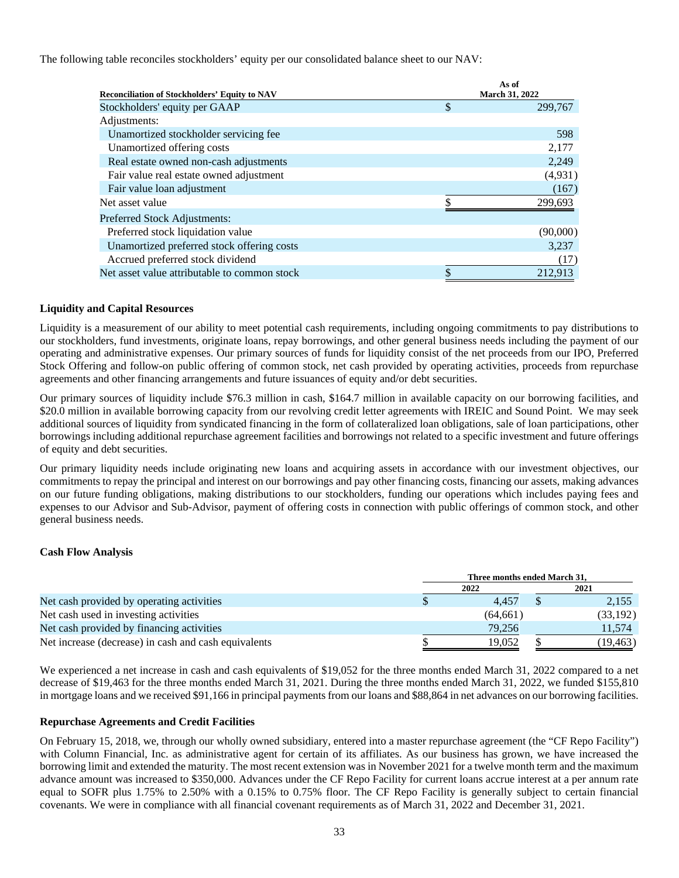The following table reconciles stockholders' equity per our consolidated balance sheet to our NAV:

| Reconciliation of Stockholders' Equity to NAV | As of March 31, 2022 |
| --- | --- |
| Stockholders' equity per GAAP | $ 299,767 |
| Adjustments: | |
| Unamortized stockholder servicing fee | 598 |
| Unamortized offering costs | 2,177 |
| Real estate owned non-cash adjustments | 2,249 |
| Fair value real estate owned adjustment | (4,931) |
| Fair value loan adjustment | (167) |
| Net asset value | $ 299,693 |
| Preferred Stock Adjustments: | |
| Preferred stock liquidation value | (90,000) |
| Unamortized preferred stock offering costs | 3,237 |
| Accrued preferred stock dividend | (17) |
| Net asset value attributable to common stock | $ 212,913 |

### Liquidity and Capital Resources

Liquidity is a measurement of our ability to meet potential cash requirements, including ongoing commitments to pay distributions to our stockholders, fund investments, originate loans, repay borrowings, and other general business needs including the payment of our operating and administrative expenses. Our primary sources of funds for liquidity consist of the net proceeds from our IPO, Preferred Stock Offering and follow-on public offering of common stock, net cash provided by operating activities, proceeds from repurchase agreements and other financing arrangements and future issuances of equity and/or debt securities.

Our primary sources of liquidity include $76.3 million in cash, $164.7 million in available capacity on our borrowing facilities, and $20.0 million in available borrowing capacity from our revolving credit letter agreements with IREIC and Sound Point. We may seek additional sources of liquidity from syndicated financing in the form of collateralized loan obligations, sale of loan participations, other borrowings including additional repurchase agreement facilities and borrowings not related to a specific investment and future offerings of equity and debt securities.

Our primary liquidity needs include originating new loans and acquiring assets in accordance with our investment objectives, our commitments to repay the principal and interest on our borrowings and pay other financing costs, financing our assets, making advances on our future funding obligations, making distributions to our stockholders, funding our operations which includes paying fees and expenses to our Advisor and Sub-Advisor, payment of offering costs in connection with public offerings of common stock, and other general business needs.

### Cash Flow Analysis

| | Three months ended March 31, | |
| --- | --- | --- |
| | 2022 | 2021 |
| Net cash provided by operating activities | $ 4,457 | $ 2,155 |
| Net cash used in investing activities | (64,661) | (33,192) |
| Net cash provided by financing activities | 79,256 | 11,574 |
| Net increase (decrease) in cash and cash equivalents | $ 19,052 | $ (19,463) |

We experienced a net increase in cash and cash equivalents of $19,052 for the three months ended March 31, 2022 compared to a net decrease of $19,463 for the three months ended March 31, 2021. During the three months ended March 31, 2022, we funded $155,810 in mortgage loans and we received $91,166 in principal payments from our loans and $88,864 in net advances on our borrowing facilities.

### Repurchase Agreements and Credit Facilities

On February 15, 2018, we, through our wholly owned subsidiary, entered into a master repurchase agreement (the "CF Repo Facility") with Column Financial, Inc. as administrative agent for certain of its affiliates. As our business has grown, we have increased the borrowing limit and extended the maturity. The most recent extension was in November 2021 for a twelve month term and the maximum advance amount was increased to $350,000. Advances under the CF Repo Facility for current loans accrue interest at a per annum rate equal to SOFR plus 1.75% to 2.50% with a 0.15% to 0.75% floor. The CF Repo Facility is generally subject to certain financial covenants. We were in compliance with all financial covenant requirements as of March 31, 2022 and December 31, 2021.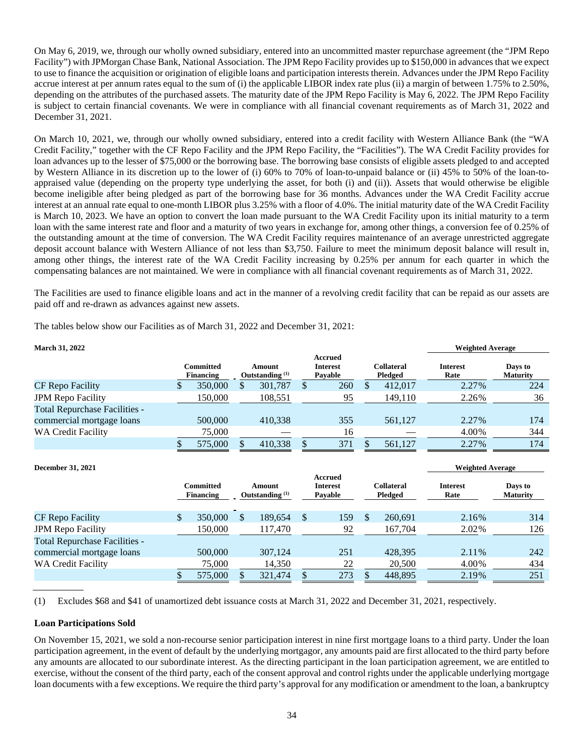On May 6, 2019, we, through our wholly owned subsidiary, entered into an uncommitted master repurchase agreement (the "JPM Repo Facility") with JPMorgan Chase Bank, National Association. The JPM Repo Facility provides up to $150,000 in advances that we expect to use to finance the acquisition or origination of eligible loans and participation interests therein. Advances under the JPM Repo Facility accrue interest at per annum rates equal to the sum of (i) the applicable LIBOR index rate plus (ii) a margin of between 1.75% to 2.50%, depending on the attributes of the purchased assets. The maturity date of the JPM Repo Facility is May 6, 2022. The JPM Repo Facility is subject to certain financial covenants. We were in compliance with all financial covenant requirements as of March 31, 2022 and December 31, 2021.

On March 10, 2021, we, through our wholly owned subsidiary, entered into a credit facility with Western Alliance Bank (the "WA Credit Facility," together with the CF Repo Facility and the JPM Repo Facility, the "Facilities"). The WA Credit Facility provides for loan advances up to the lesser of $75,000 or the borrowing base. The borrowing base consists of eligible assets pledged to and accepted by Western Alliance in its discretion up to the lower of (i) 60% to 70% of loan-to-unpaid balance or (ii) 45% to 50% of the loan-to-appraised value (depending on the property type underlying the asset, for both (i) and (ii)). Assets that would otherwise be eligible become ineligible after being pledged as part of the borrowing base for 36 months. Advances under the WA Credit Facility accrue interest at an annual rate equal to one-month LIBOR plus 3.25% with a floor of 4.0%. The initial maturity date of the WA Credit Facility is March 10, 2023. We have an option to convert the loan made pursuant to the WA Credit Facility upon its initial maturity to a term loan with the same interest rate and floor and a maturity of two years in exchange for, among other things, a conversion fee of 0.25% of the outstanding amount at the time of conversion. The WA Credit Facility requires maintenance of an average unrestricted aggregate deposit account balance with Western Alliance of not less than $3,750. Failure to meet the minimum deposit balance will result in, among other things, the interest rate of the WA Credit Facility increasing by 0.25% per annum for each quarter in which the compensating balances are not maintained. We were in compliance with all financial covenant requirements as of March 31, 2022.

The Facilities are used to finance eligible loans and act in the manner of a revolving credit facility that can be repaid as our assets are paid off and re-drawn as advances against new assets.

The tables below show our Facilities as of March 31, 2022 and December 31, 2021:

**March 31, 2022**

| | Committed Financing | Amount Outstanding (1) | Accrued Interest Payable | Collateral Pledged | Weighted Average Interest Rate | Weighted Average Days to Maturity |
|---|---|---|---|---|---|---|
| CF Repo Facility | $ 350,000 | $ 301,787 | $ 260 | $ 412,017 | 2.27% | 224 |
| JPM Repo Facility | 150,000 | 108,551 | 95 | 149,110 | 2.26% | 36 |
| Total Repurchase Facilities - commercial mortgage loans | 500,000 | 410,338 | 355 | 561,127 | 2.27% | 174 |
| WA Credit Facility | 75,000 | — | 16 | — | 4.00% | 344 |
| | $ 575,000 | $ 410,338 | $ 371 | $ 561,127 | 2.27% | 174 |

**December 31, 2021**

| | Committed Financing | Amount Outstanding (1) | Accrued Interest Payable | Collateral Pledged | Weighted Average Interest Rate | Weighted Average Days to Maturity |
|---|---|---|---|---|---|---|
| CF Repo Facility | $ 350,000 | $ 189,654 | $ 159 | $ 260,691 | 2.16% | 314 |
| JPM Repo Facility | 150,000 | 117,470 | 92 | 167,704 | 2.02% | 126 |
| Total Repurchase Facilities - commercial mortgage loans | 500,000 | 307,124 | 251 | 428,395 | 2.11% | 242 |
| WA Credit Facility | 75,000 | 14,350 | 22 | 20,500 | 4.00% | 434 |
| | $ 575,000 | $ 321,474 | $ 273 | $ 448,895 | 2.19% | 251 |

(1) Excludes $68 and $41 of unamortized debt issuance costs at March 31, 2022 and December 31, 2021, respectively.

**Loan Participations Sold**

On November 15, 2021, we sold a non-recourse senior participation interest in nine first mortgage loans to a third party. Under the loan participation agreement, in the event of default by the underlying mortgagor, any amounts paid are first allocated to the third party before any amounts are allocated to our subordinate interest. As the directing participant in the loan participation agreement, we are entitled to exercise, without the consent of the third party, each of the consent approval and control rights under the applicable underlying mortgage loan documents with a few exceptions. We require the third party's approval for any modification or amendment to the loan, a bankruptcy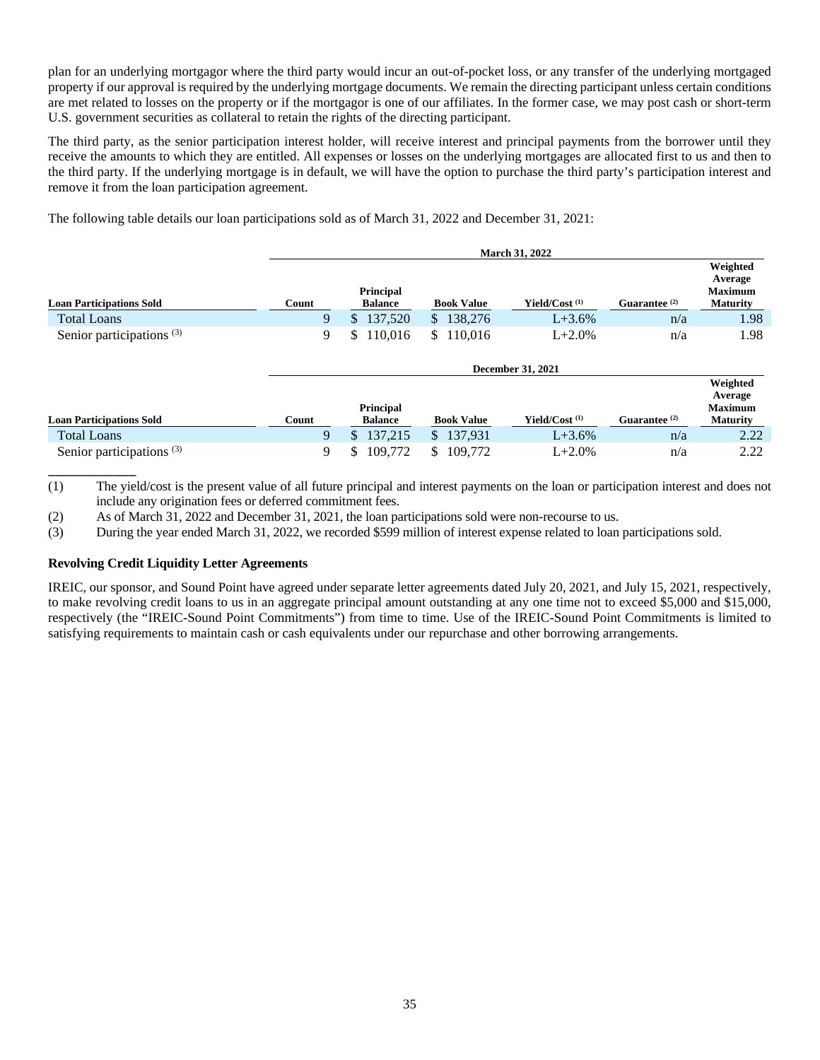plan for an underlying mortgagor where the third party would incur an out-of-pocket loss, or any transfer of the underlying mortgaged property if our approval is required by the underlying mortgage documents. We remain the directing participant unless certain conditions are met related to losses on the property or if the mortgagor is one of our affiliates. In the former case, we may post cash or short-term U.S. government securities as collateral to retain the rights of the directing participant.

The third party, as the senior participation interest holder, will receive interest and principal payments from the borrower until they receive the amounts to which they are entitled. All expenses or losses on the underlying mortgages are allocated first to us and then to the third party. If the underlying mortgage is in default, we will have the option to purchase the third party's participation interest and remove it from the loan participation agreement.

The following table details our loan participations sold as of March 31, 2022 and December 31, 2021:

| | March 31, 2022 | | | | | |
|---|---|---|---|---|---|---|
| **Loan Participations Sold** | **Count** | **Principal Balance** | **Book Value** | **Yield/Cost (1)** | **Guarantee (2)** | **Weighted Average Maximum Maturity** |
| Total Loans | 9 | $ 137,520 | $ 138,276 | L+3.6% | n/a | 1.98 |
| Senior participations (3) | 9 | $ 110,016 | $ 110,016 | L+2.0% | n/a | 1.98 |

| | December 31, 2021 | | | | | |
|---|---|---|---|---|---|---|
| **Loan Participations Sold** | **Count** | **Principal Balance** | **Book Value** | **Yield/Cost (1)** | **Guarantee (2)** | **Weighted Average Maximum Maturity** |
| Total Loans | 9 | $ 137,215 | $ 137,931 | L+3.6% | n/a | 2.22 |
| Senior participations (3) | 9 | $ 109,772 | $ 109,772 | L+2.0% | n/a | 2.22 |

______________

(1) The yield/cost is the present value of all future principal and interest payments on the loan or participation interest and does not include any origination fees or deferred commitment fees.

(2) As of March 31, 2022 and December 31, 2021, the loan participations sold were non-recourse to us.

(3) During the year ended March 31, 2022, we recorded $599 million of interest expense related to loan participations sold.

**Revolving Credit Liquidity Letter Agreements**

IREIC, our sponsor, and Sound Point have agreed under separate letter agreements dated July 20, 2021, and July 15, 2021, respectively, to make revolving credit loans to us in an aggregate principal amount outstanding at any one time not to exceed $5,000 and $15,000, respectively (the "IREIC-Sound Point Commitments") from time to time. Use of the IREIC-Sound Point Commitments is limited to satisfying requirements to maintain cash or cash equivalents under our repurchase and other borrowing arrangements.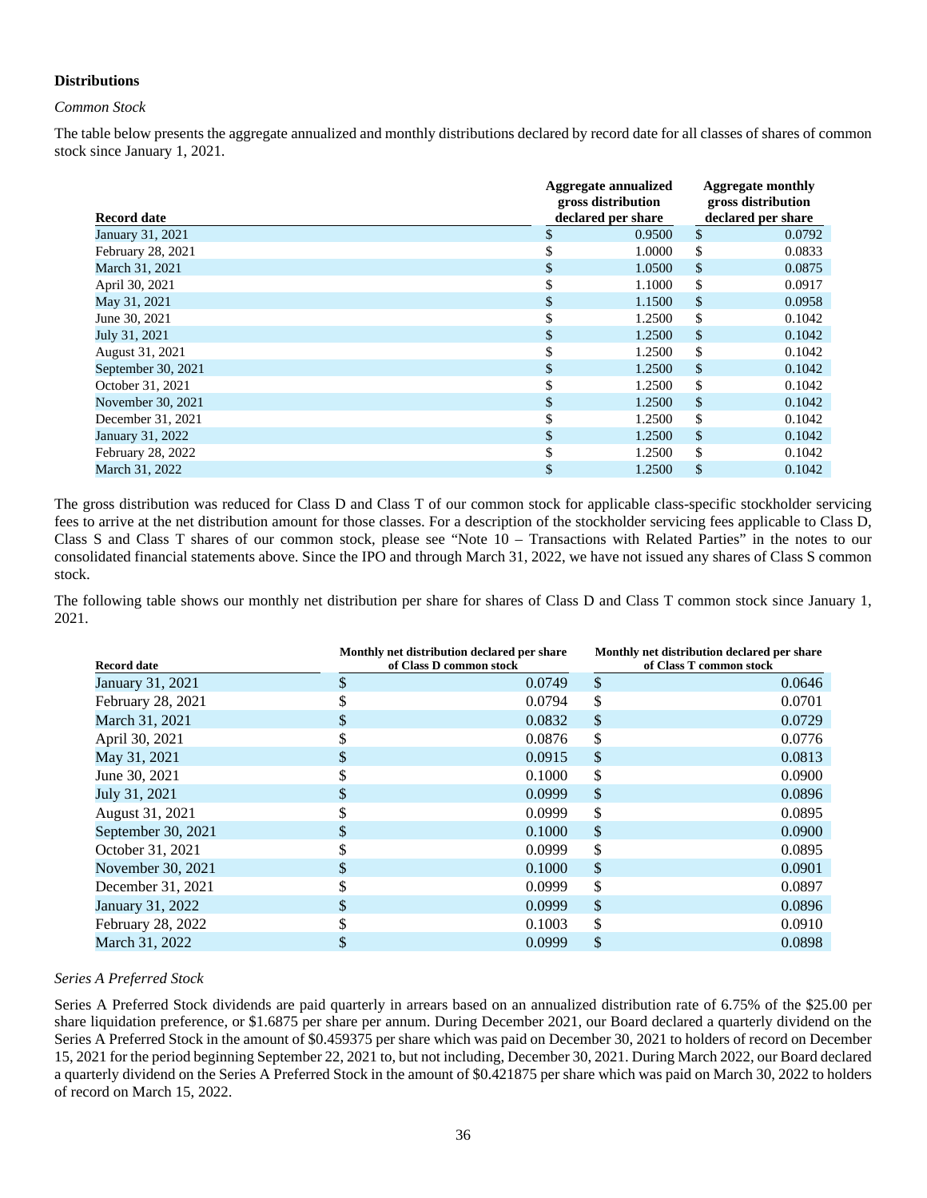## Distributions

*Common Stock*

The table below presents the aggregate annualized and monthly distributions declared by record date for all classes of shares of common stock since January 1, 2021.

| Record date | Aggregate annualized gross distribution declared per share | Aggregate monthly gross distribution declared per share |
|---|---|---|
| January 31, 2021 | $ 0.9500 | $ 0.0792 |
| February 28, 2021 | $ 1.0000 | $ 0.0833 |
| March 31, 2021 | $ 1.0500 | $ 0.0875 |
| April 30, 2021 | $ 1.1000 | $ 0.0917 |
| May 31, 2021 | $ 1.1500 | $ 0.0958 |
| June 30, 2021 | $ 1.2500 | $ 0.1042 |
| July 31, 2021 | $ 1.2500 | $ 0.1042 |
| August 31, 2021 | $ 1.2500 | $ 0.1042 |
| September 30, 2021 | $ 1.2500 | $ 0.1042 |
| October 31, 2021 | $ 1.2500 | $ 0.1042 |
| November 30, 2021 | $ 1.2500 | $ 0.1042 |
| December 31, 2021 | $ 1.2500 | $ 0.1042 |
| January 31, 2022 | $ 1.2500 | $ 0.1042 |
| February 28, 2022 | $ 1.2500 | $ 0.1042 |
| March 31, 2022 | $ 1.2500 | $ 0.1042 |

The gross distribution was reduced for Class D and Class T of our common stock for applicable class-specific stockholder servicing fees to arrive at the net distribution amount for those classes. For a description of the stockholder servicing fees applicable to Class D, Class S and Class T shares of our common stock, please see "Note 10 – Transactions with Related Parties" in the notes to our consolidated financial statements above. Since the IPO and through March 31, 2022, we have not issued any shares of Class S common stock.

The following table shows our monthly net distribution per share for shares of Class D and Class T common stock since January 1, 2021.

| Record date | Monthly net distribution declared per share of Class D common stock | Monthly net distribution declared per share of Class T common stock |
|---|---|---|
| January 31, 2021 | $ 0.0749 | $ 0.0646 |
| February 28, 2021 | $ 0.0794 | $ 0.0701 |
| March 31, 2021 | $ 0.0832 | $ 0.0729 |
| April 30, 2021 | $ 0.0876 | $ 0.0776 |
| May 31, 2021 | $ 0.0915 | $ 0.0813 |
| June 30, 2021 | $ 0.1000 | $ 0.0900 |
| July 31, 2021 | $ 0.0999 | $ 0.0896 |
| August 31, 2021 | $ 0.0999 | $ 0.0895 |
| September 30, 2021 | $ 0.1000 | $ 0.0900 |
| October 31, 2021 | $ 0.0999 | $ 0.0895 |
| November 30, 2021 | $ 0.1000 | $ 0.0901 |
| December 31, 2021 | $ 0.0999 | $ 0.0897 |
| January 31, 2022 | $ 0.0999 | $ 0.0896 |
| February 28, 2022 | $ 0.1003 | $ 0.0910 |
| March 31, 2022 | $ 0.0999 | $ 0.0898 |

*Series A Preferred Stock*

Series A Preferred Stock dividends are paid quarterly in arrears based on an annualized distribution rate of 6.75% of the $25.00 per share liquidation preference, or $1.6875 per share per annum. During December 2021, our Board declared a quarterly dividend on the Series A Preferred Stock in the amount of $0.459375 per share which was paid on December 30, 2021 to holders of record on December 15, 2021 for the period beginning September 22, 2021 to, but not including, December 30, 2021. During March 2022, our Board declared a quarterly dividend on the Series A Preferred Stock in the amount of $0.421875 per share which was paid on March 30, 2022 to holders of record on March 15, 2022.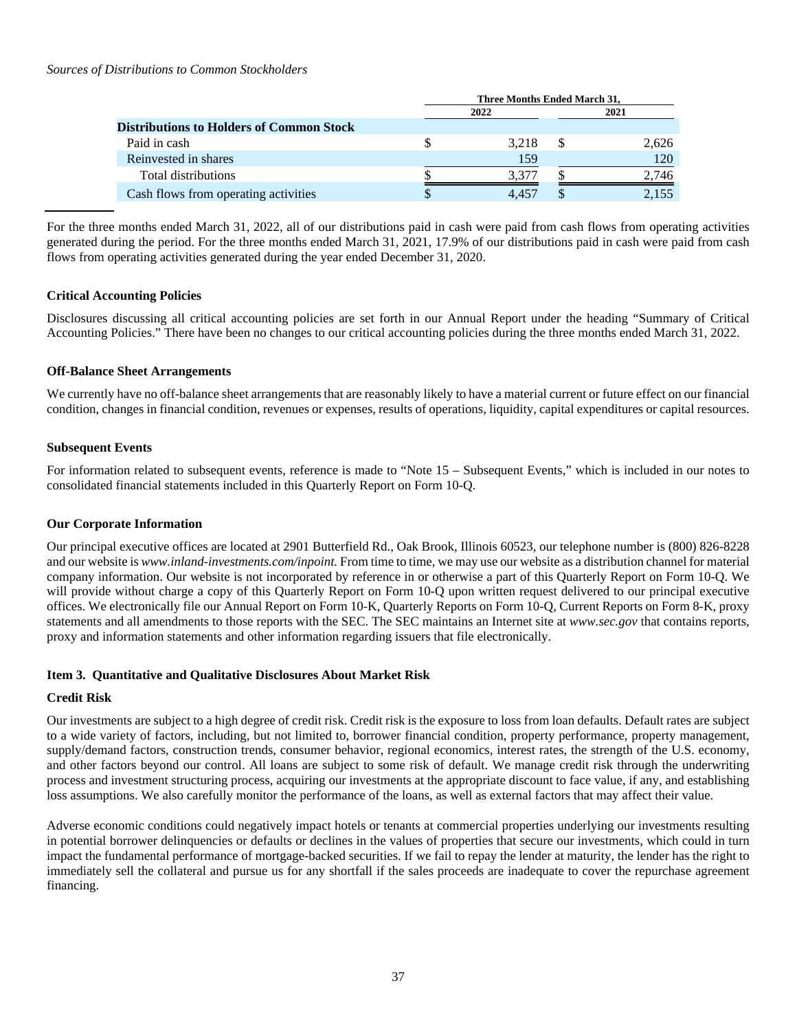*Sources of Distributions to Common Stockholders*

| | Three Months Ended March 31, | |
|---|---|---|
| | 2022 | 2021 |
| **Distributions to Holders of Common Stock** | | |
| Paid in cash | $ 3,218 | $ 2,626 |
| Reinvested in shares | 159 | 120 |
| Total distributions | $ 3,377 | $ 2,746 |
| Cash flows from operating activities | $ 4,457 | $ 2,155 |

For the three months ended March 31, 2022, all of our distributions paid in cash were paid from cash flows from operating activities generated during the period. For the three months ended March 31, 2021, 17.9% of our distributions paid in cash were paid from cash flows from operating activities generated during the year ended December 31, 2020.

### Critical Accounting Policies

Disclosures discussing all critical accounting policies are set forth in our Annual Report under the heading "Summary of Critical Accounting Policies." There have been no changes to our critical accounting policies during the three months ended March 31, 2022.

### Off-Balance Sheet Arrangements

We currently have no off-balance sheet arrangements that are reasonably likely to have a material current or future effect on our financial condition, changes in financial condition, revenues or expenses, results of operations, liquidity, capital expenditures or capital resources.

### Subsequent Events

For information related to subsequent events, reference is made to "Note 15 – Subsequent Events," which is included in our notes to consolidated financial statements included in this Quarterly Report on Form 10-Q.

### Our Corporate Information

Our principal executive offices are located at 2901 Butterfield Rd., Oak Brook, Illinois 60523, our telephone number is (800) 826-8228 and our website is *www.inland-investments.com/inpoint.* From time to time, we may use our website as a distribution channel for material company information. Our website is not incorporated by reference in or otherwise a part of this Quarterly Report on Form 10-Q. We will provide without charge a copy of this Quarterly Report on Form 10-Q upon written request delivered to our principal executive offices. We electronically file our Annual Report on Form 10-K, Quarterly Reports on Form 10-Q, Current Reports on Form 8-K, proxy statements and all amendments to those reports with the SEC. The SEC maintains an Internet site at *www.sec.gov* that contains reports, proxy and information statements and other information regarding issuers that file electronically.

## Item 3. Quantitative and Qualitative Disclosures About Market Risk

### Credit Risk

Our investments are subject to a high degree of credit risk. Credit risk is the exposure to loss from loan defaults. Default rates are subject to a wide variety of factors, including, but not limited to, borrower financial condition, property performance, property management, supply/demand factors, construction trends, consumer behavior, regional economics, interest rates, the strength of the U.S. economy, and other factors beyond our control. All loans are subject to some risk of default. We manage credit risk through the underwriting process and investment structuring process, acquiring our investments at the appropriate discount to face value, if any, and establishing loss assumptions. We also carefully monitor the performance of the loans, as well as external factors that may affect their value.

Adverse economic conditions could negatively impact hotels or tenants at commercial properties underlying our investments resulting in potential borrower delinquencies or defaults or declines in the values of properties that secure our investments, which could in turn impact the fundamental performance of mortgage-backed securities. If we fail to repay the lender at maturity, the lender has the right to immediately sell the collateral and pursue us for any shortfall if the sales proceeds are inadequate to cover the repurchase agreement financing.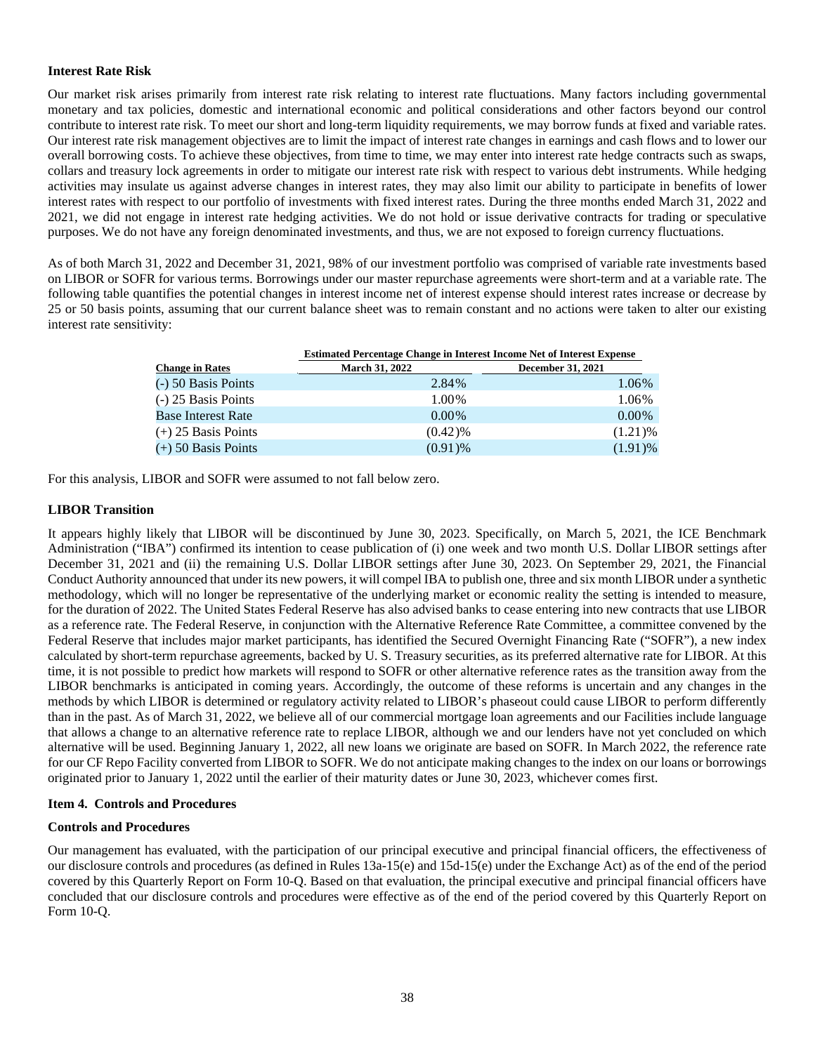### Interest Rate Risk

Our market risk arises primarily from interest rate risk relating to interest rate fluctuations. Many factors including governmental monetary and tax policies, domestic and international economic and political considerations and other factors beyond our control contribute to interest rate risk. To meet our short and long-term liquidity requirements, we may borrow funds at fixed and variable rates. Our interest rate risk management objectives are to limit the impact of interest rate changes in earnings and cash flows and to lower our overall borrowing costs. To achieve these objectives, from time to time, we may enter into interest rate hedge contracts such as swaps, collars and treasury lock agreements in order to mitigate our interest rate risk with respect to various debt instruments. While hedging activities may insulate us against adverse changes in interest rates, they may also limit our ability to participate in benefits of lower interest rates with respect to our portfolio of investments with fixed interest rates. During the three months ended March 31, 2022 and 2021, we did not engage in interest rate hedging activities. We do not hold or issue derivative contracts for trading or speculative purposes. We do not have any foreign denominated investments, and thus, we are not exposed to foreign currency fluctuations.

As of both March 31, 2022 and December 31, 2021, 98% of our investment portfolio was comprised of variable rate investments based on LIBOR or SOFR for various terms. Borrowings under our master repurchase agreements were short-term and at a variable rate. The following table quantifies the potential changes in interest income net of interest expense should interest rates increase or decrease by 25 or 50 basis points, assuming that our current balance sheet was to remain constant and no actions were taken to alter our existing interest rate sensitivity:

| | Estimated Percentage Change in Interest Income Net of Interest Expense | |
|---|---|---|
| **Change in Rates** | **March 31, 2022** | **December 31, 2021** |
| (-) 50 Basis Points | 2.84% | 1.06% |
| (-) 25 Basis Points | 1.00% | 1.06% |
| Base Interest Rate | 0.00% | 0.00% |
| (+) 25 Basis Points | (0.42)% | (1.21)% |
| (+) 50 Basis Points | (0.91)% | (1.91)% |

For this analysis, LIBOR and SOFR were assumed to not fall below zero.

### LIBOR Transition

It appears highly likely that LIBOR will be discontinued by June 30, 2023. Specifically, on March 5, 2021, the ICE Benchmark Administration ("IBA") confirmed its intention to cease publication of (i) one week and two month U.S. Dollar LIBOR settings after December 31, 2021 and (ii) the remaining U.S. Dollar LIBOR settings after June 30, 2023. On September 29, 2021, the Financial Conduct Authority announced that under its new powers, it will compel IBA to publish one, three and six month LIBOR under a synthetic methodology, which will no longer be representative of the underlying market or economic reality the setting is intended to measure, for the duration of 2022. The United States Federal Reserve has also advised banks to cease entering into new contracts that use LIBOR as a reference rate. The Federal Reserve, in conjunction with the Alternative Reference Rate Committee, a committee convened by the Federal Reserve that includes major market participants, has identified the Secured Overnight Financing Rate ("SOFR"), a new index calculated by short-term repurchase agreements, backed by U. S. Treasury securities, as its preferred alternative rate for LIBOR. At this time, it is not possible to predict how markets will respond to SOFR or other alternative reference rates as the transition away from the LIBOR benchmarks is anticipated in coming years. Accordingly, the outcome of these reforms is uncertain and any changes in the methods by which LIBOR is determined or regulatory activity related to LIBOR's phaseout could cause LIBOR to perform differently than in the past. As of March 31, 2022, we believe all of our commercial mortgage loan agreements and our Facilities include language that allows a change to an alternative reference rate to replace LIBOR, although we and our lenders have not yet concluded on which alternative will be used. Beginning January 1, 2022, all new loans we originate are based on SOFR. In March 2022, the reference rate for our CF Repo Facility converted from LIBOR to SOFR. We do not anticipate making changes to the index on our loans or borrowings originated prior to January 1, 2022 until the earlier of their maturity dates or June 30, 2023, whichever comes first.

### Item 4. Controls and Procedures

### Controls and Procedures

Our management has evaluated, with the participation of our principal executive and principal financial officers, the effectiveness of our disclosure controls and procedures (as defined in Rules 13a-15(e) and 15d-15(e) under the Exchange Act) as of the end of the period covered by this Quarterly Report on Form 10-Q. Based on that evaluation, the principal executive and principal financial officers have concluded that our disclosure controls and procedures were effective as of the end of the period covered by this Quarterly Report on Form 10-Q.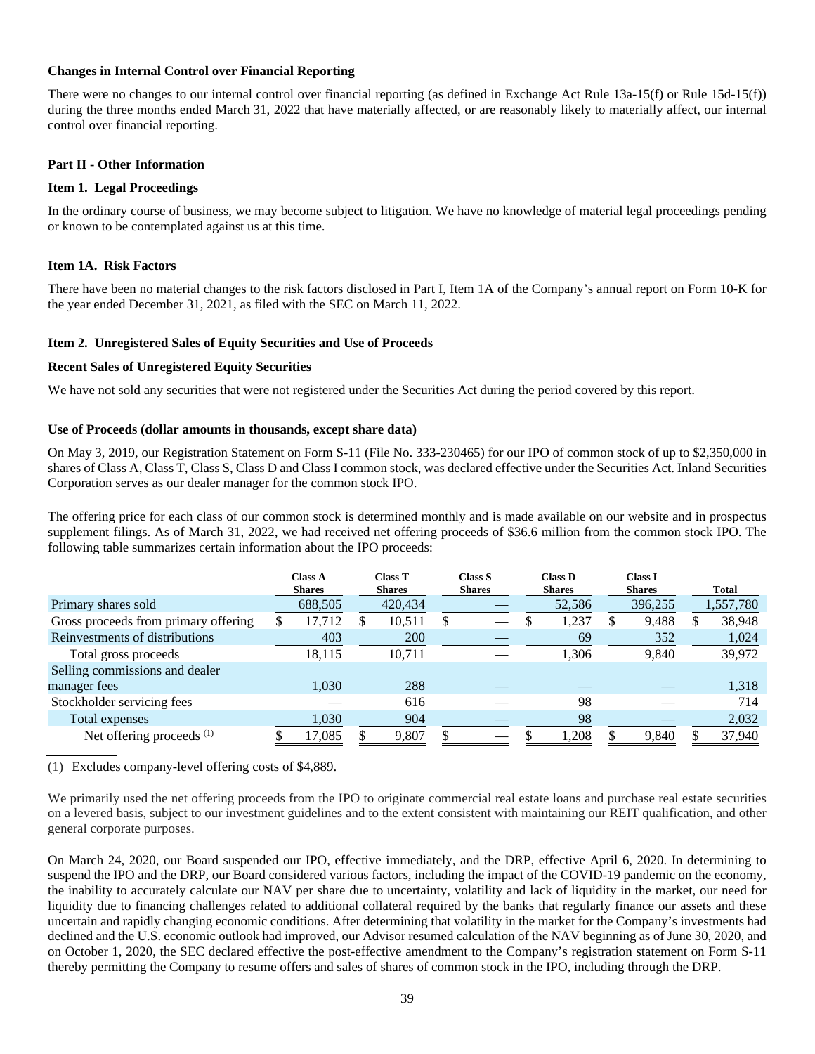**Changes in Internal Control over Financial Reporting**

There were no changes to our internal control over financial reporting (as defined in Exchange Act Rule 13a-15(f) or Rule 15d-15(f)) during the three months ended March 31, 2022 that have materially affected, or are reasonably likely to materially affect, our internal control over financial reporting.

**Part II - Other Information**

**Item 1. Legal Proceedings**

In the ordinary course of business, we may become subject to litigation. We have no knowledge of material legal proceedings pending or known to be contemplated against us at this time.

**Item 1A. Risk Factors**

There have been no material changes to the risk factors disclosed in Part I, Item 1A of the Company's annual report on Form 10-K for the year ended December 31, 2021, as filed with the SEC on March 11, 2022.

**Item 2. Unregistered Sales of Equity Securities and Use of Proceeds**

**Recent Sales of Unregistered Equity Securities**

We have not sold any securities that were not registered under the Securities Act during the period covered by this report.

**Use of Proceeds (dollar amounts in thousands, except share data)**

On May 3, 2019, our Registration Statement on Form S-11 (File No. 333-230465) for our IPO of common stock of up to $2,350,000 in shares of Class A, Class T, Class S, Class D and Class I common stock, was declared effective under the Securities Act. Inland Securities Corporation serves as our dealer manager for the common stock IPO.

The offering price for each class of our common stock is determined monthly and is made available on our website and in prospectus supplement filings. As of March 31, 2022, we had received net offering proceeds of $36.6 million from the common stock IPO. The following table summarizes certain information about the IPO proceeds:

| | Class A Shares | Class T Shares | Class S Shares | Class D Shares | Class I Shares | Total |
|---|---|---|---|---|---|---|
| Primary shares sold | 688,505 | 420,434 | — | 52,586 | 396,255 | 1,557,780 |
| Gross proceeds from primary offering | $ 17,712 | $ 10,511 | $ — | $ 1,237 | $ 9,488 | $ 38,948 |
| Reinvestments of distributions | 403 | 200 | — | 69 | 352 | 1,024 |
| Total gross proceeds | 18,115 | 10,711 | — | 1,306 | 9,840 | 39,972 |
| Selling commissions and dealer manager fees | 1,030 | 288 | — | — | — | 1,318 |
| Stockholder servicing fees | — | 616 | — | 98 | — | 714 |
| Total expenses | 1,030 | 904 | — | 98 | — | 2,032 |
| Net offering proceeds (1) | $ 17,085 | $ 9,807 | $ — | $ 1,208 | $ 9,840 | $ 37,940 |

(1) Excludes company-level offering costs of $4,889.

We primarily used the net offering proceeds from the IPO to originate commercial real estate loans and purchase real estate securities on a levered basis, subject to our investment guidelines and to the extent consistent with maintaining our REIT qualification, and other general corporate purposes.

On March 24, 2020, our Board suspended our IPO, effective immediately, and the DRP, effective April 6, 2020. In determining to suspend the IPO and the DRP, our Board considered various factors, including the impact of the COVID-19 pandemic on the economy, the inability to accurately calculate our NAV per share due to uncertainty, volatility and lack of liquidity in the market, our need for liquidity due to financing challenges related to additional collateral required by the banks that regularly finance our assets and these uncertain and rapidly changing economic conditions. After determining that volatility in the market for the Company's investments had declined and the U.S. economic outlook had improved, our Advisor resumed calculation of the NAV beginning as of June 30, 2020, and on October 1, 2020, the SEC declared effective the post-effective amendment to the Company's registration statement on Form S-11 thereby permitting the Company to resume offers and sales of shares of common stock in the IPO, including through the DRP.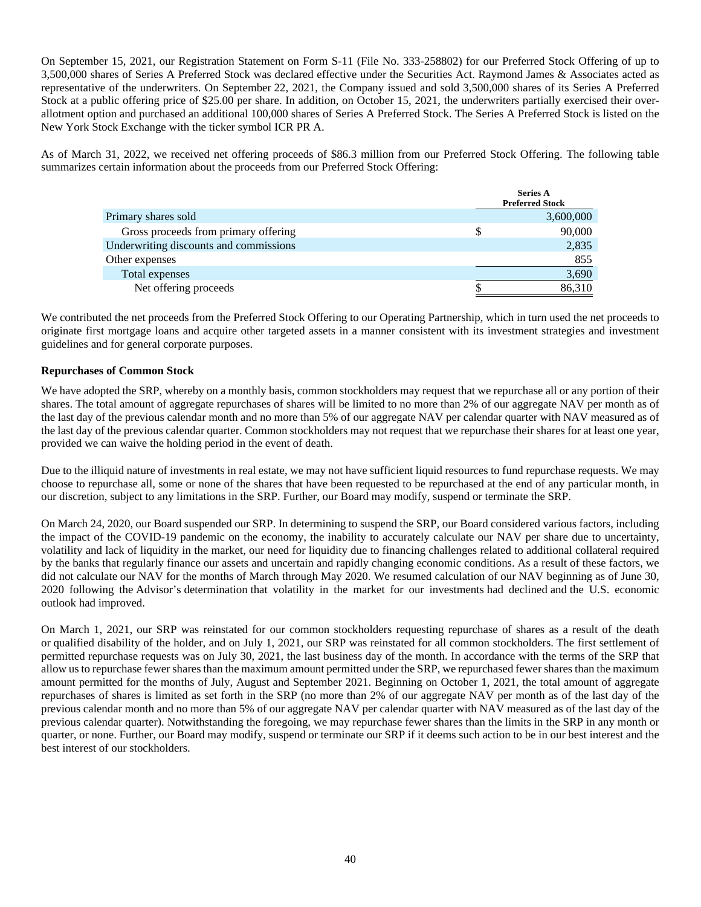On September 15, 2021, our Registration Statement on Form S-11 (File No. 333-258802) for our Preferred Stock Offering of up to 3,500,000 shares of Series A Preferred Stock was declared effective under the Securities Act. Raymond James & Associates acted as representative of the underwriters. On September 22, 2021, the Company issued and sold 3,500,000 shares of its Series A Preferred Stock at a public offering price of $25.00 per share. In addition, on October 15, 2021, the underwriters partially exercised their over-allotment option and purchased an additional 100,000 shares of Series A Preferred Stock. The Series A Preferred Stock is listed on the New York Stock Exchange with the ticker symbol ICR PR A.

As of March 31, 2022, we received net offering proceeds of $86.3 million from our Preferred Stock Offering. The following table summarizes certain information about the proceeds from our Preferred Stock Offering:

| | Series A Preferred Stock |
|---|---|
| Primary shares sold | 3,600,000 |
| Gross proceeds from primary offering | $ 90,000 |
| Underwriting discounts and commissions | 2,835 |
| Other expenses | 855 |
| Total expenses | 3,690 |
| Net offering proceeds | $ 86,310 |

We contributed the net proceeds from the Preferred Stock Offering to our Operating Partnership, which in turn used the net proceeds to originate first mortgage loans and acquire other targeted assets in a manner consistent with its investment strategies and investment guidelines and for general corporate purposes.

**Repurchases of Common Stock**

We have adopted the SRP, whereby on a monthly basis, common stockholders may request that we repurchase all or any portion of their shares. The total amount of aggregate repurchases of shares will be limited to no more than 2% of our aggregate NAV per month as of the last day of the previous calendar month and no more than 5% of our aggregate NAV per calendar quarter with NAV measured as of the last day of the previous calendar quarter. Common stockholders may not request that we repurchase their shares for at least one year, provided we can waive the holding period in the event of death.

Due to the illiquid nature of investments in real estate, we may not have sufficient liquid resources to fund repurchase requests. We may choose to repurchase all, some or none of the shares that have been requested to be repurchased at the end of any particular month, in our discretion, subject to any limitations in the SRP. Further, our Board may modify, suspend or terminate the SRP.

On March 24, 2020, our Board suspended our SRP. In determining to suspend the SRP, our Board considered various factors, including the impact of the COVID-19 pandemic on the economy, the inability to accurately calculate our NAV per share due to uncertainty, volatility and lack of liquidity in the market, our need for liquidity due to financing challenges related to additional collateral required by the banks that regularly finance our assets and uncertain and rapidly changing economic conditions. As a result of these factors, we did not calculate our NAV for the months of March through May 2020. We resumed calculation of our NAV beginning as of June 30, 2020 following the Advisor's determination that volatility in the market for our investments had declined and the U.S. economic outlook had improved.

On March 1, 2021, our SRP was reinstated for our common stockholders requesting repurchase of shares as a result of the death or qualified disability of the holder, and on July 1, 2021, our SRP was reinstated for all common stockholders. The first settlement of permitted repurchase requests was on July 30, 2021, the last business day of the month. In accordance with the terms of the SRP that allow us to repurchase fewer shares than the maximum amount permitted under the SRP, we repurchased fewer shares than the maximum amount permitted for the months of July, August and September 2021. Beginning on October 1, 2021, the total amount of aggregate repurchases of shares is limited as set forth in the SRP (no more than 2% of our aggregate NAV per month as of the last day of the previous calendar month and no more than 5% of our aggregate NAV per calendar quarter with NAV measured as of the last day of the previous calendar quarter). Notwithstanding the foregoing, we may repurchase fewer shares than the limits in the SRP in any month or quarter, or none. Further, our Board may modify, suspend or terminate our SRP if it deems such action to be in our best interest and the best interest of our stockholders.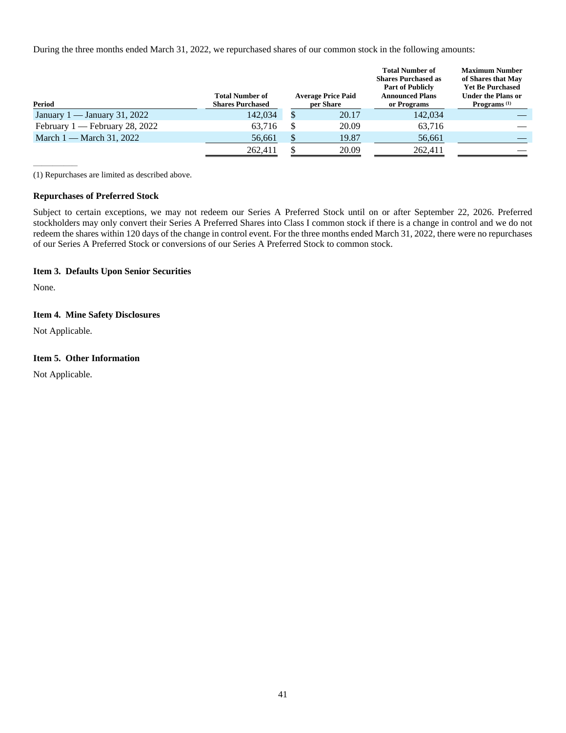During the three months ended March 31, 2022, we repurchased shares of our common stock in the following amounts:

| Period | Total Number of Shares Purchased | Average Price Paid per Share | Total Number of Shares Purchased as Part of Publicly Announced Plans or Programs | Maximum Number of Shares that May Yet Be Purchased Under the Plans or Programs (1) |
|---|---|---|---|---|
| January 1 — January 31, 2022 | 142,034 | $ 20.17 | 142,034 | — |
| February 1 — February 28, 2022 | 63,716 | $ 20.09 | 63,716 | — |
| March 1 — March 31, 2022 | 56,661 | $ 19.87 | 56,661 | — |
| | 262,411 | $ 20.09 | 262,411 | — |

(1) Repurchases are limited as described above.

### Repurchases of Preferred Stock

Subject to certain exceptions, we may not redeem our Series A Preferred Stock until on or after September 22, 2026. Preferred stockholders may only convert their Series A Preferred Shares into Class I common stock if there is a change in control and we do not redeem the shares within 120 days of the change in control event. For the three months ended March 31, 2022, there were no repurchases of our Series A Preferred Stock or conversions of our Series A Preferred Stock to common stock.

## Item 3. Defaults Upon Senior Securities

None.

## Item 4. Mine Safety Disclosures

Not Applicable.

## Item 5. Other Information

Not Applicable.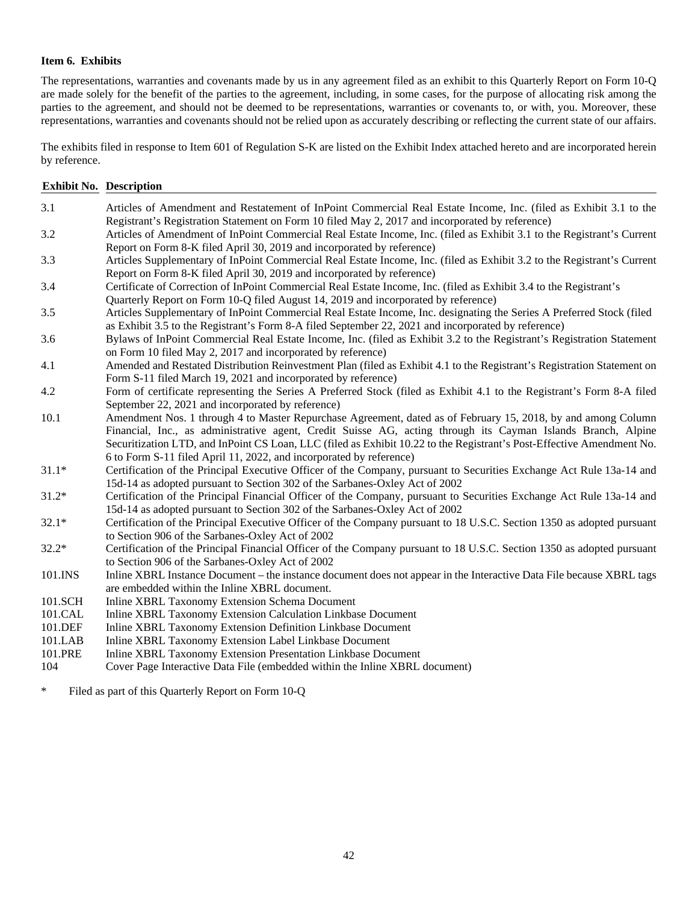### Item 6. Exhibits

The representations, warranties and covenants made by us in any agreement filed as an exhibit to this Quarterly Report on Form 10-Q are made solely for the benefit of the parties to the agreement, including, in some cases, for the purpose of allocating risk among the parties to the agreement, and should not be deemed to be representations, warranties or covenants to, or with, you. Moreover, these representations, warranties and covenants should not be relied upon as accurately describing or reflecting the current state of our affairs.

The exhibits filed in response to Item 601 of Regulation S-K are listed on the Exhibit Index attached hereto and are incorporated herein by reference.

| Exhibit No. | Description |
|---|---|
| 3.1 | Articles of Amendment and Restatement of InPoint Commercial Real Estate Income, Inc. (filed as Exhibit 3.1 to the Registrant's Registration Statement on Form 10 filed May 2, 2017 and incorporated by reference) |
| 3.2 | Articles of Amendment of InPoint Commercial Real Estate Income, Inc. (filed as Exhibit 3.1 to the Registrant's Current Report on Form 8-K filed April 30, 2019 and incorporated by reference) |
| 3.3 | Articles Supplementary of InPoint Commercial Real Estate Income, Inc. (filed as Exhibit 3.2 to the Registrant's Current Report on Form 8-K filed April 30, 2019 and incorporated by reference) |
| 3.4 | Certificate of Correction of InPoint Commercial Real Estate Income, Inc. (filed as Exhibit 3.4 to the Registrant's Quarterly Report on Form 10-Q filed August 14, 2019 and incorporated by reference) |
| 3.5 | Articles Supplementary of InPoint Commercial Real Estate Income, Inc. designating the Series A Preferred Stock (filed as Exhibit 3.5 to the Registrant's Form 8-A filed September 22, 2021 and incorporated by reference) |
| 3.6 | Bylaws of InPoint Commercial Real Estate Income, Inc. (filed as Exhibit 3.2 to the Registrant's Registration Statement on Form 10 filed May 2, 2017 and incorporated by reference) |
| 4.1 | Amended and Restated Distribution Reinvestment Plan (filed as Exhibit 4.1 to the Registrant's Registration Statement on Form S-11 filed March 19, 2021 and incorporated by reference) |
| 4.2 | Form of certificate representing the Series A Preferred Stock (filed as Exhibit 4.1 to the Registrant's Form 8-A filed September 22, 2021 and incorporated by reference) |
| 10.1 | Amendment Nos. 1 through 4 to Master Repurchase Agreement, dated as of February 15, 2018, by and among Column Financial, Inc., as administrative agent, Credit Suisse AG, acting through its Cayman Islands Branch, Alpine Securitization LTD, and InPoint CS Loan, LLC (filed as Exhibit 10.22 to the Registrant's Post-Effective Amendment No. 6 to Form S-11 filed April 11, 2022, and incorporated by reference) |
| 31.1* | Certification of the Principal Executive Officer of the Company, pursuant to Securities Exchange Act Rule 13a-14 and 15d-14 as adopted pursuant to Section 302 of the Sarbanes-Oxley Act of 2002 |
| 31.2* | Certification of the Principal Financial Officer of the Company, pursuant to Securities Exchange Act Rule 13a-14 and 15d-14 as adopted pursuant to Section 302 of the Sarbanes-Oxley Act of 2002 |
| 32.1* | Certification of the Principal Executive Officer of the Company pursuant to 18 U.S.C. Section 1350 as adopted pursuant to Section 906 of the Sarbanes-Oxley Act of 2002 |
| 32.2* | Certification of the Principal Financial Officer of the Company pursuant to 18 U.S.C. Section 1350 as adopted pursuant to Section 906 of the Sarbanes-Oxley Act of 2002 |
| 101.INS | Inline XBRL Instance Document – the instance document does not appear in the Interactive Data File because XBRL tags are embedded within the Inline XBRL document. |
| 101.SCH | Inline XBRL Taxonomy Extension Schema Document |
| 101.CAL | Inline XBRL Taxonomy Extension Calculation Linkbase Document |
| 101.DEF | Inline XBRL Taxonomy Extension Definition Linkbase Document |
| 101.LAB | Inline XBRL Taxonomy Extension Label Linkbase Document |
| 101.PRE | Inline XBRL Taxonomy Extension Presentation Linkbase Document |
| 104 | Cover Page Interactive Data File (embedded within the Inline XBRL document) |

\* Filed as part of this Quarterly Report on Form 10-Q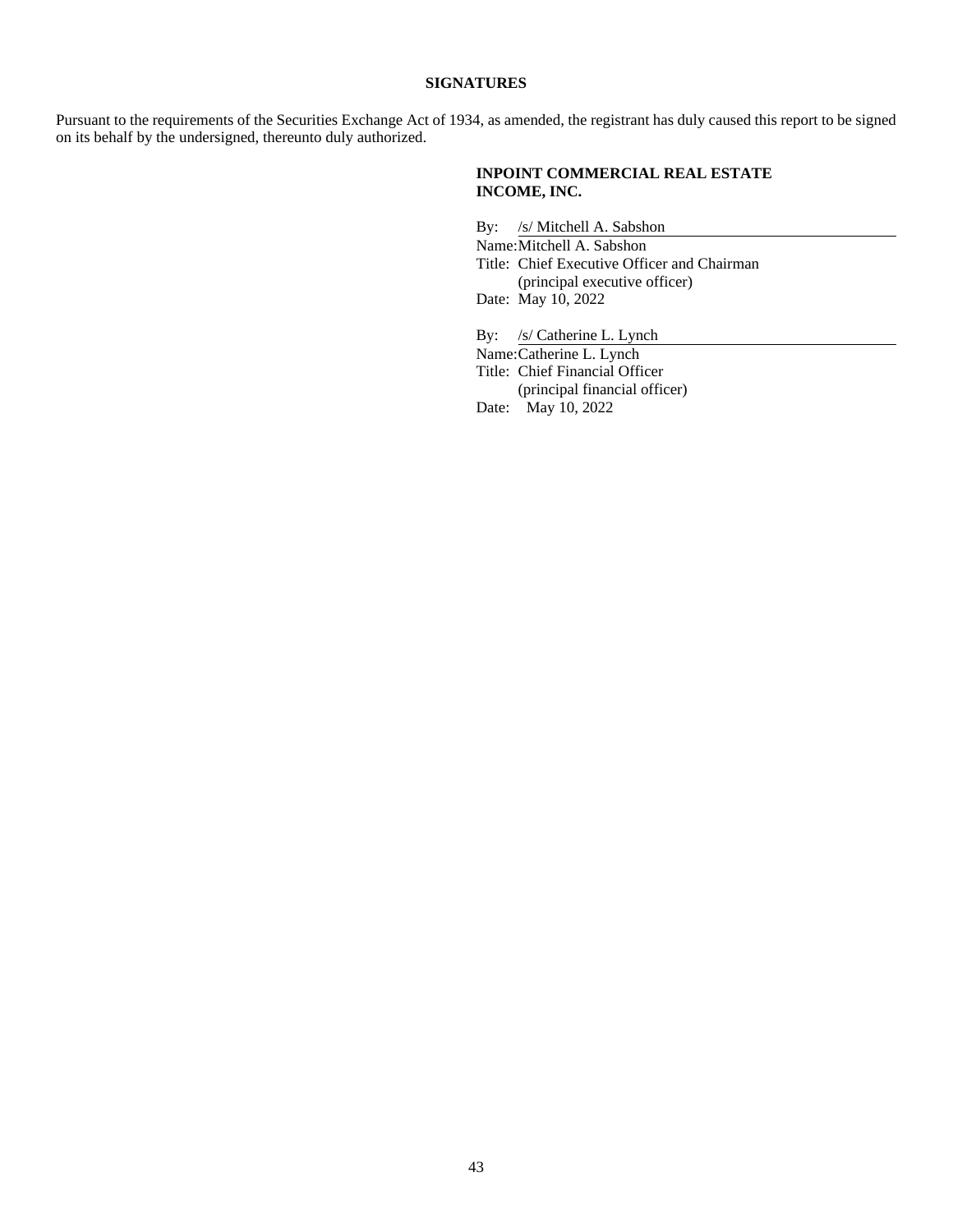## SIGNATURES

Pursuant to the requirements of the Securities Exchange Act of 1934, as amended, the registrant has duly caused this report to be signed on its behalf by the undersigned, thereunto duly authorized.

**INPOINT COMMERCIAL REAL ESTATE INCOME, INC.**

By: /s/ Mitchell A. Sabshon
Name: Mitchell A. Sabshon
Title: Chief Executive Officer and Chairman
(principal executive officer)
Date: May 10, 2022

By: /s/ Catherine L. Lynch
Name: Catherine L. Lynch
Title: Chief Financial Officer
(principal financial officer)
Date: May 10, 2022